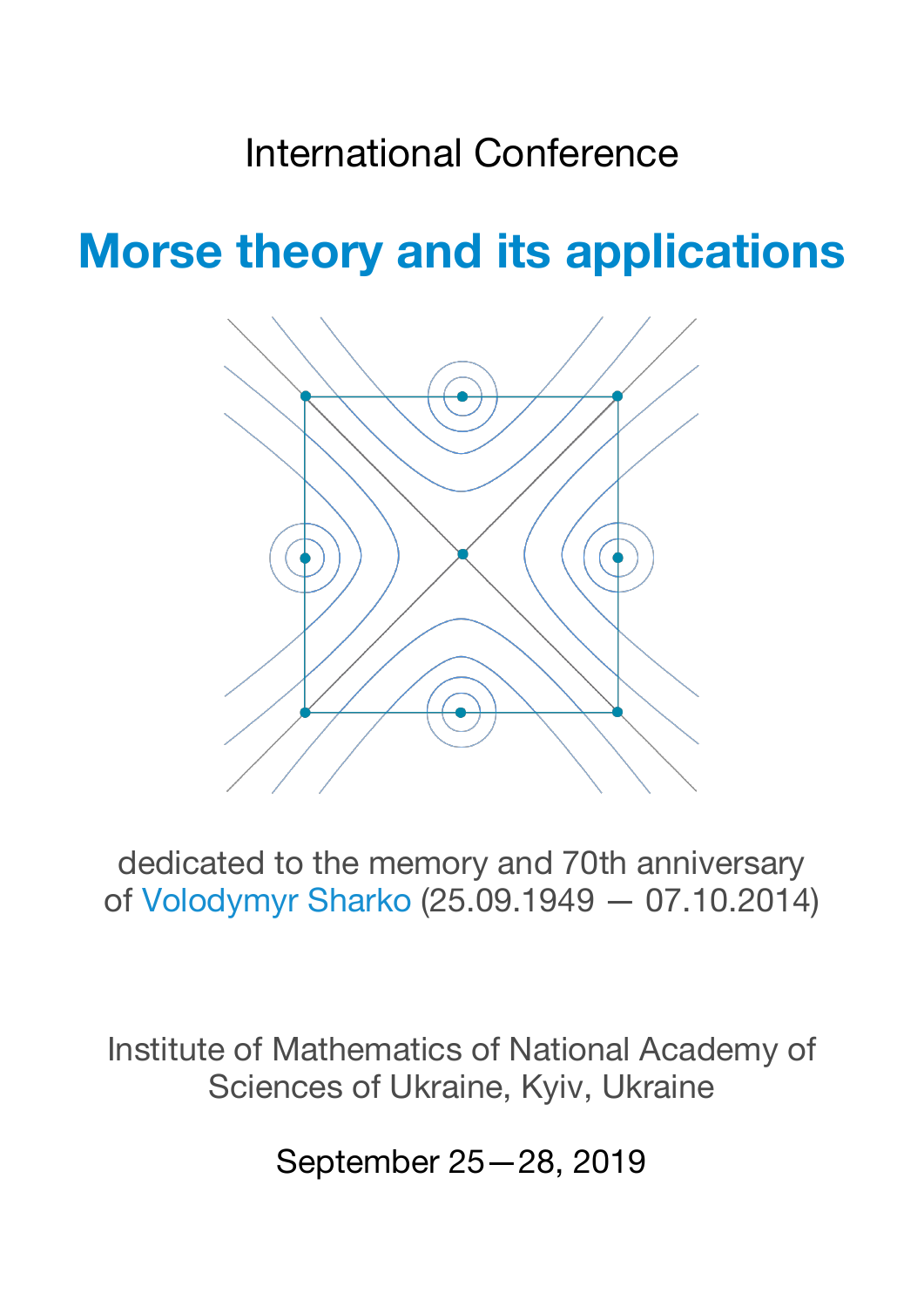International Conference

# Morse theory and its applications

dedicated to the memory and 70th anniversary
of Volodymyr Sharko (25.09.1949 — 07.10.2014)

Institute of Mathematics of National Academy of Sciences of Ukraine, Kyiv, Ukraine

September 25—28, 2019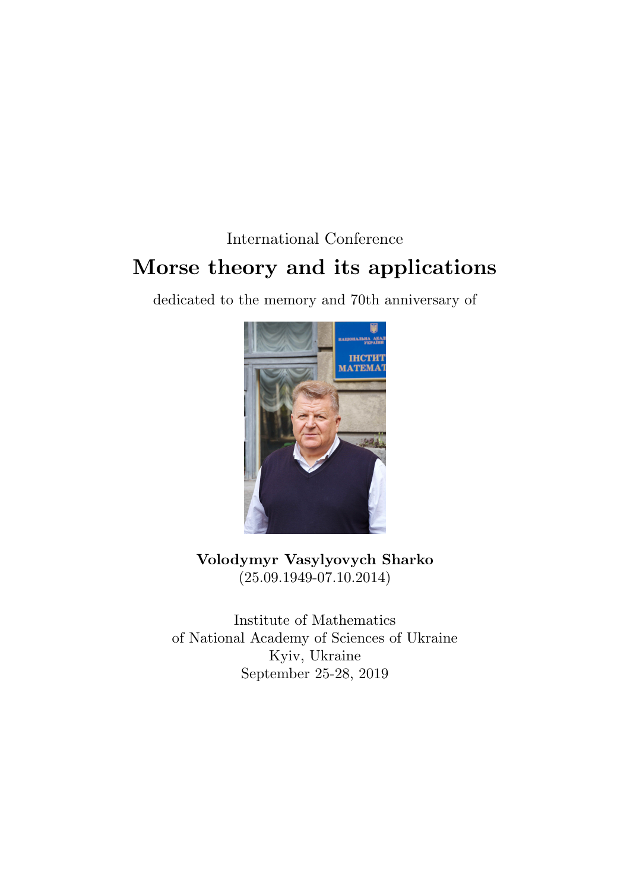International Conference

# Morse theory and its applications

dedicated to the memory and 70th anniversary of

**Volodymyr Vasylyovych Sharko**
(25.09.1949-07.10.2014)

Institute of Mathematics
of National Academy of Sciences of Ukraine
Kyiv, Ukraine
September 25-28, 2019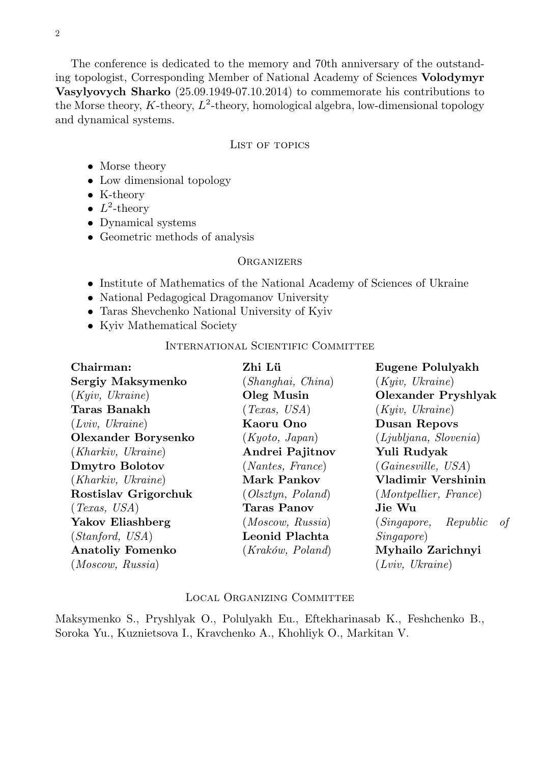The conference is dedicated to the memory and 70th anniversary of the outstanding topologist, Corresponding Member of National Academy of Sciences **Volodymyr Vasylyovych Sharko** (25.09.1949-07.10.2014) to commemorate his contributions to the Morse theory, $K$-theory, $L^2$-theory, homological algebra, low-dimensional topology and dynamical systems.

## List of topics

- Morse theory
- Low dimensional topology
- K-theory
- $L^2$-theory
- Dynamical systems
- Geometric methods of analysis

## Organizers

- Institute of Mathematics of the National Academy of Sciences of Ukraine
- National Pedagogical Dragomanov University
- Taras Shevchenko National University of Kyiv
- Kyiv Mathematical Society

## International Scientific Committee

**Chairman:**
**Sergiy Maksymenko** (*Kyiv, Ukraine*)

**Taras Banakh** (*Lviv, Ukraine*)
**Olexander Borysenko** (*Kharkiv, Ukraine*)
**Dmytro Bolotov** (*Kharkiv, Ukraine*)
**Rostislav Grigorchuk** (*Texas, USA*)
**Yakov Eliashberg** (*Stanford, USA*)
**Anatoliy Fomenko** (*Moscow, Russia*)
**Zhi Lü** (*Shanghai, China*)
**Oleg Musin** (*Texas, USA*)
**Kaoru Ono** (*Kyoto, Japan*)
**Andrei Pajitnov** (*Nantes, France*)
**Mark Pankov** (*Olsztyn, Poland*)
**Taras Panov** (*Moscow, Russia*)
**Leonid Plachta** (*Kraków, Poland*)
**Eugene Polulyakh** (*Kyiv, Ukraine*)
**Olexander Pryshlyak** (*Kyiv, Ukraine*)
**Dusan Repovs** (*Ljubljana, Slovenia*)
**Yuli Rudyak** (*Gainesville, USA*)
**Vladimir Vershinin** (*Montpellier, France*)
**Jie Wu** (*Singapore, Republic of Singapore*)
**Myhailo Zarichnyi** (*Lviv, Ukraine*)

## Local Organizing Committee

Maksymenko S., Pryshlyak O., Polulyakh Eu., Eftekharinasab K., Feshchenko B., Soroka Yu., Kuznietsova I., Kravchenko A., Khohliyk O., Markitan V.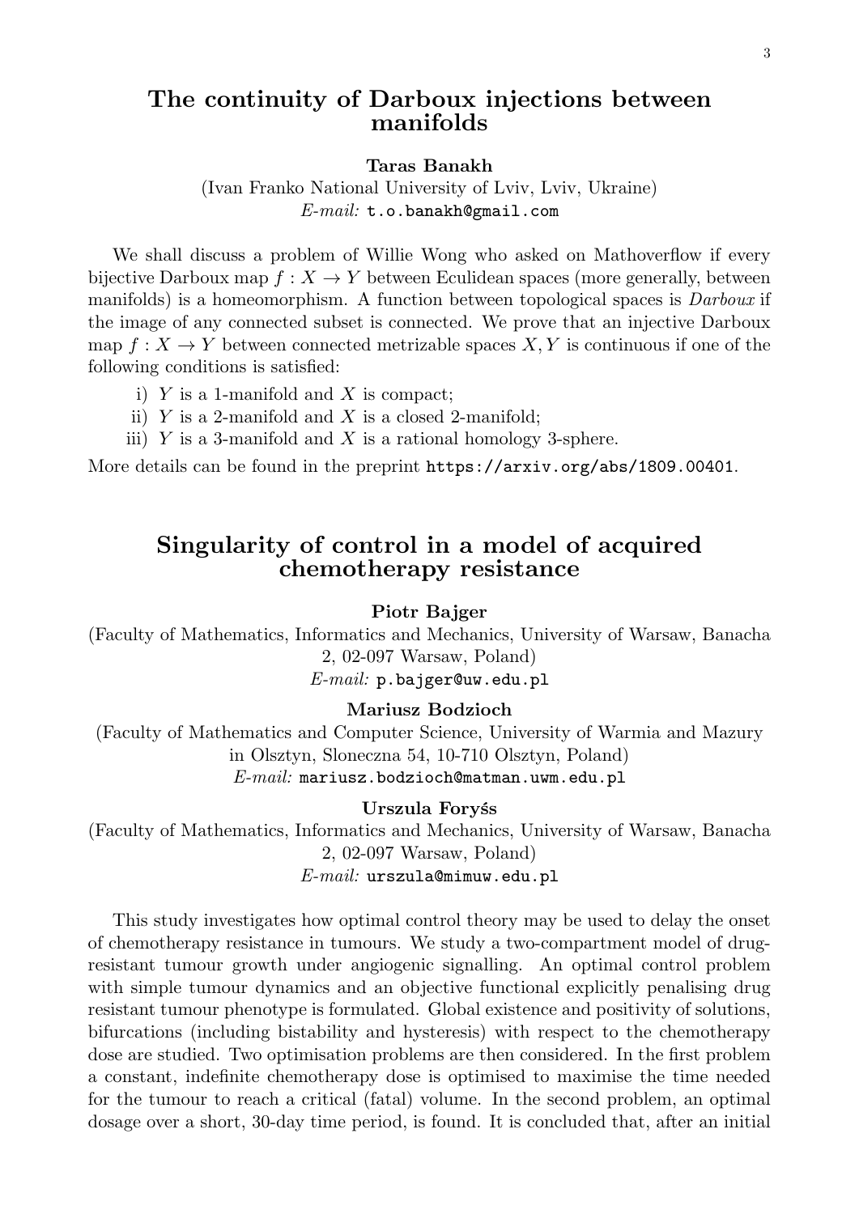## The continuity of Darboux injections between manifolds

**Taras Banakh**

(Ivan Franko National University of Lviv, Lviv, Ukraine)
*E-mail:* t.o.banakh@gmail.com

We shall discuss a problem of Willie Wong who asked on Mathoverflow if every bijective Darboux map $f : X \to Y$ between Eculidean spaces (more generally, between manifolds) is a homeomorphism. A function between topological spaces is *Darboux* if the image of any connected subset is connected. We prove that an injective Darboux map $f : X \to Y$ between connected metrizable spaces $X, Y$ is continuous if one of the following conditions is satisfied:

i) $Y$ is a 1-manifold and $X$ is compact;
ii) $Y$ is a 2-manifold and $X$ is a closed 2-manifold;
iii) $Y$ is a 3-manifold and $X$ is a rational homology 3-sphere.

More details can be found in the preprint https://arxiv.org/abs/1809.00401.

## Singularity of control in a model of acquired chemotherapy resistance

**Piotr Bajger**

(Faculty of Mathematics, Informatics and Mechanics, University of Warsaw, Banacha 2, 02-097 Warsaw, Poland)
*E-mail:* p.bajger@uw.edu.pl

**Mariusz Bodzioch**

(Faculty of Mathematics and Computer Science, University of Warmia and Mazury in Olsztyn, Sloneczna 54, 10-710 Olsztyn, Poland)
*E-mail:* mariusz.bodzioch@matman.uwm.edu.pl

**Urszula Foryś**

(Faculty of Mathematics, Informatics and Mechanics, University of Warsaw, Banacha 2, 02-097 Warsaw, Poland)
*E-mail:* urszula@mimuw.edu.pl

This study investigates how optimal control theory may be used to delay the onset of chemotherapy resistance in tumours. We study a two-compartment model of drug-resistant tumour growth under angiogenic signalling. An optimal control problem with simple tumour dynamics and an objective functional explicitly penalising drug resistant tumour phenotype is formulated. Global existence and positivity of solutions, bifurcations (including bistability and hysteresis) with respect to the chemotherapy dose are studied. Two optimisation problems are then considered. In the first problem a constant, indefinite chemotherapy dose is optimised to maximise the time needed for the tumour to reach a critical (fatal) volume. In the second problem, an optimal dosage over a short, 30-day time period, is found. It is concluded that, after an initial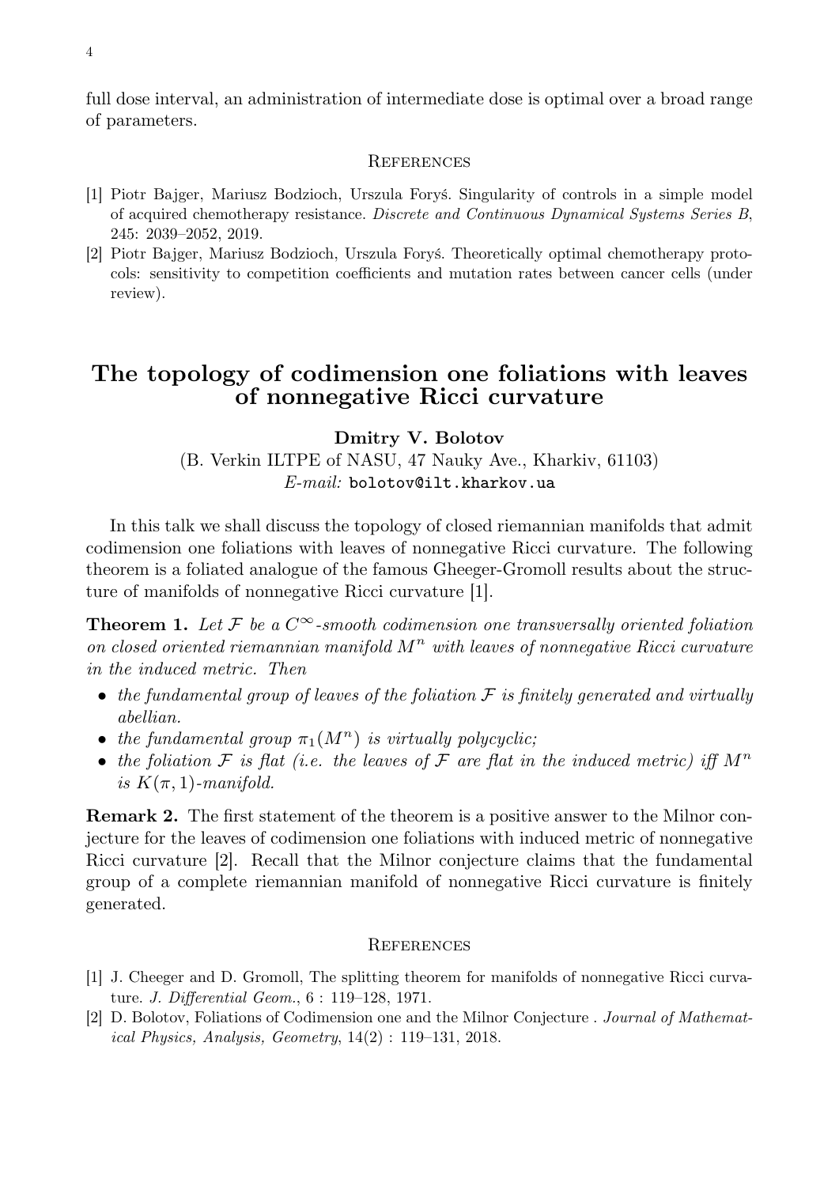full dose interval, an administration of intermediate dose is optimal over a broad range of parameters.

### References

[1] Piotr Bajger, Mariusz Bodzioch, Urszula Foryś. Singularity of controls in a simple model of acquired chemotherapy resistance. *Discrete and Continuous Dynamical Systems Series B*, 245: 2039–2052, 2019.

[2] Piotr Bajger, Mariusz Bodzioch, Urszula Foryś. Theoretically optimal chemotherapy protocols: sensitivity to competition coefficients and mutation rates between cancer cells (under review).

## The topology of codimension one foliations with leaves of nonnegative Ricci curvature

**Dmitry V. Bolotov**

(B. Verkin ILTPE of NASU, 47 Nauky Ave., Kharkiv, 61103)
*E-mail:* bolotov@ilt.kharkov.ua

In this talk we shall discuss the topology of closed riemannian manifolds that admit codimension one foliations with leaves of nonnegative Ricci curvature. The following theorem is a foliated analogue of the famous Gheeger-Gromoll results about the structure of manifolds of nonnegative Ricci curvature [1].

**Theorem 1.** *Let $\mathcal{F}$ be a $C^\infty$-smooth codimension one transversally oriented foliation on closed oriented riemannian manifold $M^n$ with leaves of nonnegative Ricci curvature in the induced metric. Then*

- *the fundamental group of leaves of the foliation $\mathcal{F}$ is finitely generated and virtually abellian.*
- *the fundamental group $\pi_1(M^n)$ is virtually polycyclic;*
- *the foliation $\mathcal{F}$ is flat (i.e. the leaves of $\mathcal{F}$ are flat in the induced metric) iff $M^n$ is $K(\pi, 1)$-manifold.*

**Remark 2.** The first statement of the theorem is a positive answer to the Milnor conjecture for the leaves of codimension one foliations with induced metric of nonnegative Ricci curvature [2]. Recall that the Milnor conjecture claims that the fundamental group of a complete riemannian manifold of nonnegative Ricci curvature is finitely generated.

### References

[1] J. Cheeger and D. Gromoll, The splitting theorem for manifolds of nonnegative Ricci curvature. *J. Differential Geom.*, 6 : 119–128, 1971.

[2] D. Bolotov, Foliations of Codimension one and the Milnor Conjecture . *Journal of Mathematical Physics, Analysis, Geometry*, 14(2) : 119–131, 2018.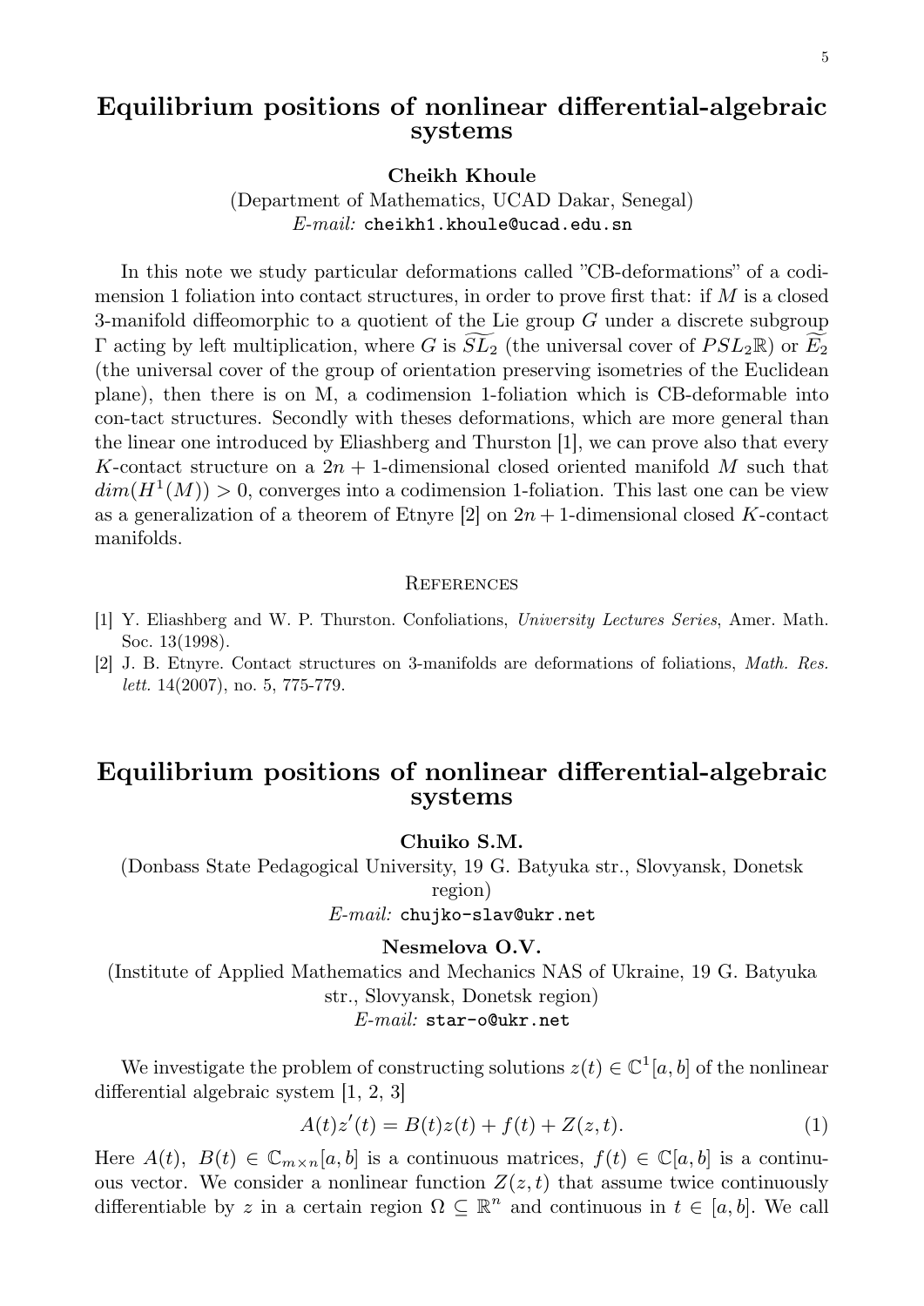## Equilibrium positions of nonlinear differential-algebraic systems

**Cheikh Khoule**

(Department of Mathematics, UCAD Dakar, Senegal)
*E-mail:* `cheikh1.khoule@ucad.edu.sn`

In this note we study particular deformations called "CB-deformations" of a codimension 1 foliation into contact structures, in order to prove first that: if $M$ is a closed 3-manifold diffeomorphic to a quotient of the Lie group $G$ under a discrete subgroup $\Gamma$ acting by left multiplication, where $G$ is $\widetilde{SL_2}$ (the universal cover of $PSL_2\mathbb{R}$) or $\widetilde{E_2}$ (the universal cover of the group of orientation preserving isometries of the Euclidean plane), then there is on M, a codimension 1-foliation which is CB-deformable into con-tact structures. Secondly with theses deformations, which are more general than the linear one introduced by Eliashberg and Thurston [1], we can prove also that every $K$-contact structure on a $2n+1$-dimensional closed oriented manifold $M$ such that $dim(H^1(M)) > 0$, converges into a codimension 1-foliation. This last one can be view as a generalization of a theorem of Etnyre [2] on $2n+1$-dimensional closed $K$-contact manifolds.

### References

[1] Y. Eliashberg and W. P. Thurston. Confoliations, *University Lectures Series*, Amer. Math. Soc. 13(1998).

[2] J. B. Etnyre. Contact structures on 3-manifolds are deformations of foliations, *Math. Res. lett.* 14(2007), no. 5, 775-779.

## Equilibrium positions of nonlinear differential-algebraic systems

**Chuiko S.M.**

(Donbass State Pedagogical University, 19 G. Batyuka str., Slovyansk, Donetsk region)
*E-mail:* `chujko-slav@ukr.net`

**Nesmelova O.V.**

(Institute of Applied Mathematics and Mechanics NAS of Ukraine, 19 G. Batyuka str., Slovyansk, Donetsk region)
*E-mail:* `star-o@ukr.net`

We investigate the problem of constructing solutions $z(t) \in \mathbb{C}^1[a,b]$ of the nonlinear differential algebraic system [1, 2, 3]

$$A(t)z'(t) = B(t)z(t) + f(t) + Z(z,t). \tag{1}$$

Here $A(t),\ B(t) \in \mathbb{C}_{m\times n}[a,b]$ is a continuous matrices, $f(t) \in \mathbb{C}[a,b]$ is a continuous vector. We consider a nonlinear function $Z(z,t)$ that assume twice continuously differentiable by $z$ in a certain region $\Omega \subseteq \mathbb{R}^n$ and continuous in $t \in [a,b]$. We call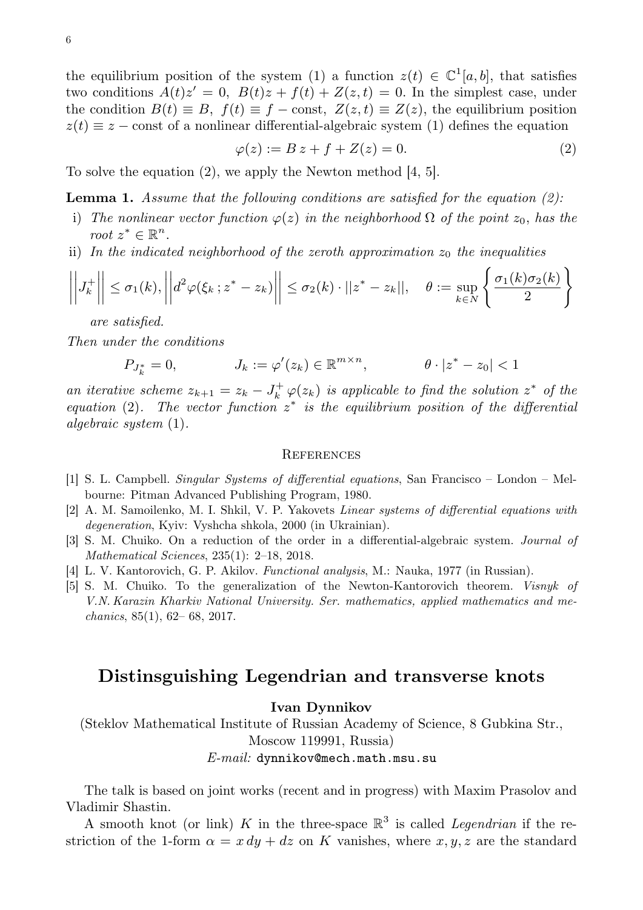the equilibrium position of the system (1) a function $z(t) \in \mathbb{C}^1[a,b]$, that satisfies two conditions $A(t)z' = 0,\ B(t)z + f(t) + Z(z,t) = 0$. In the simplest case, under the condition $B(t) \equiv B,\ f(t) \equiv f - \text{const},\ Z(z,t) \equiv Z(z)$, the equilibrium position $z(t) \equiv z - \text{const}$ of a nonlinear differential-algebraic system (1) defines the equation

$$\varphi(z) := B\,z + f + Z(z) = 0. \tag{2}$$

To solve the equation (2), we apply the Newton method [4, 5].

**Lemma 1.** *Assume that the following conditions are satisfied for the equation (2):*

i) *The nonlinear vector function $\varphi(z)$ in the neighborhood $\Omega$ of the point $z_0$, has the root $z^* \in \mathbb{R}^n$.*

ii) *In the indicated neighborhood of the zeroth approximation $z_0$ the inequalities*

$$\left|\left|J_k^+\right|\right| \leq \sigma_1(k), \left|\left|d^2\varphi(\xi_k\,;z^* - z_k)\right|\right| \leq \sigma_2(k) \cdot ||z^* - z_k||, \quad \theta := \sup_{k \in N}\left\{\frac{\sigma_1(k)\sigma_2(k)}{2}\right\}$$

*are satisfied.*

*Then under the conditions*

$$P_{J_k^*} = 0, \qquad J_k := \varphi'(z_k) \in \mathbb{R}^{m \times n}, \qquad \theta \cdot |z^* - z_0| < 1$$

*an iterative scheme $z_{k+1} = z_k - J_k^+\,\varphi(z_k)$ is applicable to find the solution $z^*$ of the equation (2). The vector function $z^*$ is the equilibrium position of the differential algebraic system (1).*

## References

[1] S. L. Campbell. *Singular Systems of differential equations*, San Francisco – London – Melbourne: Pitman Advanced Publishing Program, 1980.

[2] A. M. Samoilenko, M. I. Shkil, V. P. Yakovets *Linear systems of differential equations with degeneration*, Kyiv: Vyshcha shkola, 2000 (in Ukrainian).

[3] S. M. Chuiko. On a reduction of the order in a differential-algebraic system. *Journal of Mathematical Sciences*, 235(1): 2–18, 2018.

[4] L. V. Kantorovich, G. P. Akilov. *Functional analysis*, M.: Nauka, 1977 (in Russian).

[5] S. M. Chuiko. To the generalization of the Newton-Kantorovich theorem. *Visnyk of V.N. Karazin Kharkiv National University. Ser. mathematics, applied mathematics and mechanics*, 85(1), 62– 68, 2017.

# Distinsguishing Legendrian and transverse knots

**Ivan Dynnikov**

(Steklov Mathematical Institute of Russian Academy of Science, 8 Gubkina Str., Moscow 119991, Russia)

*E-mail:* `dynnikov@mech.math.msu.su`

The talk is based on joint works (recent and in progress) with Maxim Prasolov and Vladimir Shastin.

A smooth knot (or link) $K$ in the three-space $\mathbb{R}^3$ is called *Legendrian* if the restriction of the 1-form $\alpha = x\,dy + dz$ on $K$ vanishes, where $x, y, z$ are the standard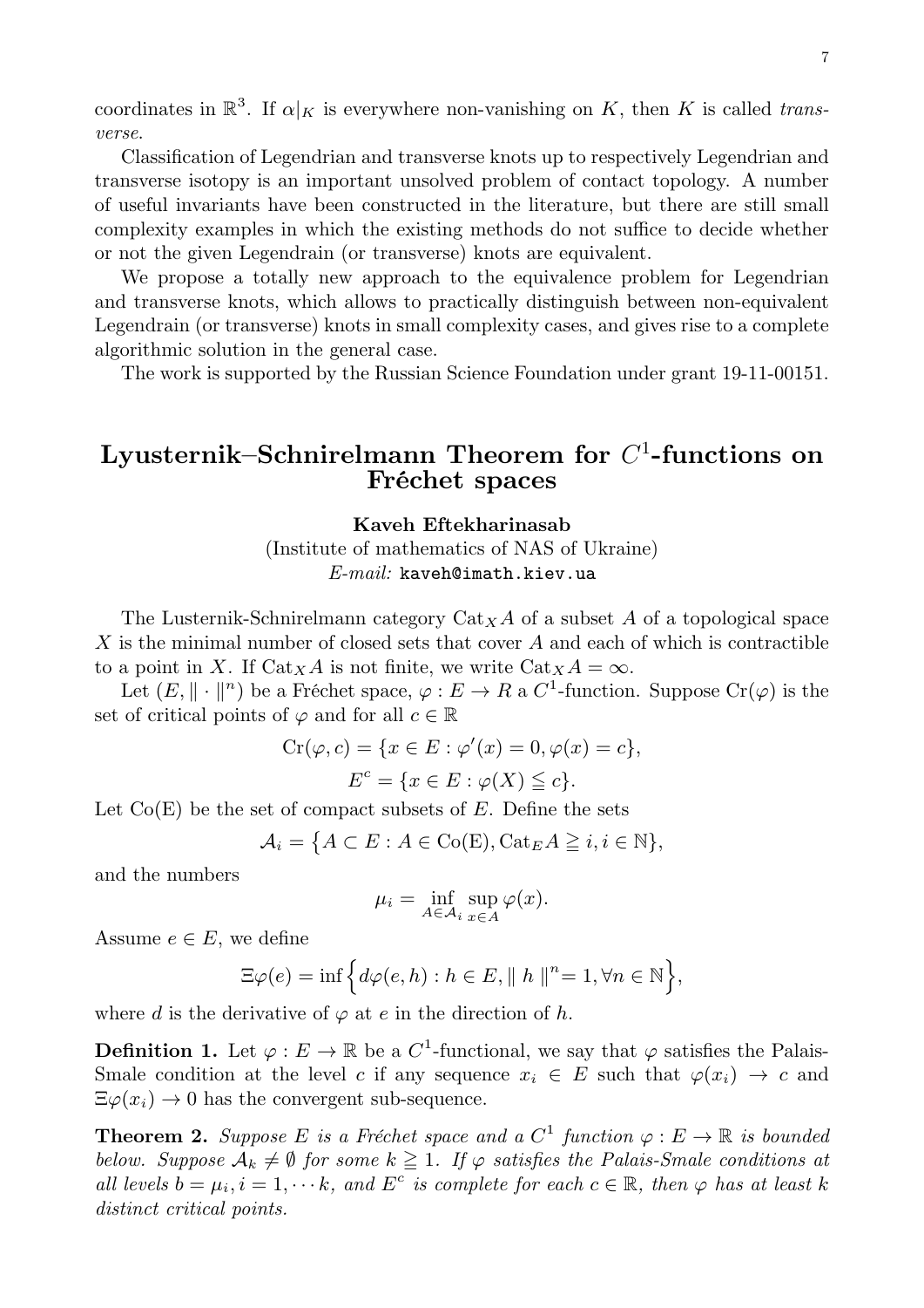coordinates in $\mathbb{R}^3$. If $\alpha|_K$ is everywhere non-vanishing on $K$, then $K$ is called *transverse*.

Classification of Legendrian and transverse knots up to respectively Legendrian and transverse isotopy is an important unsolved problem of contact topology. A number of useful invariants have been constructed in the literature, but there are still small complexity examples in which the existing methods do not suffice to decide whether or not the given Legendrain (or transverse) knots are equivalent.

We propose a totally new approach to the equivalence problem for Legendrian and transverse knots, which allows to practically distinguish between non-equivalent Legendrain (or transverse) knots in small complexity cases, and gives rise to a complete algorithmic solution in the general case.

The work is supported by the Russian Science Foundation under grant 19-11-00151.

## Lyusternik–Schnirelmann Theorem for $C^1$-functions on Fréchet spaces

**Kaveh Eftekharinasab**

(Institute of mathematics of NAS of Ukraine)

*E-mail:* `kaveh@imath.kiev.ua`

The Lusternik-Schnirelmann category $\mathrm{Cat}_X A$ of a subset $A$ of a topological space $X$ is the minimal number of closed sets that cover $A$ and each of which is contractible to a point in $X$. If $\mathrm{Cat}_X A$ is not finite, we write $\mathrm{Cat}_X A = \infty$.

Let $(E, \| \cdot \|^n)$ be a Fréchet space, $\varphi : E \to R$ a $C^1$-function. Suppose $\mathrm{Cr}(\varphi)$ is the set of critical points of $\varphi$ and for all $c \in \mathbb{R}$

$$\mathrm{Cr}(\varphi, c) = \{x \in E : \varphi'(x) = 0, \varphi(x) = c\},$$

$$E^c = \{x \in E : \varphi(X) \leqq c\}.$$

Let Co(E) be the set of compact subsets of $E$. Define the sets

$$\mathcal{A}_i = \{A \subset E : A \in \mathrm{Co(E)}, \mathrm{Cat}_E A \geqq i, i \in \mathbb{N}\},$$

and the numbers

$$\mu_i = \inf_{A \in \mathcal{A}_i} \sup_{x \in A} \varphi(x).$$

Assume $e \in E$, we define

$$\Xi\varphi(e) = \inf\Big\{ d\varphi(e, h) : h \in E, \| \, h \, \|^n = 1, \forall n \in \mathbb{N} \Big\},$$

where $d$ is the derivative of $\varphi$ at $e$ in the direction of $h$.

**Definition 1.** Let $\varphi : E \to \mathbb{R}$ be a $C^1$-functional, we say that $\varphi$ satisfies the Palais-Smale condition at the level $c$ if any sequence $x_i \in E$ such that $\varphi(x_i) \to c$ and $\Xi\varphi(x_i) \to 0$ has the convergent sub-sequence.

**Theorem 2.** *Suppose $E$ is a Fréchet space and a $C^1$ function $\varphi : E \to \mathbb{R}$ is bounded below. Suppose $\mathcal{A}_k \neq \emptyset$ for some $k \geqq 1$. If $\varphi$ satisfies the Palais-Smale conditions at all levels $b = \mu_i, i = 1, \cdots k$, and $E^c$ is complete for each $c \in \mathbb{R}$, then $\varphi$ has at least $k$ distinct critical points.*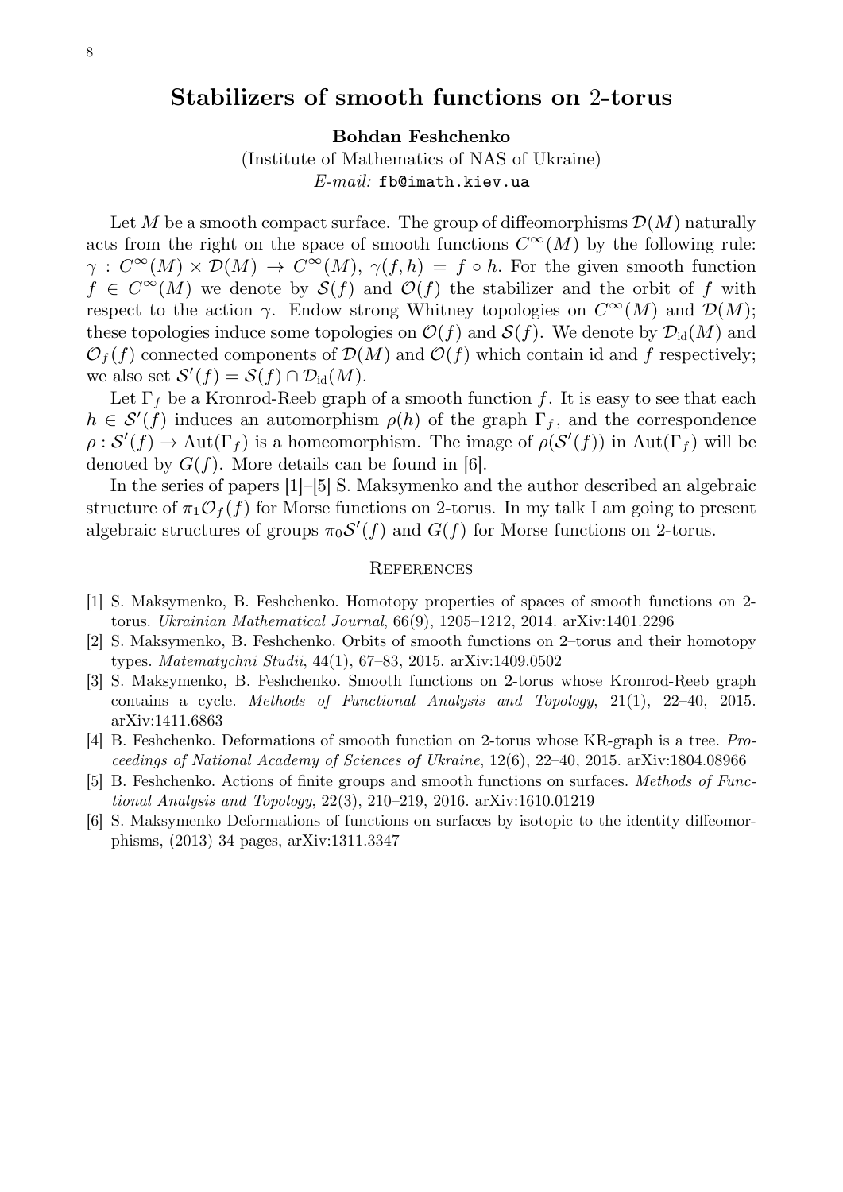# Stabilizers of smooth functions on 2-torus

**Bohdan Feshchenko**

(Institute of Mathematics of NAS of Ukraine)

*E-mail:* fb@imath.kiev.ua

Let $M$ be a smooth compact surface. The group of diffeomorphisms $\mathcal{D}(M)$ naturally acts from the right on the space of smooth functions $C^\infty(M)$ by the following rule: $\gamma : C^\infty(M) \times \mathcal{D}(M) \to C^\infty(M)$, $\gamma(f, h) = f \circ h$. For the given smooth function $f \in C^\infty(M)$ we denote by $\mathcal{S}(f)$ and $\mathcal{O}(f)$ the stabilizer and the orbit of $f$ with respect to the action $\gamma$. Endow strong Whitney topologies on $C^\infty(M)$ and $\mathcal{D}(M)$; these topologies induce some topologies on $\mathcal{O}(f)$ and $\mathcal{S}(f)$. We denote by $\mathcal{D}_{\mathrm{id}}(M)$ and $\mathcal{O}_f(f)$ connected components of $\mathcal{D}(M)$ and $\mathcal{O}(f)$ which contain id and $f$ respectively; we also set $\mathcal{S}'(f) = \mathcal{S}(f) \cap \mathcal{D}_{\mathrm{id}}(M)$.

Let $\Gamma_f$ be a Kronrod-Reeb graph of a smooth function $f$. It is easy to see that each $h \in \mathcal{S}'(f)$ induces an automorphism $\rho(h)$ of the graph $\Gamma_f$, and the correspondence $\rho : \mathcal{S}'(f) \to \mathrm{Aut}(\Gamma_f)$ is a homeomorphism. The image of $\rho(\mathcal{S}'(f))$ in $\mathrm{Aut}(\Gamma_f)$ will be denoted by $G(f)$. More details can be found in [6].

In the series of papers [1]–[5] S. Maksymenko and the author described an algebraic structure of $\pi_1\mathcal{O}_f(f)$ for Morse functions on 2-torus. In my talk I am going to present algebraic structures of groups $\pi_0\mathcal{S}'(f)$ and $G(f)$ for Morse functions on 2-torus.

## References

[1] S. Maksymenko, B. Feshchenko. Homotopy properties of spaces of smooth functions on 2-torus. *Ukrainian Mathematical Journal*, 66(9), 1205–1212, 2014. arXiv:1401.2296

[2] S. Maksymenko, B. Feshchenko. Orbits of smooth functions on 2–torus and their homotopy types. *Matematychni Studii*, 44(1), 67–83, 2015. arXiv:1409.0502

[3] S. Maksymenko, B. Feshchenko. Smooth functions on 2-torus whose Kronrod-Reeb graph contains a cycle. *Methods of Functional Analysis and Topology*, 21(1), 22–40, 2015. arXiv:1411.6863

[4] B. Feshchenko. Deformations of smooth function on 2-torus whose KR-graph is a tree. *Proceedings of National Academy of Sciences of Ukraine*, 12(6), 22–40, 2015. arXiv:1804.08966

[5] B. Feshchenko. Actions of finite groups and smooth functions on surfaces. *Methods of Functional Analysis and Topology*, 22(3), 210–219, 2016. arXiv:1610.01219

[6] S. Maksymenko Deformations of functions on surfaces by isotopic to the identity diffeomorphisms, (2013) 34 pages, arXiv:1311.3347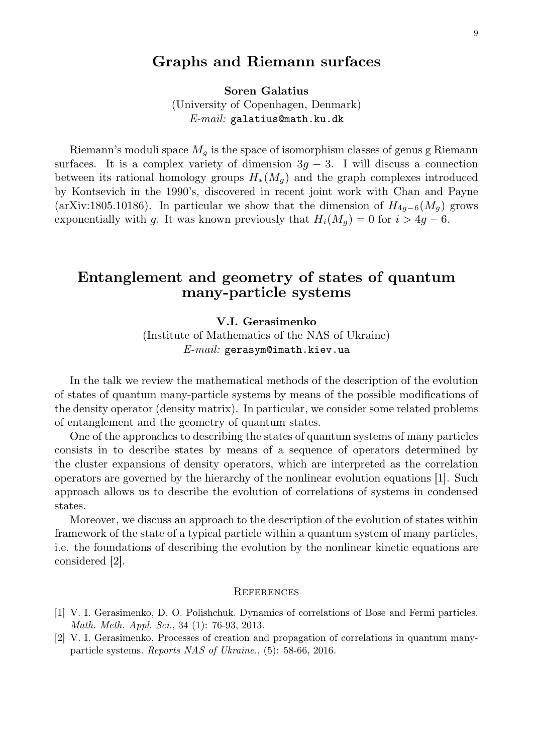## Graphs and Riemann surfaces

**Soren Galatius**
(University of Copenhagen, Denmark)
*E-mail:* galatius@math.ku.dk

Riemann's moduli space $M_g$ is the space of isomorphism classes of genus g Riemann surfaces. It is a complex variety of dimension $3g - 3$. I will discuss a connection between its rational homology groups $H_*(M_g)$ and the graph complexes introduced by Kontsevich in the 1990's, discovered in recent joint work with Chan and Payne (arXiv:1805.10186). In particular we show that the dimension of $H_{4g-6}(M_g)$ grows exponentially with $g$. It was known previously that $H_i(M_g) = 0$ for $i > 4g - 6$.

## Entanglement and geometry of states of quantum many-particle systems

**V.I. Gerasimenko**
(Institute of Mathematics of the NAS of Ukraine)
*E-mail:* gerasym@imath.kiev.ua

In the talk we review the mathematical methods of the description of the evolution of states of quantum many-particle systems by means of the possible modifications of the density operator (density matrix). In particular, we consider some related problems of entanglement and the geometry of quantum states.

One of the approaches to describing the states of quantum systems of many particles consists in to describe states by means of a sequence of operators determined by the cluster expansions of density operators, which are interpreted as the correlation operators are governed by the hierarchy of the nonlinear evolution equations [1]. Such approach allows us to describe the evolution of correlations of systems in condensed states.

Moreover, we discuss an approach to the description of the evolution of states within framework of the state of a typical particle within a quantum system of many particles, i.e. the foundations of describing the evolution by the nonlinear kinetic equations are considered [2].

### References

[1] V. I. Gerasimenko, D. O. Polishchuk. Dynamics of correlations of Bose and Fermi particles. *Math. Meth. Appl. Sci.*, 34 (1): 76-93, 2013.

[2] V. I. Gerasimenko. Processes of creation and propagation of correlations in quantum many-particle systems. *Reports NAS of Ukraine.*, (5): 58-66, 2016.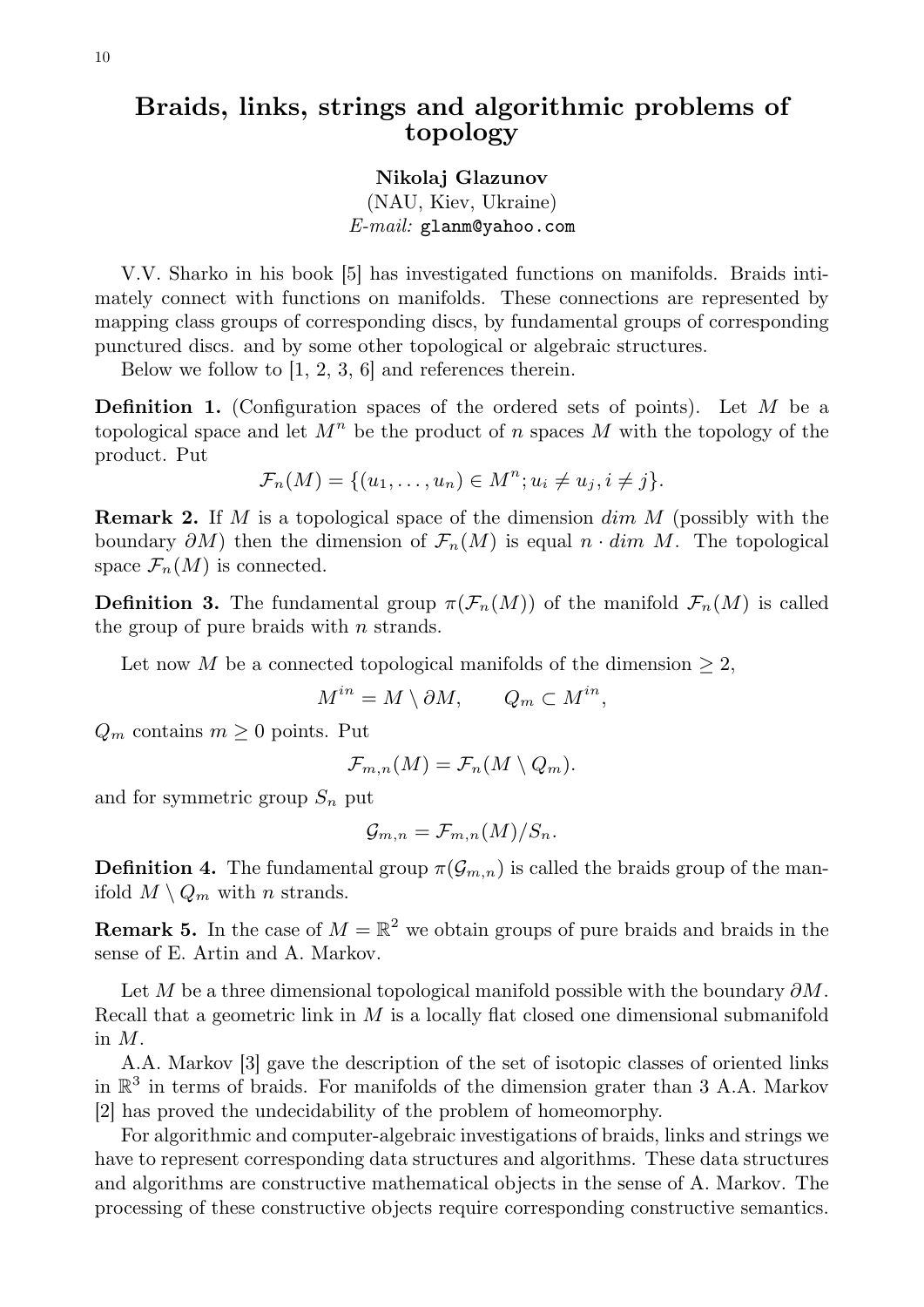# Braids, links, strings and algorithmic problems of topology

**Nikolaj Glazunov**
(NAU, Kiev, Ukraine)
*E-mail:* glanm@yahoo.com

V.V. Sharko in his book [5] has investigated functions on manifolds. Braids intimately connect with functions on manifolds. These connections are represented by mapping class groups of corresponding discs, by fundamental groups of corresponding punctured discs. and by some other topological or algebraic structures.

Below we follow to [1, 2, 3, 6] and references therein.

**Definition 1.** (Configuration spaces of the ordered sets of points). Let $M$ be a topological space and let $M^n$ be the product of $n$ spaces $M$ with the topology of the product. Put

$$\mathcal{F}_n(M) = \{(u_1, \dots, u_n) \in M^n; u_i \neq u_j, i \neq j\}.$$

**Remark 2.** If $M$ is a topological space of the dimension $dim\ M$ (possibly with the boundary $\partial M$) then the dimension of $\mathcal{F}_n(M)$ is equal $n \cdot dim\ M$. The topological space $\mathcal{F}_n(M)$ is connected.

**Definition 3.** The fundamental group $\pi(\mathcal{F}_n(M))$ of the manifold $\mathcal{F}_n(M)$ is called the group of pure braids with $n$ strands.

Let now $M$ be a connected topological manifolds of the dimension $\geq 2$,

$$M^{in} = M \setminus \partial M, \qquad Q_m \subset M^{in},$$

$Q_m$ contains $m \geq 0$ points. Put

$$\mathcal{F}_{m,n}(M) = \mathcal{F}_n(M \setminus Q_m).$$

and for symmetric group $S_n$ put

$$\mathcal{G}_{m,n} = \mathcal{F}_{m,n}(M)/S_n.$$

**Definition 4.** The fundamental group $\pi(\mathcal{G}_{m,n})$ is called the braids group of the manifold $M \setminus Q_m$ with $n$ strands.

**Remark 5.** In the case of $M = \mathbb{R}^2$ we obtain groups of pure braids and braids in the sense of E. Artin and A. Markov.

Let $M$ be a three dimensional topological manifold possible with the boundary $\partial M$. Recall that a geometric link in $M$ is a locally flat closed one dimensional submanifold in $M$.

A.A. Markov [3] gave the description of the set of isotopic classes of oriented links in $\mathbb{R}^3$ in terms of braids. For manifolds of the dimension grater than 3 A.A. Markov [2] has proved the undecidability of the problem of homeomorphy.

For algorithmic and computer-algebraic investigations of braids, links and strings we have to represent corresponding data structures and algorithms. These data structures and algorithms are constructive mathematical objects in the sense of A. Markov. The processing of these constructive objects require corresponding constructive semantics.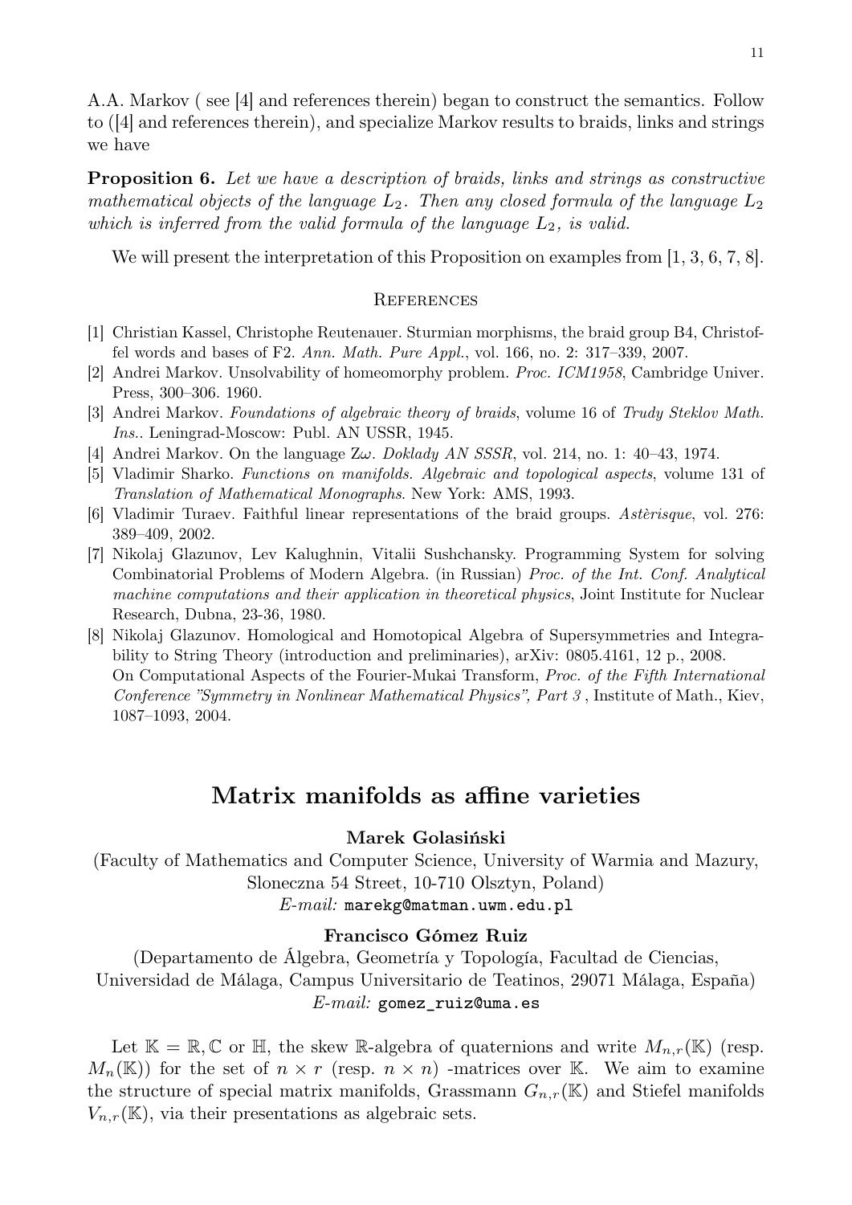A.A. Markov ( see [4] and references therein) began to construct the semantics. Follow to ([4] and references therein), and specialize Markov results to braids, links and strings we have

**Proposition 6.** *Let we have a description of braids, links and strings as constructive mathematical objects of the language $L_2$. Then any closed formula of the language $L_2$ which is inferred from the valid formula of the language $L_2$, is valid.*

We will present the interpretation of this Proposition on examples from [1, 3, 6, 7, 8].

### References

[1] Christian Kassel, Christophe Reutenauer. Sturmian morphisms, the braid group B4, Christoffel words and bases of F2. *Ann. Math. Pure Appl.*, vol. 166, no. 2: 317–339, 2007.

[2] Andrei Markov. Unsolvability of homeomorphy problem. *Proc. ICM1958*, Cambridge Univer. Press, 300–306. 1960.

[3] Andrei Markov. *Foundations of algebraic theory of braids*, volume 16 of *Trudy Steklov Math. Ins.*. Leningrad-Moscow: Publ. AN USSR, 1945.

[4] Andrei Markov. On the language Z$\omega$. *Doklady AN SSSR*, vol. 214, no. 1: 40–43, 1974.

[5] Vladimir Sharko. *Functions on manifolds. Algebraic and topological aspects*, volume 131 of *Translation of Mathematical Monographs*. New York: AMS, 1993.

[6] Vladimir Turaev. Faithful linear representations of the braid groups. *Astèrisque*, vol. 276: 389–409, 2002.

[7] Nikolaj Glazunov, Lev Kalughnin, Vitalii Sushchansky. Programming System for solving Combinatorial Problems of Modern Algebra. (in Russian) *Proc. of the Int. Conf. Analytical machine computations and their application in theoretical physics*, Joint Institute for Nuclear Research, Dubna, 23-36, 1980.

[8] Nikolaj Glazunov. Homological and Homotopical Algebra of Supersymmetries and Integrability to String Theory (introduction and preliminaries), arXiv: 0805.4161, 12 p., 2008. On Computational Aspects of the Fourier-Mukai Transform, *Proc. of the Fifth International Conference "Symmetry in Nonlinear Mathematical Physics", Part 3* , Institute of Math., Kiev, 1087–1093, 2004.

## Matrix manifolds as affine varieties

**Marek Golasiński**

(Faculty of Mathematics and Computer Science, University of Warmia and Mazury, Sloneczna 54 Street, 10-710 Olsztyn, Poland)
*E-mail:* marekg@matman.uwm.edu.pl

**Francisco Gómez Ruiz**

(Departamento de Álgebra, Geometría y Topología, Facultad de Ciencias, Universidad de Málaga, Campus Universitario de Teatinos, 29071 Málaga, España)
*E-mail:* gomez_ruiz@uma.es

Let $\mathbb{K} = \mathbb{R}, \mathbb{C}$ or $\mathbb{H}$, the skew $\mathbb{R}$-algebra of quaternions and write $M_{n,r}(\mathbb{K})$ (resp. $M_n(\mathbb{K})$) for the set of $n \times r$ (resp. $n \times n$) -matrices over $\mathbb{K}$. We aim to examine the structure of special matrix manifolds, Grassmann $G_{n,r}(\mathbb{K})$ and Stiefel manifolds $V_{n,r}(\mathbb{K})$, via their presentations as algebraic sets.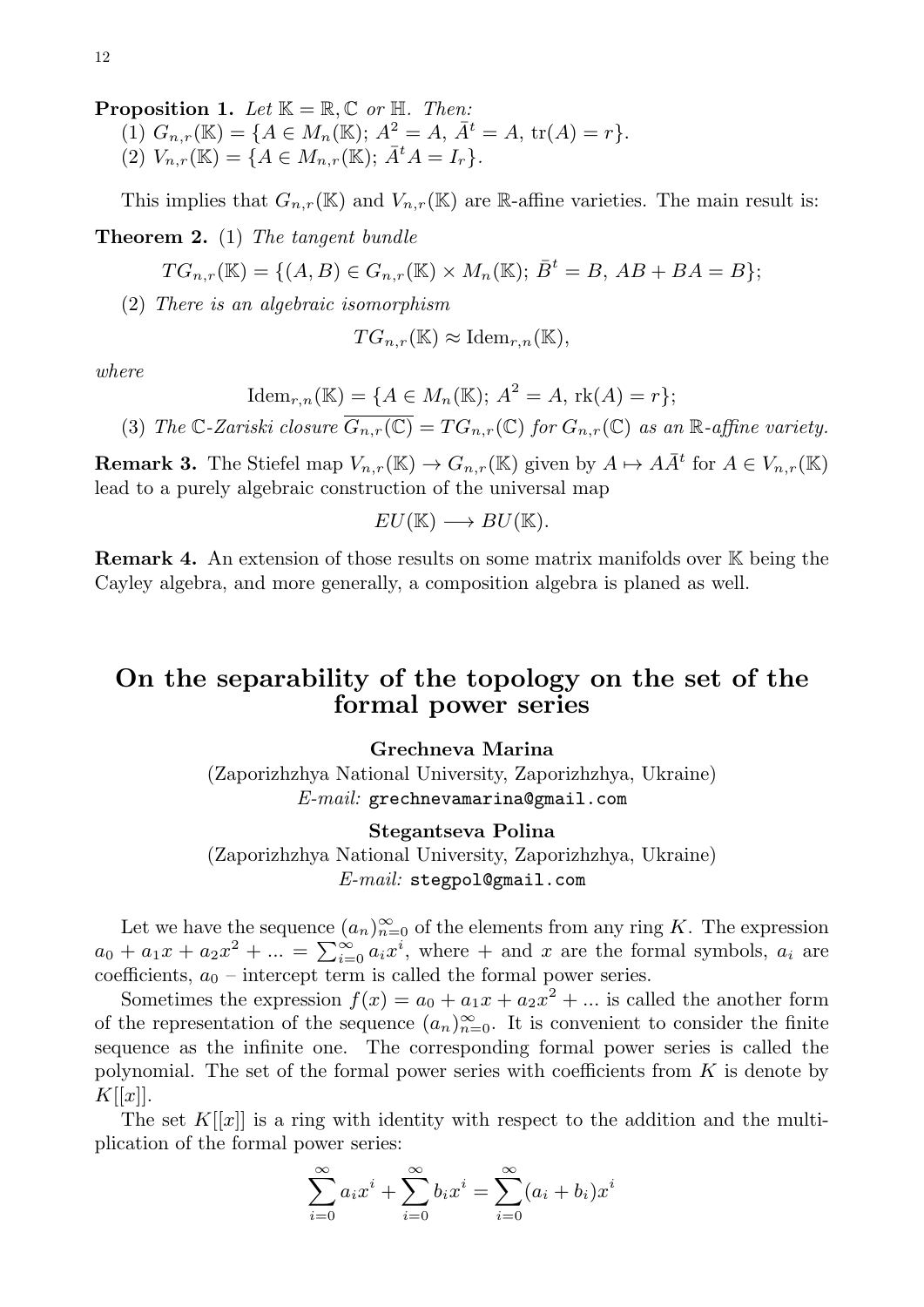**Proposition 1.** *Let $\mathbb{K} = \mathbb{R}, \mathbb{C}$ or $\mathbb{H}$. Then:*
(1) $G_{n,r}(\mathbb{K}) = \{A \in M_n(\mathbb{K});\ A^2 = A,\ \bar{A}^t = A,\ \mathrm{tr}(A) = r\}$.
(2) $V_{n,r}(\mathbb{K}) = \{A \in M_{n,r}(\mathbb{K});\ \bar{A}^t A = I_r\}$.

This implies that $G_{n,r}(\mathbb{K})$ and $V_{n,r}(\mathbb{K})$ are $\mathbb{R}$-affine varieties. The main result is:

**Theorem 2.** (1) *The tangent bundle*

$$TG_{n,r}(\mathbb{K}) = \{(A, B) \in G_{n,r}(\mathbb{K}) \times M_n(\mathbb{K});\ \bar{B}^t = B,\ AB + BA = B\};$$

(2) *There is an algebraic isomorphism*

$$TG_{n,r}(\mathbb{K}) \approx \mathrm{Idem}_{r,n}(\mathbb{K}),$$

*where*

$$\mathrm{Idem}_{r,n}(\mathbb{K}) = \{A \in M_n(\mathbb{K});\ A^2 = A,\ \mathrm{rk}(A) = r\};$$

(3) *The $\mathbb{C}$-Zariski closure $\overline{G_{n,r}(\mathbb{C})} = TG_{n,r}(\mathbb{C})$ for $G_{n,r}(\mathbb{C})$ as an $\mathbb{R}$-affine variety.*

**Remark 3.** The Stiefel map $V_{n,r}(\mathbb{K}) \to G_{n,r}(\mathbb{K})$ given by $A \mapsto A\bar{A}^t$ for $A \in V_{n,r}(\mathbb{K})$ lead to a purely algebraic construction of the universal map

$$EU(\mathbb{K}) \longrightarrow BU(\mathbb{K}).$$

**Remark 4.** An extension of those results on some matrix manifolds over $\mathbb{K}$ being the Cayley algebra, and more generally, a composition algebra is planed as well.

# On the separability of the topology on the set of the formal power series

**Grechneva Marina**
(Zaporizhzhya National University, Zaporizhzhya, Ukraine)
*E-mail:* grechnevamarina@gmail.com

**Stegantseva Polina**
(Zaporizhzhya National University, Zaporizhzhya, Ukraine)
*E-mail:* stegpol@gmail.com

Let we have the sequence $(a_n)_{n=0}^{\infty}$ of the elements from any ring $K$. The expression $a_0 + a_1x + a_2x^2 + ... = \sum_{i=0}^{\infty} a_i x^i$, where $+$ and $x$ are the formal symbols, $a_i$ are coefficients, $a_0$ – intercept term is called the formal power series.

Sometimes the expression $f(x) = a_0 + a_1x + a_2x^2 + ...$ is called the another form of the representation of the sequence $(a_n)_{n=0}^{\infty}$. It is convenient to consider the finite sequence as the infinite one. The corresponding formal power series is called the polynomial. The set of the formal power series with coefficients from $K$ is denote by $K[[x]]$.

The set $K[[x]]$ is a ring with identity with respect to the addition and the multiplication of the formal power series:

$$\sum_{i=0}^{\infty} a_i x^i + \sum_{i=0}^{\infty} b_i x^i = \sum_{i=0}^{\infty} (a_i + b_i) x^i$$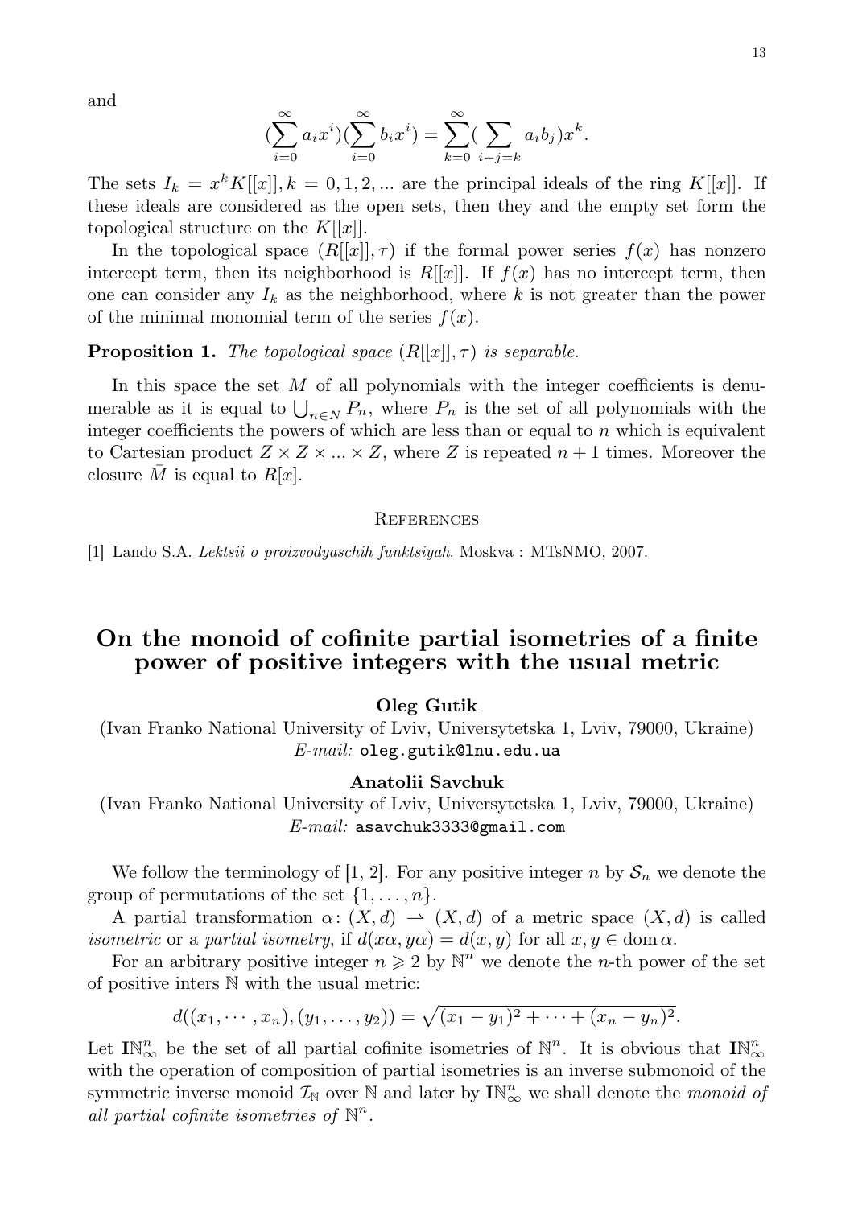and

$$(\sum_{i=0}^{\infty} a_i x^i)(\sum_{i=0}^{\infty} b_i x^i) = \sum_{k=0}^{\infty}(\sum_{i+j=k} a_i b_j)x^k.$$

The sets $I_k = x^k K[[x]], k = 0, 1, 2, ...$ are the principal ideals of the ring $K[[x]]$. If these ideals are considered as the open sets, then they and the empty set form the topological structure on the $K[[x]]$.

In the topological space $(R[[x]], \tau)$ if the formal power series $f(x)$ has nonzero intercept term, then its neighborhood is $R[[x]]$. If $f(x)$ has no intercept term, then one can consider any $I_k$ as the neighborhood, where $k$ is not greater than the power of the minimal monomial term of the series $f(x)$.

**Proposition 1.** *The topological space $(R[[x]], \tau)$ is separable.*

In this space the set $M$ of all polynomials with the integer coefficients is denumerable as it is equal to $\bigcup_{n\in N} P_n$, where $P_n$ is the set of all polynomials with the integer coefficients the powers of which are less than or equal to $n$ which is equivalent to Cartesian product $Z \times Z \times ... \times Z$, where $Z$ is repeated $n + 1$ times. Moreover the closure $\bar{M}$ is equal to $R[x]$.

## References

[1] Lando S.A. *Lektsii o proizvodyaschih funktsiyah*. Moskva : MTsNMO, 2007.

# On the monoid of cofinite partial isometries of a finite power of positive integers with the usual metric

**Oleg Gutik**

(Ivan Franko National University of Lviv, Universytetska 1, Lviv, 79000, Ukraine)
*E-mail:* oleg.gutik@lnu.edu.ua

**Anatolii Savchuk**

(Ivan Franko National University of Lviv, Universytetska 1, Lviv, 79000, Ukraine)
*E-mail:* asavchuk3333@gmail.com

We follow the terminology of [1, 2]. For any positive integer $n$ by $\mathcal{S}_n$ we denote the group of permutations of the set $\{1, \ldots, n\}$.

A partial transformation $\alpha\colon (X, d) \rightharpoonup (X, d)$ of a metric space $(X, d)$ is called *isometric* or a *partial isometry*, if $d(x\alpha, y\alpha) = d(x, y)$ for all $x, y \in \operatorname{dom} \alpha$.

For an arbitrary positive integer $n \geqslant 2$ by $\mathbb{N}^n$ we denote the $n$-th power of the set of positive inters $\mathbb{N}$ with the usual metric:

$$d((x_1, \cdots, x_n), (y_1, \ldots, y_2)) = \sqrt{(x_1 - y_1)^2 + \cdots + (x_n - y_n)^2}.$$

Let $\mathbf{I}\mathbb{N}_\infty^n$ be the set of all partial cofinite isometries of $\mathbb{N}^n$. It is obvious that $\mathbf{I}\mathbb{N}_\infty^n$ with the operation of composition of partial isometries is an inverse submonoid of the symmetric inverse monoid $\mathcal{I}_\mathbb{N}$ over $\mathbb{N}$ and later by $\mathbf{I}\mathbb{N}_\infty^n$ we shall denote the *monoid of all partial cofinite isometries of* $\mathbb{N}^n$.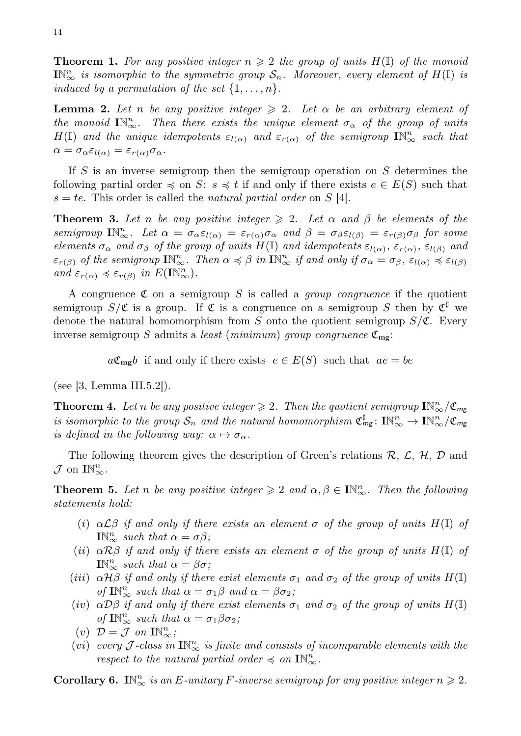**Theorem 1.** *For any positive integer $n \geqslant 2$ the group of units $H(\mathbb{I})$ of the monoid $\mathbf{I}\mathbb{N}_{\infty}^{n}$ is isomorphic to the symmetric group $\mathcal{S}_n$. Moreover, every element of $H(\mathbb{I})$ is induced by a permutation of the set $\{1, \ldots, n\}$.*

**Lemma 2.** *Let $n$ be any positive integer $\geqslant 2$. Let $\alpha$ be an arbitrary element of the monoid $\mathbf{I}\mathbb{N}_{\infty}^{n}$. Then there exists the unique element $\sigma_\alpha$ of the group of units $H(\mathbb{I})$ and the unique idempotents $\varepsilon_{l(\alpha)}$ and $\varepsilon_{r(\alpha)}$ of the semigroup $\mathbf{I}\mathbb{N}_{\infty}^{n}$ such that $\alpha = \sigma_\alpha \varepsilon_{l(\alpha)} = \varepsilon_{r(\alpha)} \sigma_\alpha$.*

If $S$ is an inverse semigroup then the semigroup operation on $S$ determines the following partial order $\preccurlyeq$ on $S$: $s \preccurlyeq t$ if and only if there exists $e \in E(S)$ such that $s = te$. This order is called the *natural partial order* on $S$ [4].

**Theorem 3.** *Let $n$ be any positive integer $\geqslant 2$. Let $\alpha$ and $\beta$ be elements of the semigroup $\mathbf{I}\mathbb{N}_{\infty}^{n}$. Let $\alpha = \sigma_\alpha \varepsilon_{l(\alpha)} = \varepsilon_{r(\alpha)} \sigma_\alpha$ and $\beta = \sigma_\beta \varepsilon_{l(\beta)} = \varepsilon_{r(\beta)} \sigma_\beta$ for some elements $\sigma_\alpha$ and $\sigma_\beta$ of the group of units $H(\mathbb{I})$ and idempotents $\varepsilon_{l(\alpha)}$, $\varepsilon_{r(\alpha)}$, $\varepsilon_{l(\beta)}$ and $\varepsilon_{r(\beta)}$ of the semigroup $\mathbf{I}\mathbb{N}_{\infty}^{n}$. Then $\alpha \preccurlyeq \beta$ in $\mathbf{I}\mathbb{N}_{\infty}^{n}$ if and only if $\sigma_\alpha = \sigma_\beta$, $\varepsilon_{l(\alpha)} \preccurlyeq \varepsilon_{l(\beta)}$ and $\varepsilon_{r(\alpha)} \preccurlyeq \varepsilon_{r(\beta)}$ in $E(\mathbf{I}\mathbb{N}_{\infty}^{n})$.*

A congruence $\mathfrak{C}$ on a semigroup $S$ is called a *group congruence* if the quotient semigroup $S/\mathfrak{C}$ is a group. If $\mathfrak{C}$ is a congruence on a semigroup $S$ then by $\mathfrak{C}^\sharp$ we denote the natural homomorphism from $S$ onto the quotient semigroup $S/\mathfrak{C}$. Every inverse semigroup $S$ admits a *least* (*minimum*) *group congruence* $\mathfrak{C}_{\mathbf{mg}}$:

$$a\mathfrak{C}_{\mathbf{mg}}b \text{ if and only if there exists } e \in E(S) \text{ such that } ae = be$$

(see [3, Lemma III.5.2]).

**Theorem 4.** *Let $n$ be any positive integer $\geqslant 2$. Then the quotient semigroup $\mathbf{I}\mathbb{N}_{\infty}^{n}/\mathfrak{C}_{mg}$ is isomorphic to the group $\mathcal{S}_n$ and the natural homomorphism $\mathfrak{C}_{mg}^\sharp \colon \mathbf{I}\mathbb{N}_{\infty}^{n} \to \mathbf{I}\mathbb{N}_{\infty}^{n}/\mathfrak{C}_{mg}$ is defined in the following way: $\alpha \mapsto \sigma_\alpha$.*

The following theorem gives the description of Green's relations $\mathcal{R}$, $\mathcal{L}$, $\mathcal{H}$, $\mathcal{D}$ and $\mathcal{J}$ on $\mathbf{I}\mathbb{N}_{\infty}^{n}$.

**Theorem 5.** *Let $n$ be any positive integer $\geqslant 2$ and $\alpha, \beta \in \mathbf{I}\mathbb{N}_{\infty}^{n}$. Then the following statements hold:*

- $(i)$ *$\alpha\mathcal{L}\beta$ if and only if there exists an element $\sigma$ of the group of units $H(\mathbb{I})$ of $\mathbf{I}\mathbb{N}_{\infty}^{n}$ such that $\alpha = \sigma\beta$;*
- $(ii)$ *$\alpha\mathcal{R}\beta$ if and only if there exists an element $\sigma$ of the group of units $H(\mathbb{I})$ of $\mathbf{I}\mathbb{N}_{\infty}^{n}$ such that $\alpha = \beta\sigma$;*
- $(iii)$ *$\alpha\mathcal{H}\beta$ if and only if there exist elements $\sigma_1$ and $\sigma_2$ of the group of units $H(\mathbb{I})$ of $\mathbf{I}\mathbb{N}_{\infty}^{n}$ such that $\alpha = \sigma_1\beta$ and $\alpha = \beta\sigma_2$;*
- $(iv)$ *$\alpha\mathcal{D}\beta$ if and only if there exist elements $\sigma_1$ and $\sigma_2$ of the group of units $H(\mathbb{I})$ of $\mathbf{I}\mathbb{N}_{\infty}^{n}$ such that $\alpha = \sigma_1\beta\sigma_2$;*
- $(v)$ *$\mathcal{D} = \mathcal{J}$ on $\mathbf{I}\mathbb{N}_{\infty}^{n}$;*
- $(vi)$ *every $\mathcal{J}$-class in $\mathbf{I}\mathbb{N}_{\infty}^{n}$ is finite and consists of incomparable elements with the respect to the natural partial order $\preccurlyeq$ on $\mathbf{I}\mathbb{N}_{\infty}^{n}$.*

**Corollary 6.** *$\mathbf{I}\mathbb{N}_{\infty}^{n}$ is an $E$-unitary $F$-inverse semigroup for any positive integer $n \geqslant 2$.*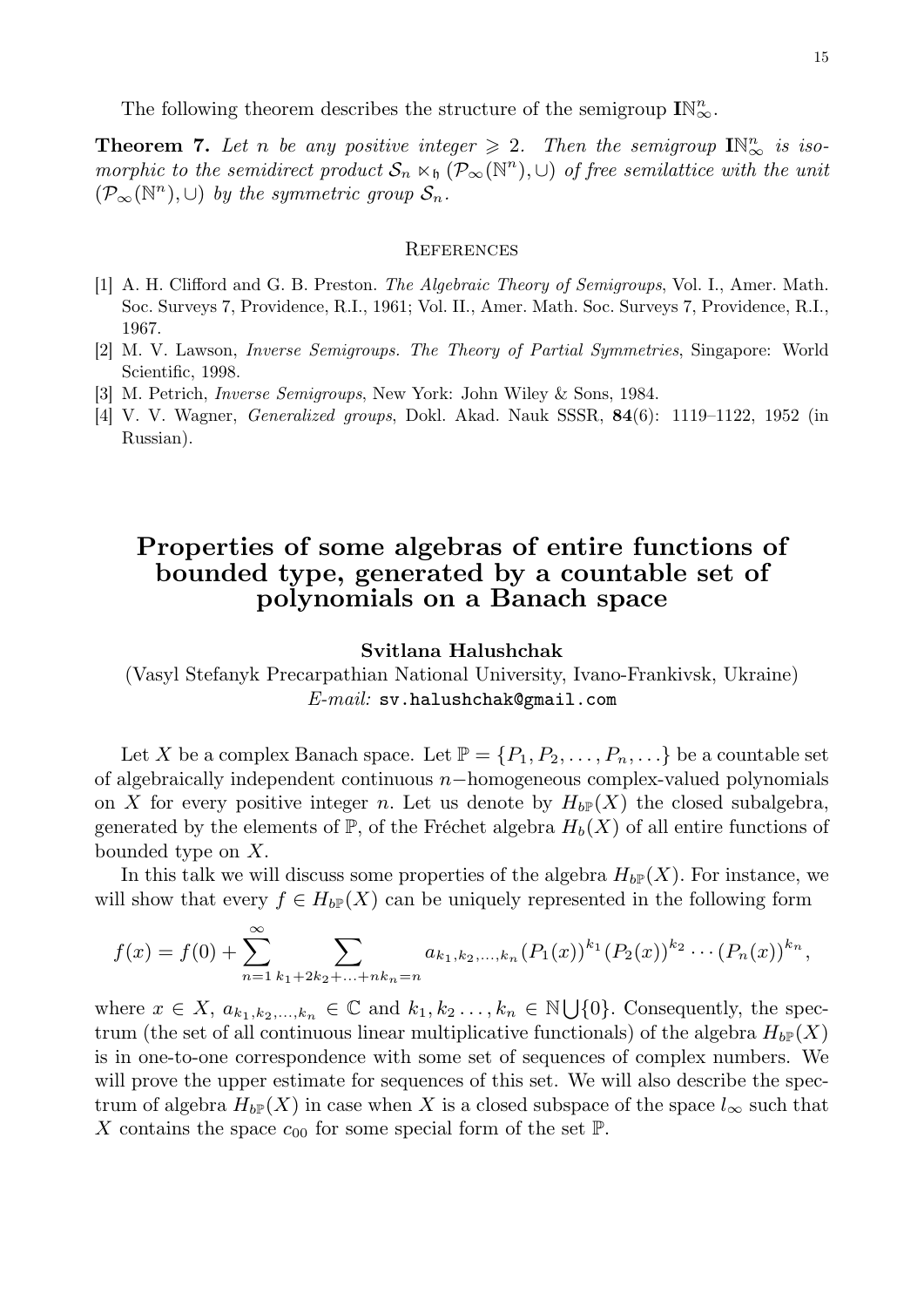The following theorem describes the structure of the semigroup $\mathbf{I}\mathbb{N}_\infty^n$.

**Theorem 7.** *Let $n$ be any positive integer $\geqslant 2$. Then the semigroup $\mathbf{I}\mathbb{N}_\infty^n$ is isomorphic to the semidirect product $\mathcal{S}_n \ltimes_\mathfrak{h} (\mathcal{P}_\infty(\mathbb{N}^n), \cup)$ of free semilattice with the unit $(\mathcal{P}_\infty(\mathbb{N}^n), \cup)$ by the symmetric group $\mathcal{S}_n$.*

## References

[1] A. H. Clifford and G. B. Preston. *The Algebraic Theory of Semigroups*, Vol. I., Amer. Math. Soc. Surveys 7, Providence, R.I., 1961; Vol. II., Amer. Math. Soc. Surveys 7, Providence, R.I., 1967.

[2] M. V. Lawson, *Inverse Semigroups. The Theory of Partial Symmetries*, Singapore: World Scientific, 1998.

[3] M. Petrich, *Inverse Semigroups*, New York: John Wiley & Sons, 1984.

[4] V. V. Wagner, *Generalized groups*, Dokl. Akad. Nauk SSSR, **84**(6): 1119–1122, 1952 (in Russian).

# Properties of some algebras of entire functions of bounded type, generated by a countable set of polynomials on a Banach space

**Svitlana Halushchak**

(Vasyl Stefanyk Precarpathian National University, Ivano-Frankivsk, Ukraine)
*E-mail:* sv.halushchak@gmail.com

Let $X$ be a complex Banach space. Let $\mathbb{P} = \{P_1, P_2, \ldots, P_n, \ldots\}$ be a countable set of algebraically independent continuous $n-$homogeneous complex-valued polynomials on $X$ for every positive integer $n$. Let us denote by $H_{b\mathbb{P}}(X)$ the closed subalgebra, generated by the elements of $\mathbb{P}$, of the Fréchet algebra $H_b(X)$ of all entire functions of bounded type on $X$.

In this talk we will discuss some properties of the algebra $H_{b\mathbb{P}}(X)$. For instance, we will show that every $f \in H_{b\mathbb{P}}(X)$ can be uniquely represented in the following form

$$f(x) = f(0) + \sum_{n=1}^{\infty} \sum_{k_1+2k_2+\ldots+nk_n=n} a_{k_1,k_2,\ldots,k_n} (P_1(x))^{k_1} (P_2(x))^{k_2} \cdots (P_n(x))^{k_n},$$

where $x \in X$, $a_{k_1,k_2,\ldots,k_n} \in \mathbb{C}$ and $k_1, k_2 \ldots, k_n \in \mathbb{N} \bigcup \{0\}$. Consequently, the spectrum (the set of all continuous linear multiplicative functionals) of the algebra $H_{b\mathbb{P}}(X)$ is in one-to-one correspondence with some set of sequences of complex numbers. We will prove the upper estimate for sequences of this set. We will also describe the spectrum of algebra $H_{b\mathbb{P}}(X)$ in case when $X$ is a closed subspace of the space $l_\infty$ such that $X$ contains the space $c_{00}$ for some special form of the set $\mathbb{P}$.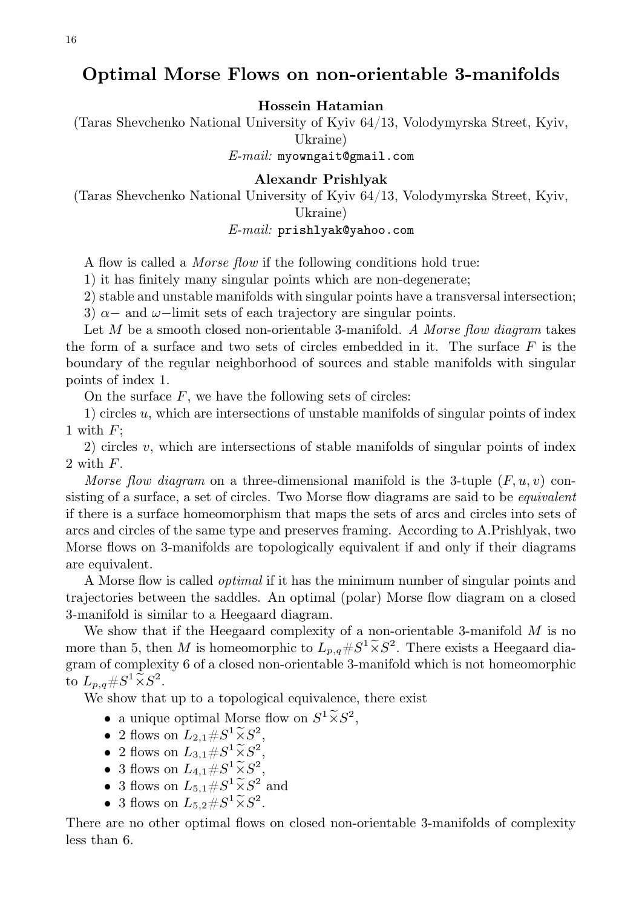# Optimal Morse Flows on non-orientable 3-manifolds

**Hossein Hatamian**

(Taras Shevchenko National University of Kyiv 64/13, Volodymyrska Street, Kyiv, Ukraine)

*E-mail:* myowngait@gmail.com

**Alexandr Prishlyak**

(Taras Shevchenko National University of Kyiv 64/13, Volodymyrska Street, Kyiv, Ukraine)

*E-mail:* prishlyak@yahoo.com

A flow is called a *Morse flow* if the following conditions hold true:

1) it has finitely many singular points which are non-degenerate;

2) stable and unstable manifolds with singular points have a transversal intersection;

3) $\alpha-$ and $\omega-$limit sets of each trajectory are singular points.

Let $M$ be a smooth closed non-orientable 3-manifold. *A Morse flow diagram* takes the form of a surface and two sets of circles embedded in it. The surface $F$ is the boundary of the regular neighborhood of sources and stable manifolds with singular points of index 1.

On the surface $F$, we have the following sets of circles:

1) circles $u$, which are intersections of unstable manifolds of singular points of index 1 with $F$;

2) circles $v$, which are intersections of stable manifolds of singular points of index 2 with $F$.

*Morse flow diagram* on a three-dimensional manifold is the 3-tuple $(F, u, v)$ consisting of a surface, a set of circles. Two Morse flow diagrams are said to be *equivalent* if there is a surface homeomorphism that maps the sets of arcs and circles into sets of arcs and circles of the same type and preserves framing. According to A.Prishlyak, two Morse flows on 3-manifolds are topologically equivalent if and only if their diagrams are equivalent.

A Morse flow is called *optimal* if it has the minimum number of singular points and trajectories between the saddles. An optimal (polar) Morse flow diagram on a closed 3-manifold is similar to a Heegaard diagram.

We show that if the Heegaard complexity of a non-orientable 3-manifold $M$ is no more than 5, then $M$ is homeomorphic to $L_{p,q}\#S^1\widetilde{\times}S^2$. There exists a Heegaard diagram of complexity 6 of a closed non-orientable 3-manifold which is not homeomorphic to $L_{p,q}\#S^1\widetilde{\times}S^2$.

We show that up to a topological equivalence, there exist

- a unique optimal Morse flow on $S^1\widetilde{\times}S^2$,
- 2 flows on $L_{2,1}\#S^1\widetilde{\times}S^2$,
- 2 flows on $L_{3,1}\#S^1\widetilde{\times}S^2$,
- 3 flows on $L_{4,1}\#S^1\widetilde{\times}S^2$,
- 3 flows on $L_{5,1}\#S^1\widetilde{\times}S^2$ and
- 3 flows on $L_{5,2}\#S^1\widetilde{\times}S^2$.

There are no other optimal flows on closed non-orientable 3-manifolds of complexity less than 6.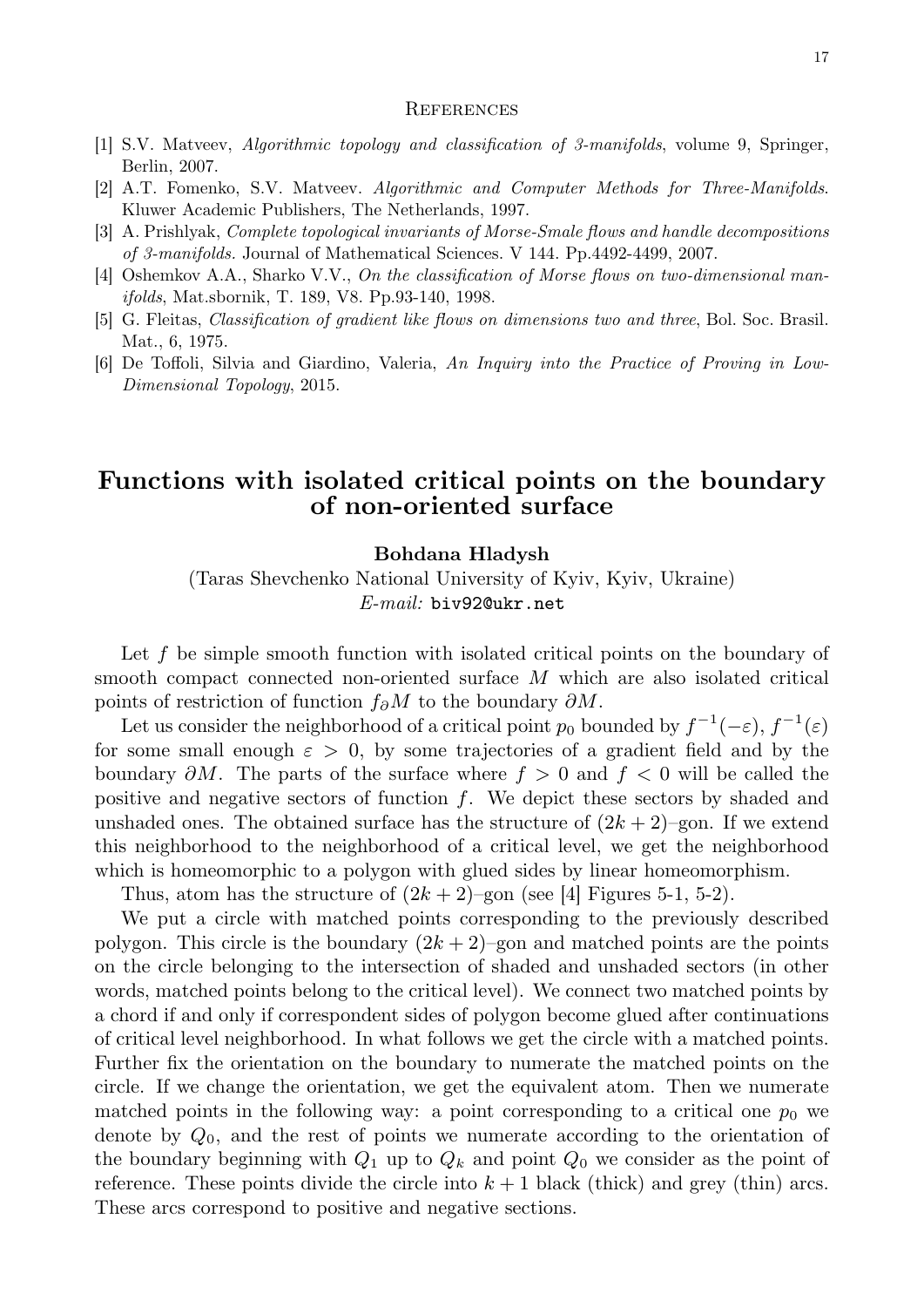## References

[1] S.V. Matveev, *Algorithmic topology and classification of 3-manifolds*, volume 9, Springer, Berlin, 2007.

[2] A.T. Fomenko, S.V. Matveev. *Algorithmic and Computer Methods for Three-Manifolds*. Kluwer Academic Publishers, The Netherlands, 1997.

[3] A. Prishlyak, *Complete topological invariants of Morse-Smale flows and handle decompositions of 3-manifolds.* Journal of Mathematical Sciences. V 144. Pp.4492-4499, 2007.

[4] Oshemkov A.A., Sharko V.V., *On the classification of Morse flows on two-dimensional manifolds*, Mat.sbornik, T. 189, V8. Pp.93-140, 1998.

[5] G. Fleitas, *Classification of gradient like flows on dimensions two and three*, Bol. Soc. Brasil. Mat., 6, 1975.

[6] De Toffoli, Silvia and Giardino, Valeria, *An Inquiry into the Practice of Proving in Low-Dimensional Topology*, 2015.

# Functions with isolated critical points on the boundary of non-oriented surface

**Bohdana Hladysh**

(Taras Shevchenko National University of Kyiv, Kyiv, Ukraine)
*E-mail:* biv92@ukr.net

Let $f$ be simple smooth function with isolated critical points on the boundary of smooth compact connected non-oriented surface $M$ which are also isolated critical points of restriction of function $f_\partial M$ to the boundary $\partial M$.

Let us consider the neighborhood of a critical point $p_0$ bounded by $f^{-1}(-\varepsilon)$, $f^{-1}(\varepsilon)$ for some small enough $\varepsilon > 0$, by some trajectories of a gradient field and by the boundary $\partial M$. The parts of the surface where $f > 0$ and $f < 0$ will be called the positive and negative sectors of function $f$. We depict these sectors by shaded and unshaded ones. The obtained surface has the structure of $(2k+2)$–gon. If we extend this neighborhood to the neighborhood of a critical level, we get the neighborhood which is homeomorphic to a polygon with glued sides by linear homeomorphism.

Thus, atom has the structure of $(2k+2)$–gon (see [4] Figures 5-1, 5-2).

We put a circle with matched points corresponding to the previously described polygon. This circle is the boundary $(2k+2)$–gon and matched points are the points on the circle belonging to the intersection of shaded and unshaded sectors (in other words, matched points belong to the critical level). We connect two matched points by a chord if and only if correspondent sides of polygon become glued after continuations of critical level neighborhood. In what follows we get the circle with a matched points. Further fix the orientation on the boundary to numerate the matched points on the circle. If we change the orientation, we get the equivalent atom. Then we numerate matched points in the following way: a point corresponding to a critical one $p_0$ we denote by $Q_0$, and the rest of points we numerate according to the orientation of the boundary beginning with $Q_1$ up to $Q_k$ and point $Q_0$ we consider as the point of reference. These points divide the circle into $k+1$ black (thick) and grey (thin) arcs. These arcs correspond to positive and negative sections.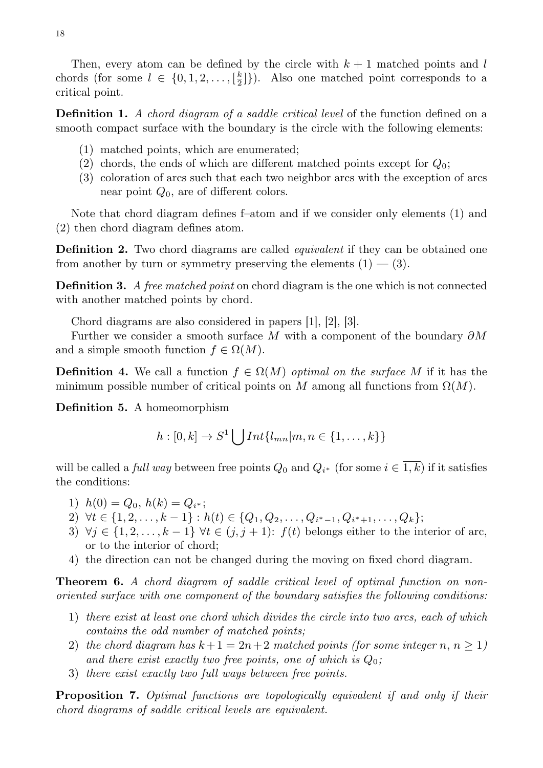Then, every atom can be defined by the circle with $k+1$ matched points and $l$ chords (for some $l \in \{0, 1, 2, \dots, [\frac{k}{2}]\}$). Also one matched point corresponds to a critical point.

**Definition 1.** *A chord diagram of a saddle critical level* of the function defined on a smooth compact surface with the boundary is the circle with the following elements:

(1) matched points, which are enumerated;
(2) chords, the ends of which are different matched points except for $Q_0$;
(3) coloration of arcs such that each two neighbor arcs with the exception of arcs near point $Q_0$, are of different colors.

Note that chord diagram defines f–atom and if we consider only elements (1) and (2) then chord diagram defines atom.

**Definition 2.** Two chord diagrams are called *equivalent* if they can be obtained one from another by turn or symmetry preserving the elements (1) — (3).

**Definition 3.** *A free matched point* on chord diagram is the one which is not connected with another matched points by chord.

Chord diagrams are also considered in papers [1], [2], [3].

Further we consider a smooth surface $M$ with a component of the boundary $\partial M$ and a simple smooth function $f \in \Omega(M)$.

**Definition 4.** We call a function $f \in \Omega(M)$ *optimal on the surface* $M$ if it has the minimum possible number of critical points on $M$ among all functions from $\Omega(M)$.

**Definition 5.** A homeomorphism

$$h : [0, k] \to S^1 \bigcup Int\{l_{mn} | m, n \in \{1, \dots, k\}\}$$

will be called a *full way* between free points $Q_0$ and $Q_{i^*}$ (for some $i \in \overline{1, k}$) if it satisfies the conditions:

1) $h(0) = Q_0$, $h(k) = Q_{i^*}$;
2) $\forall t \in \{1, 2, \dots, k-1\} : h(t) \in \{Q_1, Q_2, \dots, Q_{i^*-1}, Q_{i^*+1}, \dots, Q_k\}$;
3) $\forall j \in \{1, 2, \dots, k-1\}$ $\forall t \in (j, j+1)$: $f(t)$ belongs either to the interior of arc, or to the interior of chord;
4) the direction can not be changed during the moving on fixed chord diagram.

**Theorem 6.** *A chord diagram of saddle critical level of optimal function on non-oriented surface with one component of the boundary satisfies the following conditions:*

1) *there exist at least one chord which divides the circle into two arcs, each of which contains the odd number of matched points;*
2) *the chord diagram has $k+1 = 2n+2$ matched points (for some integer $n$, $n \geq 1$) and there exist exactly two free points, one of which is $Q_0$;*
3) *there exist exactly two full ways between free points.*

**Proposition 7.** *Optimal functions are topologically equivalent if and only if their chord diagrams of saddle critical levels are equivalent.*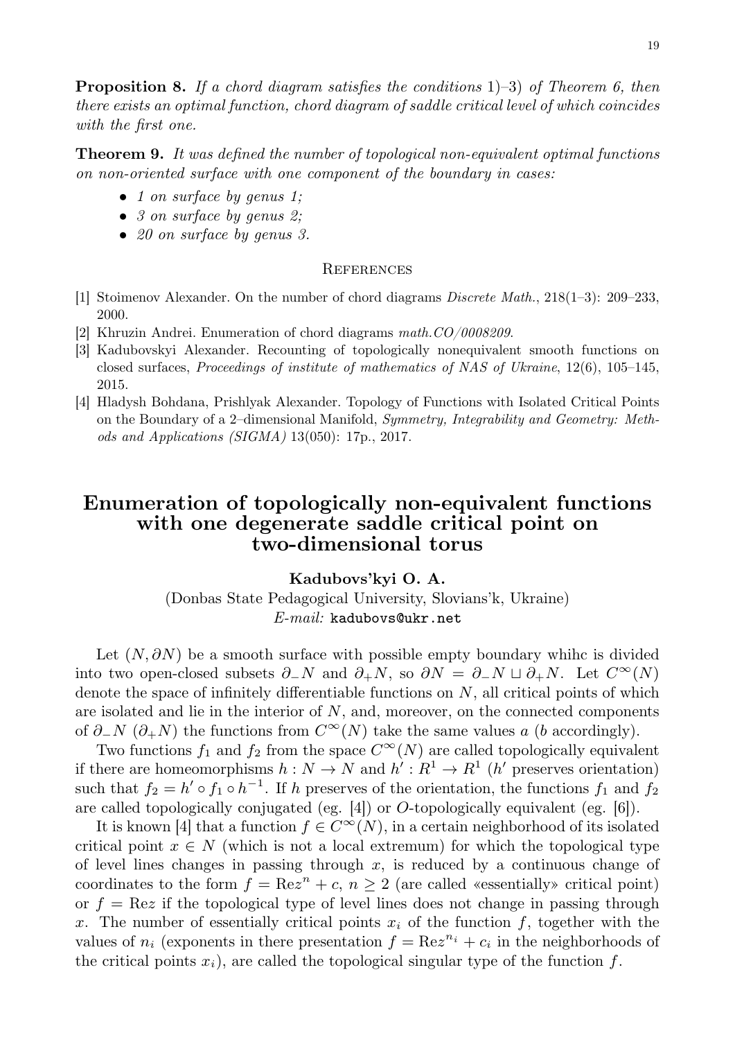**Proposition 8.** *If a chord diagram satisfies the conditions* 1)–3) *of Theorem 6, then there exists an optimal function, chord diagram of saddle critical level of which coincides with the first one.*

**Theorem 9.** *It was defined the number of topological non-equivalent optimal functions on non-oriented surface with one component of the boundary in cases:*

- *1 on surface by genus 1;*
- *3 on surface by genus 2;*
- *20 on surface by genus 3.*

## References

[1] Stoimenov Alexander. On the number of chord diagrams *Discrete Math.*, 218(1–3): 209–233, 2000.

[2] Khruzin Andrei. Enumeration of chord diagrams *math.CO/0008209*.

[3] Kadubovskyi Alexander. Recounting of topologically nonequivalent smooth functions on closed surfaces, *Proceedings of institute of mathematics of NAS of Ukraine*, 12(6), 105–145, 2015.

[4] Hladysh Bohdana, Prishlyak Alexander. Topology of Functions with Isolated Critical Points on the Boundary of a 2–dimensional Manifold, *Symmetry, Integrability and Geometry: Methods and Applications (SIGMA)* 13(050): 17p., 2017.

# Enumeration of topologically non-equivalent functions with one degenerate saddle critical point on two-dimensional torus

**Kadubovs'kyi O. A.**

(Donbas State Pedagogical University, Slovians'k, Ukraine)
*E-mail:* kadubovs@ukr.net

Let $(N, \partial N)$ be a smooth surface with possible empty boundary whihc is divided into two open-closed subsets $\partial_- N$ and $\partial_+ N$, so $\partial N = \partial_- N \sqcup \partial_+ N$. Let $C^\infty(N)$ denote the space of infinitely differentiable functions on $N$, all critical points of which are isolated and lie in the interior of $N$, and, moreover, on the connected components of $\partial_- N$ ($\partial_+ N$) the functions from $C^\infty(N)$ take the same values $a$ ($b$ accordingly).

Two functions $f_1$ and $f_2$ from the space $C^\infty(N)$ are called topologically equivalent if there are homeomorphisms $h : N \to N$ and $h' : R^1 \to R^1$ ($h'$ preserves orientation) such that $f_2 = h' \circ f_1 \circ h^{-1}$. If $h$ preserves of the orientation, the functions $f_1$ and $f_2$ are called topologically conjugated (eg. [4]) or $O$-topologically equivalent (eg. [6]).

It is known [4] that a function $f \in C^\infty(N)$, in a certain neighborhood of its isolated critical point $x \in N$ (which is not a local extremum) for which the topological type of level lines changes in passing through $x$, is reduced by a continuous change of coordinates to the form $f = \text{Re}z^n + c$, $n \geq 2$ (are called «essentially» critical point) or $f = \text{Re}z$ if the topological type of level lines does not change in passing through $x$. The number of essentially critical points $x_i$ of the function $f$, together with the values of $n_i$ (exponents in there presentation $f = \text{Re}z^{n_i} + c_i$ in the neighborhoods of the critical points $x_i$), are called the topological singular type of the function $f$.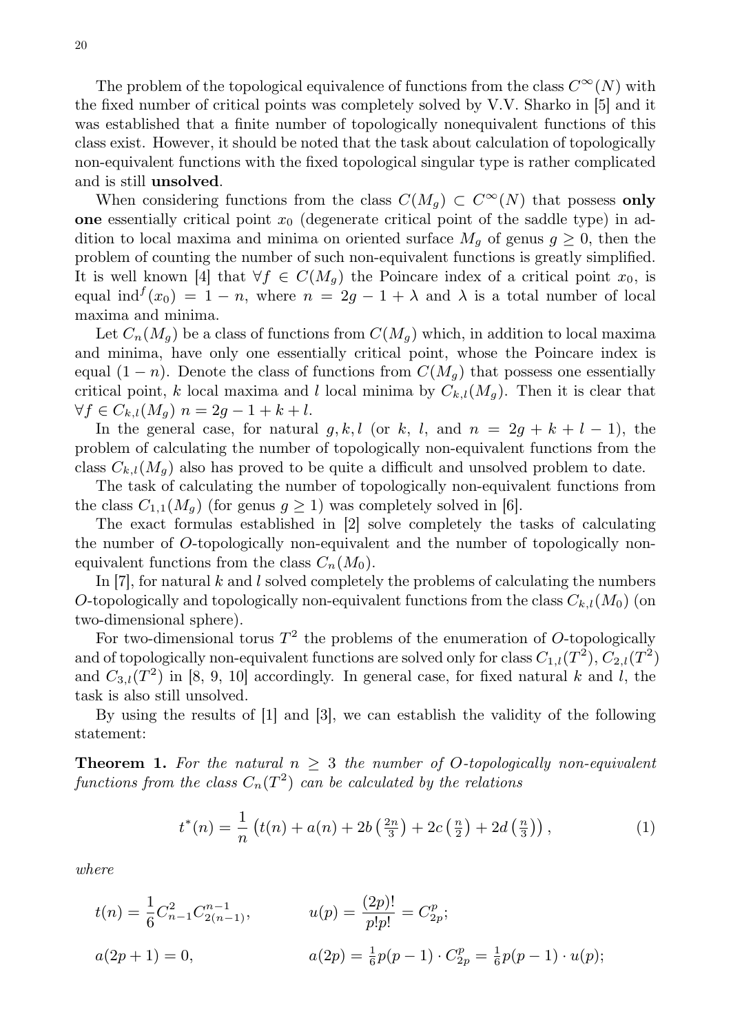The problem of the topological equivalence of functions from the class $C^{\infty}(N)$ with the fixed number of critical points was completely solved by V.V. Sharko in [5] and it was established that a finite number of topologically nonequivalent functions of this class exist. However, it should be noted that the task about calculation of topologically non-equivalent functions with the fixed topological singular type is rather complicated and is still **unsolved**.

When considering functions from the class $C(M_g) \subset C^{\infty}(N)$ that possess **only one** essentially critical point $x_0$ (degenerate critical point of the saddle type) in addition to local maxima and minima on oriented surface $M_g$ of genus $g \geq 0$, then the problem of counting the number of such non-equivalent functions is greatly simplified. It is well known [4] that $\forall f \in C(M_g)$ the Poincare index of a critical point $x_0$, is equal $\operatorname{ind}^f(x_0) = 1 - n$, where $n = 2g - 1 + \lambda$ and $\lambda$ is a total number of local maxima and minima.

Let $C_n(M_g)$ be a class of functions from $C(M_g)$ which, in addition to local maxima and minima, have only one essentially critical point, whose the Poincare index is equal $(1 - n)$. Denote the class of functions from $C(M_g)$ that possess one essentially critical point, $k$ local maxima and $l$ local minima by $C_{k,l}(M_g)$. Then it is clear that $\forall f \in C_{k,l}(M_g)$ $n = 2g - 1 + k + l$.

In the general case, for natural $g, k, l$ (or $k$, $l$, and $n = 2g + k + l - 1$), the problem of calculating the number of topologically non-equivalent functions from the class $C_{k,l}(M_g)$ also has proved to be quite a difficult and unsolved problem to date.

The task of calculating the number of topologically non-equivalent functions from the class $C_{1,1}(M_g)$ (for genus $g \geq 1$) was completely solved in [6].

The exact formulas established in [2] solve completely the tasks of calculating the number of $O$-topologically non-equivalent and the number of topologically non-equivalent functions from the class $C_n(M_0)$.

In [7], for natural $k$ and $l$ solved completely the problems of calculating the numbers $O$-topologically and topologically non-equivalent functions from the class $C_{k,l}(M_0)$ (on two-dimensional sphere).

For two-dimensional torus $T^2$ the problems of the enumeration of $O$-topologically and of topologically non-equivalent functions are solved only for class $C_{1,l}(T^2)$, $C_{2,l}(T^2)$ and $C_{3,l}(T^2)$ in [8, 9, 10] accordingly. In general case, for fixed natural $k$ and $l$, the task is also still unsolved.

By using the results of [1] and [3], we can establish the validity of the following statement:

**Theorem 1.** *For the natural $n \geq 3$ the number of $O$-topologically non-equivalent functions from the class $C_n(T^2)$ can be calculated by the relations*

$$t^*(n) = \frac{1}{n}\left(t(n) + a(n) + 2b\left(\tfrac{2n}{3}\right) + 2c\left(\tfrac{n}{2}\right) + 2d\left(\tfrac{n}{3}\right)\right), \tag{1}$$

*where*

$$t(n) = \frac{1}{6} C_{n-1}^{2} C_{2(n-1)}^{n-1}, \qquad u(p) = \frac{(2p)!}{p!p!} = C_{2p}^{p};$$

$$a(2p+1) = 0, \qquad a(2p) = \tfrac{1}{6}p(p-1) \cdot C_{2p}^{p} = \tfrac{1}{6}p(p-1) \cdot u(p);$$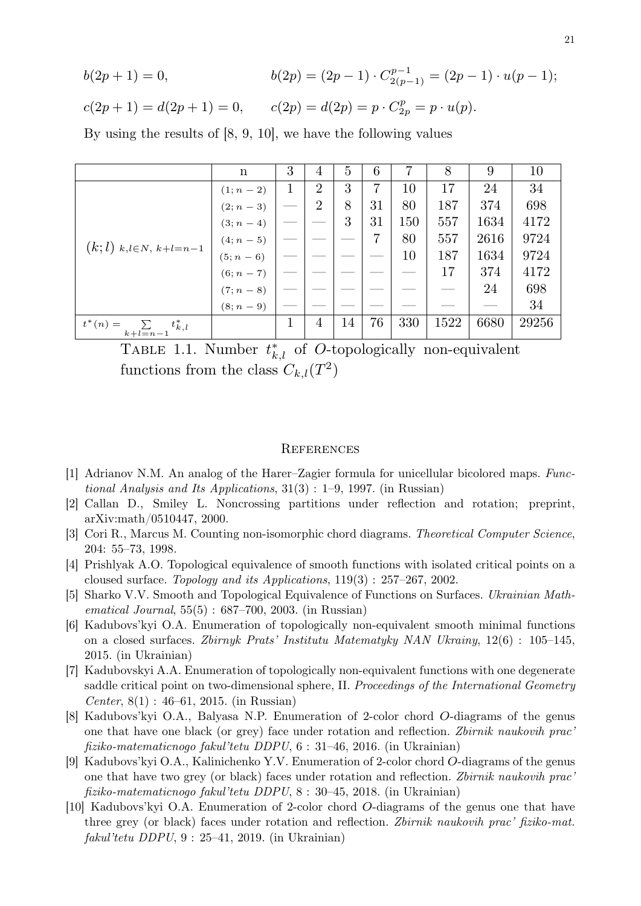$$b(2p+1) = 0, \qquad b(2p) = (2p-1) \cdot C_{2(p-1)}^{p-1} = (2p-1) \cdot u(p-1);$$

$$c(2p+1) = d(2p+1) = 0, \qquad c(2p) = d(2p) = p \cdot C_{2p}^{p} = p \cdot u(p).$$

By using the results of [8, 9, 10], we have the following values

| | n | 3 | 4 | 5 | 6 | 7 | 8 | 9 | 10 |
|---|---|---|---|---|---|---|---|---|---|
| $(k;l)$ $_{k,l\in N,\ k+l=n-1}$ | $(1;n-2)$ | 1 | 2 | 3 | 7 | 10 | 17 | 24 | 34 |
| | $(2;n-3)$ | — | 2 | 8 | 31 | 80 | 187 | 374 | 698 |
| | $(3;n-4)$ | — | — | 3 | 31 | 150 | 557 | 1634 | 4172 |
| | $(4;n-5)$ | — | — | — | 7 | 80 | 557 | 2616 | 9724 |
| | $(5;n-6)$ | — | — | — | — | 10 | 187 | 1634 | 9724 |
| | $(6;n-7)$ | — | — | — | — | — | 17 | 374 | 4172 |
| | $(7;n-8)$ | — | — | — | — | — | — | 24 | 698 |
| | $(8;n-9)$ | — | — | — | — | — | — | — | 34 |
| $t^*(n) = \sum\limits_{k+l=n-1} t^*_{k,l}$ | | 1 | 4 | 14 | 76 | 330 | 1522 | 6680 | 29256 |

Table 1.1. Number $t^*_{k,l}$ of $O$-topologically non-equivalent functions from the class $C_{k,l}(T^2)$

## References

[1] Adrianov N.M. An analog of the Harer–Zagier formula for unicellular bicolored maps. *Functional Analysis and Its Applications*, 31(3) : 1–9, 1997. (in Russian)

[2] Callan D., Smiley L. Noncrossing partitions under reflection and rotation; preprint, arXiv:math/0510447, 2000.

[3] Cori R., Marcus M. Counting non-isomorphic chord diagrams. *Theoretical Computer Science*, 204: 55–73, 1998.

[4] Prishlyak A.O. Topological equivalence of smooth functions with isolated critical points on a cloused surface. *Topology and its Applications*, 119(3) : 257–267, 2002.

[5] Sharko V.V. Smooth and Topological Equivalence of Functions on Surfaces. *Ukrainian Mathematical Journal*, 55(5) : 687–700, 2003. (in Russian)

[6] Kadubovs'kyi O.A. Enumeration of topologically non-equivalent smooth minimal functions on a closed surfaces. *Zbirnyk Prats' Institutu Matematyky NAN Ukrainy*, 12(6) : 105–145, 2015. (in Ukrainian)

[7] Kadubovskyi A.A. Enumeration of topologically non-equivalent functions with one degenerate saddle critical point on two-dimensional sphere, II. *Proceedings of the International Geometry Center*, 8(1) : 46–61, 2015. (in Russian)

[8] Kadubovs'kyi O.A., Balyasa N.P. Enumeration of 2-color chord $O$-diagrams of the genus one that have one black (or grey) face under rotation and reflection. *Zbirnik naukovih prac' fiziko-matematicnogo fakul'tetu DDPU*, 6 : 31–46, 2016. (in Ukrainian)

[9] Kadubovs'kyi O.A., Kalinichenko Y.V. Enumeration of 2-color chord $O$-diagrams of the genus one that have two grey (or black) faces under rotation and reflection. *Zbirnik naukovih prac' fiziko-matematicnogo fakul'tetu DDPU*, 8 : 30–45, 2018. (in Ukrainian)

[10] Kadubovs'kyi O.A. Enumeration of 2-color chord $O$-diagrams of the genus one that have three grey (or black) faces under rotation and reflection. *Zbirnik naukovih prac' fiziko-mat. fakul'tetu DDPU*, 9 : 25–41, 2019. (in Ukrainian)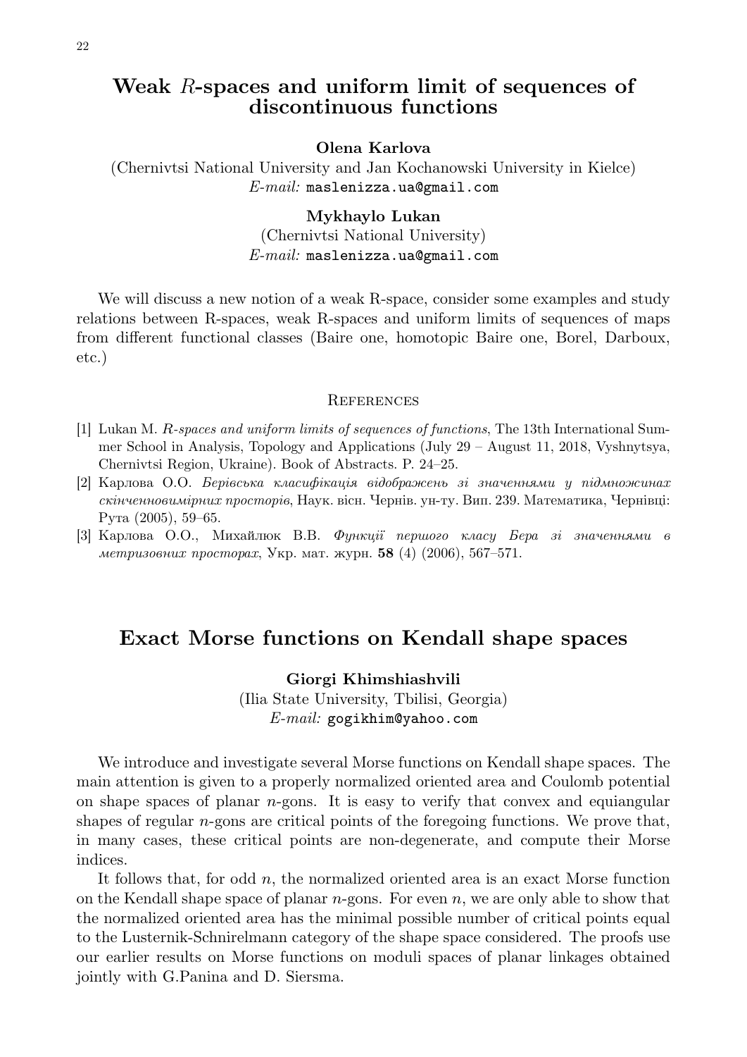## Weak $R$-spaces and uniform limit of sequences of discontinuous functions

**Olena Karlova**

(Chernivtsi National University and Jan Kochanowski University in Kielce)
*E-mail:* maslenizza.ua@gmail.com

**Mykhaylo Lukan**

(Chernivtsi National University)
*E-mail:* maslenizza.ua@gmail.com

We will discuss a new notion of a weak R-space, consider some examples and study relations between R-spaces, weak R-spaces and uniform limits of sequences of maps from different functional classes (Baire one, homotopic Baire one, Borel, Darboux, etc.)

### References

[1] Lukan M. *R-spaces and uniform limits of sequences of functions*, The 13th International Summer School in Analysis, Topology and Applications (July 29 – August 11, 2018, Vyshnytsya, Chernivtsi Region, Ukraine). Book of Abstracts. P. 24–25.

[2] Карлова О.О. *Берівська класифікація відображень зі значеннями у підмножинах скінченновимірних просторів*, Наук. вісн. Чернів. ун-ту. Вип. 239. Математика, Чернівці: Рута (2005), 59–65.

[3] Карлова О.О., Михайлюк В.В. *Функції першого класу Бера зі значеннями в метризовних просторах*, Укр. мат. журн. **58** (4) (2006), 567–571.

## Exact Morse functions on Kendall shape spaces

**Giorgi Khimshiashvili**

(Ilia State University, Tbilisi, Georgia)
*E-mail:* gogikhim@yahoo.com

We introduce and investigate several Morse functions on Kendall shape spaces. The main attention is given to a properly normalized oriented area and Coulomb potential on shape spaces of planar $n$-gons. It is easy to verify that convex and equiangular shapes of regular $n$-gons are critical points of the foregoing functions. We prove that, in many cases, these critical points are non-degenerate, and compute their Morse indices.

It follows that, for odd $n$, the normalized oriented area is an exact Morse function on the Kendall shape space of planar $n$-gons. For even $n$, we are only able to show that the normalized oriented area has the minimal possible number of critical points equal to the Lusternik-Schnirelmann category of the shape space considered. The proofs use our earlier results on Morse functions on moduli spaces of planar linkages obtained jointly with G.Panina and D. Siersma.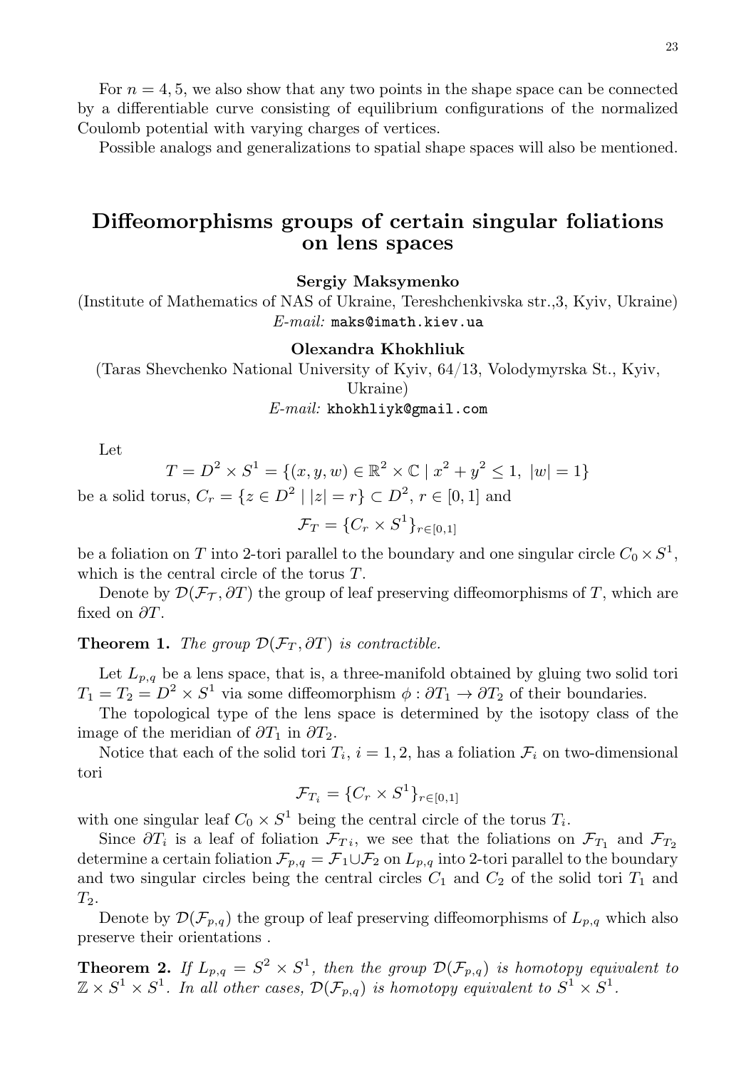For $n = 4, 5$, we also show that any two points in the shape space can be connected by a differentiable curve consisting of equilibrium configurations of the normalized Coulomb potential with varying charges of vertices.

Possible analogs and generalizations to spatial shape spaces will also be mentioned.

## Diffeomorphisms groups of certain singular foliations on lens spaces

**Sergiy Maksymenko**

(Institute of Mathematics of NAS of Ukraine, Tereshchenkivska str.,3, Kyiv, Ukraine)
*E-mail:* maks@imath.kiev.ua

**Olexandra Khokhliuk**

(Taras Shevchenko National University of Kyiv, 64/13, Volodymyrska St., Kyiv, Ukraine)
*E-mail:* khokhliyk@gmail.com

Let

$$T = D^2 \times S^1 = \{(x, y, w) \in \mathbb{R}^2 \times \mathbb{C} \mid x^2 + y^2 \leq 1,\ |w| = 1\}$$

be a solid torus, $C_r = \{z \in D^2 \mid |z| = r\} \subset D^2$, $r \in [0, 1]$ and

$$\mathcal{F}_T = \{C_r \times S^1\}_{r \in [0,1]}$$

be a foliation on $T$ into 2-tori parallel to the boundary and one singular circle $C_0 \times S^1$, which is the central circle of the torus $T$.

Denote by $\mathcal{D}(\mathcal{F}_{\mathcal{T}}, \partial T)$ the group of leaf preserving diffeomorphisms of $T$, which are fixed on $\partial T$.

**Theorem 1.** *The group $\mathcal{D}(\mathcal{F}_T, \partial T)$ is contractible.*

Let $L_{p,q}$ be a lens space, that is, a three-manifold obtained by gluing two solid tori $T_1 = T_2 = D^2 \times S^1$ via some diffeomorphism $\phi : \partial T_1 \to \partial T_2$ of their boundaries.

The topological type of the lens space is determined by the isotopy class of the image of the meridian of $\partial T_1$ in $\partial T_2$.

Notice that each of the solid tori $T_i$, $i = 1, 2$, has a foliation $\mathcal{F}_i$ on two-dimensional tori

$$\mathcal{F}_{T_i} = \{C_r \times S^1\}_{r \in [0,1]}$$

with one singular leaf $C_0 \times S^1$ being the central circle of the torus $T_i$.

Since $\partial T_i$ is a leaf of foliation $\mathcal{F}_{Ti}$, we see that the foliations on $\mathcal{F}_{T_1}$ and $\mathcal{F}_{T_2}$ determine a certain foliation $\mathcal{F}_{p,q} = \mathcal{F}_1 \cup \mathcal{F}_2$ on $L_{p,q}$ into 2-tori parallel to the boundary and two singular circles being the central circles $C_1$ and $C_2$ of the solid tori $T_1$ and $T_2$.

Denote by $\mathcal{D}(\mathcal{F}_{p,q})$ the group of leaf preserving diffeomorphisms of $L_{p,q}$ which also preserve their orientations .

**Theorem 2.** *If $L_{p,q} = S^2 \times S^1$, then the group $\mathcal{D}(\mathcal{F}_{p,q})$ is homotopy equivalent to $\mathbb{Z} \times S^1 \times S^1$. In all other cases, $\mathcal{D}(\mathcal{F}_{p,q})$ is homotopy equivalent to $S^1 \times S^1$.*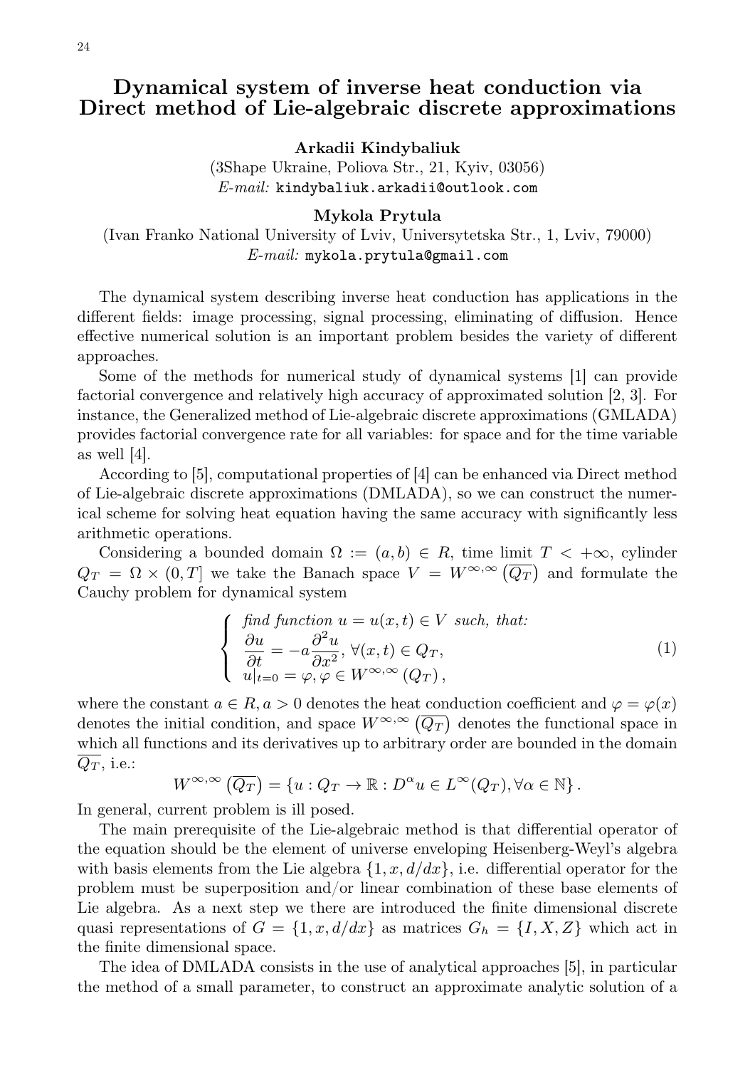# Dynamical system of inverse heat conduction via Direct method of Lie-algebraic discrete approximations

**Arkadii Kindybaliuk**

(3Shape Ukraine, Poliova Str., 21, Kyiv, 03056)
*E-mail:* `kindybaliuk.arkadii@outlook.com`

**Mykola Prytula**

(Ivan Franko National University of Lviv, Universytetska Str., 1, Lviv, 79000)
*E-mail:* `mykola.prytula@gmail.com`

The dynamical system describing inverse heat conduction has applications in the different fields: image processing, signal processing, eliminating of diffusion. Hence effective numerical solution is an important problem besides the variety of different approaches.

Some of the methods for numerical study of dynamical systems [1] can provide factorial convergence and relatively high accuracy of approximated solution [2, 3]. For instance, the Generalized method of Lie-algebraic discrete approximations (GMLADA) provides factorial convergence rate for all variables: for space and for the time variable as well [4].

According to [5], computational properties of [4] can be enhanced via Direct method of Lie-algebraic discrete approximations (DMLADA), so we can construct the numerical scheme for solving heat equation having the same accuracy with significantly less arithmetic operations.

Considering a bounded domain $\Omega := (a, b) \in R$, time limit $T < +\infty$, cylinder $Q_T = \Omega \times (0, T]$ we take the Banach space $V = W^{\infty,\infty}\left(\overline{Q_T}\right)$ and formulate the Cauchy problem for dynamical system

$$
\begin{cases}
\textit{find function } u = u(x,t) \in V \textit{ such, that:} \\
\dfrac{\partial u}{\partial t} = -a\dfrac{\partial^2 u}{\partial x^2}, \; \forall (x,t) \in Q_T, \\
u|_{t=0} = \varphi, \varphi \in W^{\infty,\infty}\left(Q_T\right),
\end{cases}
\tag{1}
$$

where the constant $a \in R, a > 0$ denotes the heat conduction coefficient and $\varphi = \varphi(x)$ denotes the initial condition, and space $W^{\infty,\infty}\left(\overline{Q_T}\right)$ denotes the functional space in which all functions and its derivatives up to arbitrary order are bounded in the domain $\overline{Q_T}$, i.e.:

$$
W^{\infty,\infty}\left(\overline{Q_T}\right) = \left\{u : Q_T \to \mathbb{R} : D^{\alpha} u \in L^{\infty}(Q_T), \forall \alpha \in \mathbb{N}\right\}.
$$

In general, current problem is ill posed.

The main prerequisite of the Lie-algebraic method is that differential operator of the equation should be the element of universe enveloping Heisenberg-Weyl's algebra with basis elements from the Lie algebra $\{1, x, d/dx\}$, i.e. differential operator for the problem must be superposition and/or linear combination of these base elements of Lie algebra. As a next step we there are introduced the finite dimensional discrete quasi representations of $G = \{1, x, d/dx\}$ as matrices $G_h = \{I, X, Z\}$ which act in the finite dimensional space.

The idea of DMLADA consists in the use of analytical approaches [5], in particular the method of a small parameter, to construct an approximate analytic solution of a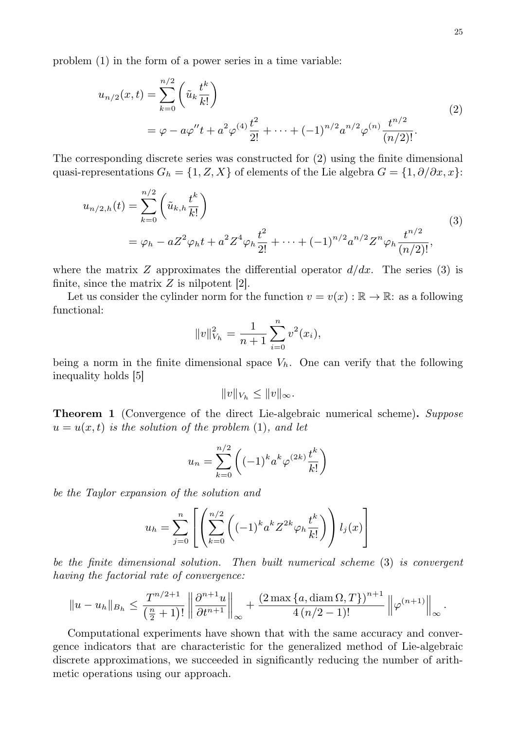problem (1) in the form of a power series in a time variable:

$$
\begin{aligned}
u_{n/2}(x,t) &= \sum_{k=0}^{n/2} \left( \tilde{u}_k \frac{t^k}{k!} \right) \\
&= \varphi - a\varphi'' t + a^2 \varphi^{(4)} \frac{t^2}{2!} + \cdots + (-1)^{n/2} a^{n/2} \varphi^{(n)} \frac{t^{n/2}}{(n/2)!}.
\end{aligned} \tag{2}
$$

The corresponding discrete series was constructed for (2) using the finite dimensional quasi-representations $G_h = \{1, Z, X\}$ of elements of the Lie algebra $G = \{1, \partial/\partial x, x\}$:

$$
\begin{aligned}
u_{n/2,h}(t) &= \sum_{k=0}^{n/2} \left( \tilde{u}_{k,h} \frac{t^k}{k!} \right) \\
&= \varphi_h - aZ^2 \varphi_h t + a^2 Z^4 \varphi_h \frac{t^2}{2!} + \cdots + (-1)^{n/2} a^{n/2} Z^n \varphi_h \frac{t^{n/2}}{(n/2)!},
\end{aligned} \tag{3}
$$

where the matrix $Z$ approximates the differential operator $d/dx$. The series (3) is finite, since the matrix $Z$ is nilpotent [2].

Let us consider the cylinder norm for the function $v = v(x) : \mathbb{R} \to \mathbb{R}$: as a following functional:

$$
\|v\|_{V_h}^2 = \frac{1}{n+1} \sum_{i=0}^{n} v^2(x_i),
$$

being a norm in the finite dimensional space $V_h$. One can verify that the following inequality holds [5]

$$
\|v\|_{V_h} \leq \|v\|_\infty.
$$

**Theorem 1** (Convergence of the direct Lie-algebraic numerical scheme)**.** *Suppose $u = u(x,t)$ is the solution of the problem* (1)*, and let*

$$
u_n = \sum_{k=0}^{n/2} \left( (-1)^k a^k \varphi^{(2k)} \frac{t^k}{k!} \right)
$$

*be the Taylor expansion of the solution and*

$$
u_h = \sum_{j=0}^{n} \left[ \left( \sum_{k=0}^{n/2} \left( (-1)^k a^k Z^{2k} \varphi_h \frac{t^k}{k!} \right) \right) l_j(x) \right]
$$

*be the finite dimensional solution. Then built numerical scheme* (3) *is convergent having the factorial rate of convergence:*

$$
\|u - u_h\|_{B_h} \leq \frac{T^{n/2+1}}{\left(\frac{n}{2}+1\right)!} \left\| \frac{\partial^{n+1} u}{\partial t^{n+1}} \right\|_\infty + \frac{\left(2 \max\{a, \operatorname{diam} \Omega, T\}\right)^{n+1}}{4\,(n/2-1)!} \left\| \varphi^{(n+1)} \right\|_\infty .
$$

Computational experiments have shown that with the same accuracy and convergence indicators that are characteristic for the generalized method of Lie-algebraic discrete approximations, we succeeded in significantly reducing the number of arithmetic operations using our approach.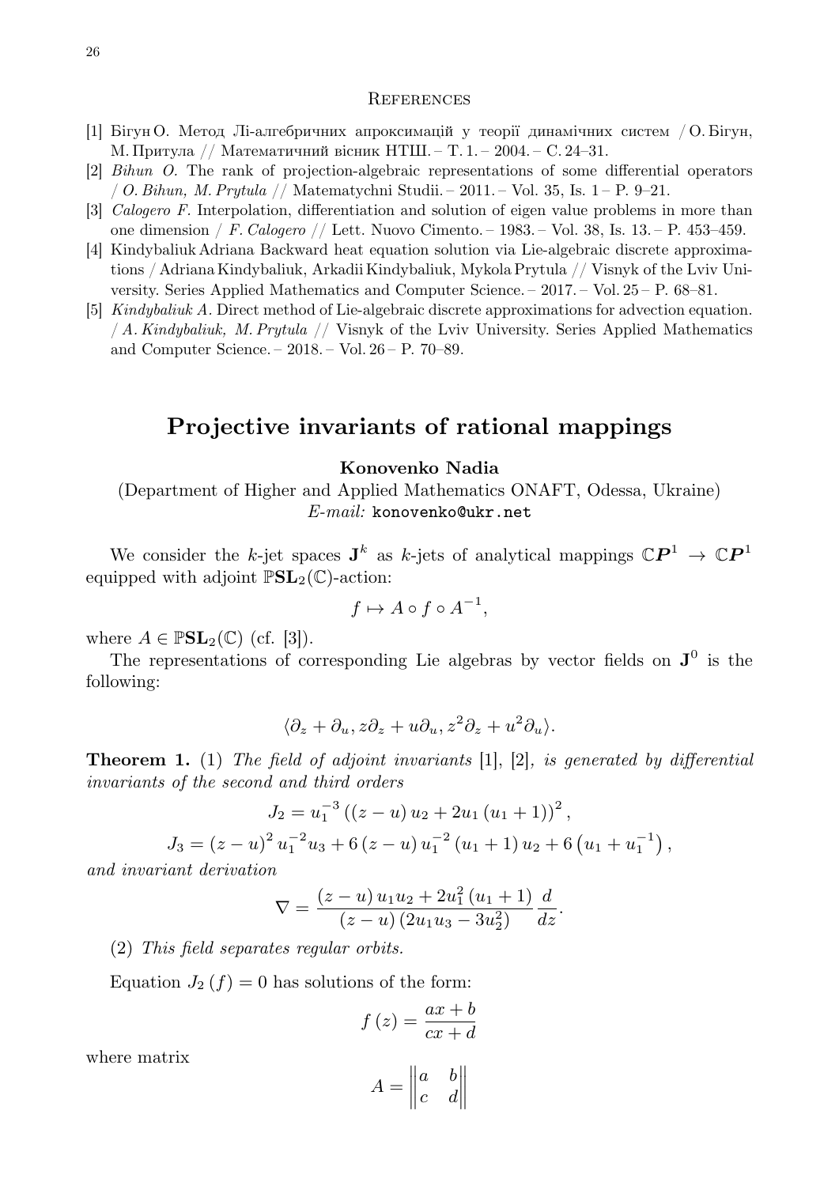## References

[1] Бігун О. Метод Лі-алгебричних апроксимацій у теорії динамічних систем / О. Бігун, М. Притула // Математичний вісник НТШ. – Т. 1. – 2004. – С. 24–31.

[2] *Bihun O.* The rank of projection-algebraic representations of some differential operators / *O. Bihun, M. Prytula* // Matematychni Studii. – 2011. – Vol. 35, Is. 1 – P. 9–21.

[3] *Calogero F.* Interpolation, differentiation and solution of eigen value problems in more than one dimension / *F. Calogero* // Lett. Nuovo Cimento. – 1983. – Vol. 38, Is. 13. – P. 453–459.

[4] Kindybaliuk Adriana Backward heat equation solution via Lie-algebraic discrete approximations / Adriana Kindybaliuk, Arkadii Kindybaliuk, Mykola Prytula // Visnyk of the Lviv University. Series Applied Mathematics and Computer Science. – 2017. – Vol. 25 – P. 68–81.

[5] *Kindybaliuk A.* Direct method of Lie-algebraic discrete approximations for advection equation. / *A. Kindybaliuk, M. Prytula* // Visnyk of the Lviv University. Series Applied Mathematics and Computer Science. – 2018. – Vol. 26 – P. 70–89.

# Projective invariants of rational mappings

**Konovenko Nadia**

(Department of Higher and Applied Mathematics ONAFT, Odessa, Ukraine)
*E-mail:* konovenko@ukr.net

We consider the $k$-jet spaces $\mathbf{J}^k$ as $k$-jets of analytical mappings $\mathbb{C}\boldsymbol{P}^1 \to \mathbb{C}\boldsymbol{P}^1$ equipped with adjoint $\mathbb{P}\mathbf{SL}_2(\mathbb{C})$-action:

$$f \mapsto A \circ f \circ A^{-1},$$

where $A \in \mathbb{P}\mathbf{SL}_2(\mathbb{C})$ (cf. [3]).

The representations of corresponding Lie algebras by vector fields on $\mathbf{J}^0$ is the following:

$$\langle \partial_z + \partial_u, z\partial_z + u\partial_u, z^2\partial_z + u^2\partial_u \rangle.$$

**Theorem 1.** (1) *The field of adjoint invariants* [1], [2], *is generated by differential invariants of the second and third orders*

$$J_2 = u_1^{-3}\left((z-u)\,u_2 + 2u_1\,(u_1+1)\right)^2,$$

$$J_3 = (z-u)^2\,u_1^{-2}u_3 + 6\,(z-u)\,u_1^{-2}\,(u_1+1)\,u_2 + 6\left(u_1 + u_1^{-1}\right),$$

*and invariant derivation*

$$\nabla = \frac{(z-u)\,u_1u_2 + 2u_1^2\,(u_1+1)}{(z-u)\,(2u_1u_3 - 3u_2^2)}\,\frac{d}{dz}.$$

(2) *This field separates regular orbits.*

Equation $J_2\,(f) = 0$ has solutions of the form:

$$f\,(z) = \frac{ax+b}{cx+d}$$

where matrix

$$A = \begin{Vmatrix} a & b \\ c & d \end{Vmatrix}$$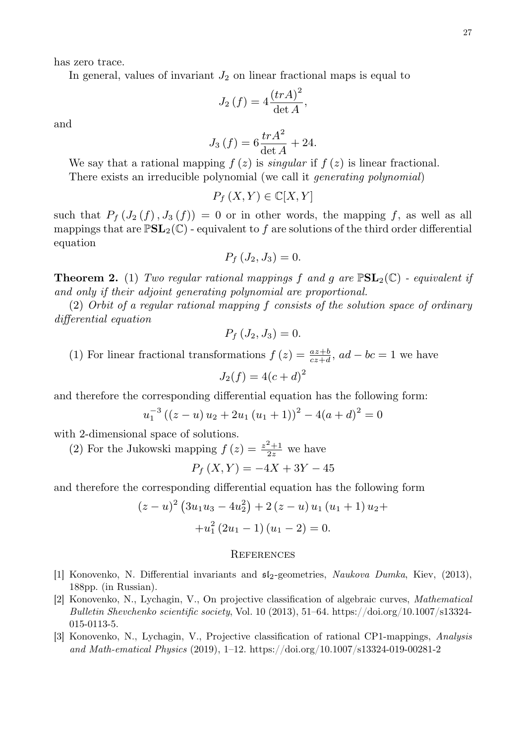has zero trace.

In general, values of invariant $J_2$ on linear fractional maps is equal to

$$J_2(f) = 4\frac{(trA)^2}{\det A},$$

and

$$J_3(f) = 6\frac{trA^2}{\det A} + 24.$$

We say that a rational mapping $f(z)$ is *singular* if $f(z)$ is linear fractional.

There exists an irreducible polynomial (we call it *generating polynomial*)

$$P_f(X,Y) \in \mathbb{C}[X,Y]$$

such that $P_f(J_2(f), J_3(f)) = 0$ or in other words, the mapping $f$, as well as all mappings that are $\mathbb{P}\mathbf{SL}_2(\mathbb{C})$ - equivalent to $f$ are solutions of the third order differential equation

$$P_f(J_2, J_3) = 0.$$

**Theorem 2.** (1) *Two regular rational mappings $f$ and $g$ are $\mathbb{P}\mathbf{SL}_2(\mathbb{C})$ - equivalent if and only if their adjoint generating polynomial are proportional.*

(2) *Orbit of a regular rational mapping $f$ consists of the solution space of ordinary differential equation*

$$P_f(J_2, J_3) = 0.$$

(1) For linear fractional transformations $f(z) = \frac{az+b}{cz+d}$, $ad - bc = 1$ we have

$$J_2(f) = 4(c+d)^2$$

and therefore the corresponding differential equation has the following form:

$$u_1^{-3}\left((z-u)u_2 + 2u_1(u_1+1)\right)^2 - 4(a+d)^2 = 0$$

with 2-dimensional space of solutions.

(2) For the Jukowski mapping $f(z) = \frac{z^2+1}{2z}$ we have

$$P_f(X,Y) = -4X + 3Y - 45$$

and therefore the corresponding differential equation has the following form

$$(z-u)^2\left(3u_1u_3 - 4u_2^2\right) + 2(z-u)u_1(u_1+1)u_2 +$$
$$+ u_1^2(2u_1-1)(u_1-2) = 0.$$

## References

[1] Konovenko, N. Differential invariants and $\mathfrak{sl}_2$-geometries, *Naukova Dumka*, Kiev, (2013), 188pp. (in Russian).

[2] Konovenko, N., Lychagin, V., On projective classification of algebraic curves, *Mathematical Bulletin Shevchenko scientific society*, Vol. 10 (2013), 51–64. https://doi.org/10.1007/s13324-015-0113-5.

[3] Konovenko, N., Lychagin, V., Projective classification of rational CP1-mappings, *Analysis and Math-ematical Physics* (2019), 1–12. https://doi.org/10.1007/s13324-019-00281-2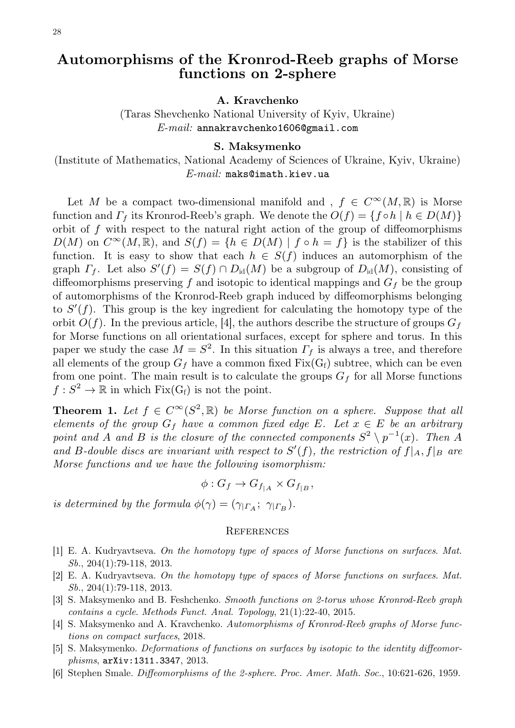# Automorphisms of the Kronrod-Reeb graphs of Morse functions on 2-sphere

**A. Kravchenko**

(Taras Shevchenko National University of Kyiv, Ukraine)
*E-mail:* annakravchenko1606@gmail.com

**S. Maksymenko**

(Institute of Mathematics, National Academy of Sciences of Ukraine, Kyiv, Ukraine)
*E-mail:* maks@imath.kiev.ua

Let $M$ be a compact two-dimensional manifold and , $f \in C^{\infty}(M, \mathbb{R})$ is Morse function and $\Gamma_f$ its Kronrod-Reeb's graph. We denote the $O(f) = \{f \circ h \mid h \in D(M)\}$ orbit of $f$ with respect to the natural right action of the group of diffeomorphisms $D(M)$ on $C^{\infty}(M, \mathbb{R})$, and $S(f) = \{h \in D(M) \mid f \circ h = f\}$ is the stabilizer of this function. It is easy to show that each $h \in S(f)$ induces an automorphism of the graph $\Gamma_f$. Let also $S'(f) = S(f) \cap D_{\mathrm{id}}(M)$ be a subgroup of $D_{\mathrm{id}}(M)$, consisting of diffeomorphisms preserving $f$ and isotopic to identical mappings and $G_f$ be the group of automorphisms of the Kronrod-Reeb graph induced by diffeomorphisms belonging to $S'(f)$. This group is the key ingredient for calculating the homotopy type of the orbit $O(f)$. In the previous article, [4], the authors describe the structure of groups $G_f$ for Morse functions on all orientational surfaces, except for sphere and torus. In this paper we study the case $M = S^2$. In this situation $\Gamma_f$ is always a tree, and therefore all elements of the group $G_f$ have a common fixed $\mathrm{Fix(G_f)}$ subtree, which can be even from one point. The main result is to calculate the groups $G_f$ for all Morse functions $f : S^2 \to \mathbb{R}$ in which $\mathrm{Fix(G_f)}$ is not the point.

**Theorem 1.** *Let $f \in C^{\infty}(S^2, \mathbb{R})$ be Morse function on a sphere. Suppose that all elements of the group $G_f$ have a common fixed edge $E$. Let $x \in E$ be an arbitrary point and $A$ and $B$ is the closure of the connected components $S^2 \setminus p^{-1}(x)$. Then $A$ and $B$-double discs are invariant with respect to $S'(f)$, the restriction of $f|_A, f|_B$ are Morse functions and we have the following isomorphism:*

$$\phi : G_f \to G_{f_{|A}} \times G_{f_{|B}},$$

*is determined by the formula $\phi(\gamma) = (\gamma_{|\Gamma_A};\ \gamma_{|\Gamma_B})$.*

## References

[1] E. A. Kudryavtseva. *On the homotopy type of spaces of Morse functions on surfaces. Mat. Sb.*, 204(1):79-118, 2013.

[2] E. A. Kudryavtseva. *On the homotopy type of spaces of Morse functions on surfaces. Mat. Sb.*, 204(1):79-118, 2013.

[3] S. Maksymenko and B. Feshchenko. *Smooth functions on 2-torus whose Kronrod-Reeb graph contains a cycle. Methods Funct. Anal. Topology*, 21(1):22-40, 2015.

[4] S. Maksymenko and A. Kravchenko. *Automorphisms of Kronrod-Reeb graphs of Morse functions on compact surfaces*, 2018.

[5] S. Maksymenko. *Deformations of functions on surfaces by isotopic to the identity diffeomorphisms*, arXiv:1311.3347, 2013.

[6] Stephen Smale. *Diffeomorphisms of the 2-sphere. Proc. Amer. Math. Soc.*, 10:621-626, 1959.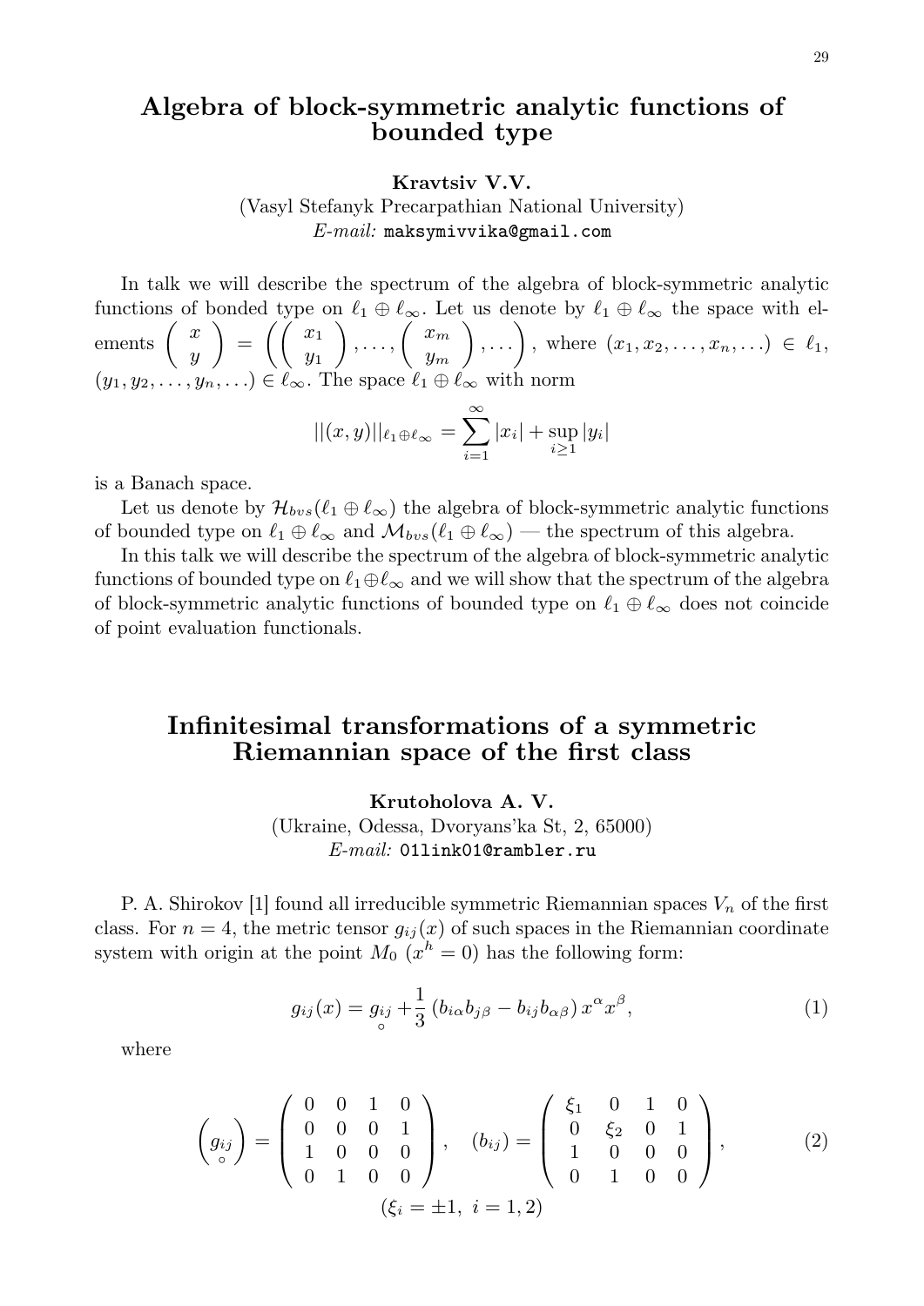## Algebra of block-symmetric analytic functions of bounded type

**Kravtsiv V.V.**

(Vasyl Stefanyk Precarpathian National University)

*E-mail:* maksymivvika@gmail.com

In talk we will describe the spectrum of the algebra of block-symmetric analytic functions of bonded type on $\ell_1 \oplus \ell_\infty$. Let us denote by $\ell_1 \oplus \ell_\infty$ the space with elements $\begin{pmatrix} x \\ y \end{pmatrix} = \left( \begin{pmatrix} x_1 \\ y_1 \end{pmatrix}, \ldots, \begin{pmatrix} x_m \\ y_m \end{pmatrix}, \ldots \right)$, where $(x_1, x_2, \ldots, x_n, \ldots) \in \ell_1$, $(y_1, y_2, \ldots, y_n, \ldots) \in \ell_\infty$. The space $\ell_1 \oplus \ell_\infty$ with norm

$$||(x, y)||_{\ell_1 \oplus \ell_\infty} = \sum_{i=1}^{\infty} |x_i| + \sup_{i \geq 1} |y_i|$$

is a Banach space.

Let us denote by $\mathcal{H}_{bvs}(\ell_1 \oplus \ell_\infty)$ the algebra of block-symmetric analytic functions of bounded type on $\ell_1 \oplus \ell_\infty$ and $\mathcal{M}_{bvs}(\ell_1 \oplus \ell_\infty)$ — the spectrum of this algebra.

In this talk we will describe the spectrum of the algebra of block-symmetric analytic functions of bounded type on $\ell_1 \oplus \ell_\infty$ and we will show that the spectrum of the algebra of block-symmetric analytic functions of bounded type on $\ell_1 \oplus \ell_\infty$ does not coincide of point evaluation functionals.

## Infinitesimal transformations of a symmetric Riemannian space of the first class

**Krutoholova A. V.**

(Ukraine, Odessa, Dvoryans'ka St, 2, 65000)

*E-mail:* 01link01@rambler.ru

P. A. Shirokov [1] found all irreducible symmetric Riemannian spaces $V_n$ of the first class. For $n = 4$, the metric tensor $g_{ij}(x)$ of such spaces in the Riemannian coordinate system with origin at the point $M_0$ ($x^h = 0$) has the following form:

$$g_{ij}(x) = \underset{\circ}{g_{ij}} + \frac{1}{3} \left( b_{i\alpha} b_{j\beta} - b_{ij} b_{\alpha\beta} \right) x^\alpha x^\beta, \tag{1}$$

where

$$\left( \underset{\circ}{g_{ij}} \right) = \begin{pmatrix} 0 & 0 & 1 & 0 \\ 0 & 0 & 0 & 1 \\ 1 & 0 & 0 & 0 \\ 0 & 1 & 0 & 0 \end{pmatrix}, \quad (b_{ij}) = \begin{pmatrix} \xi_1 & 0 & 1 & 0 \\ 0 & \xi_2 & 0 & 1 \\ 1 & 0 & 0 & 0 \\ 0 & 1 & 0 & 0 \end{pmatrix}, \tag{2}$$

$$(\xi_i = \pm 1, \ i = 1, 2)$$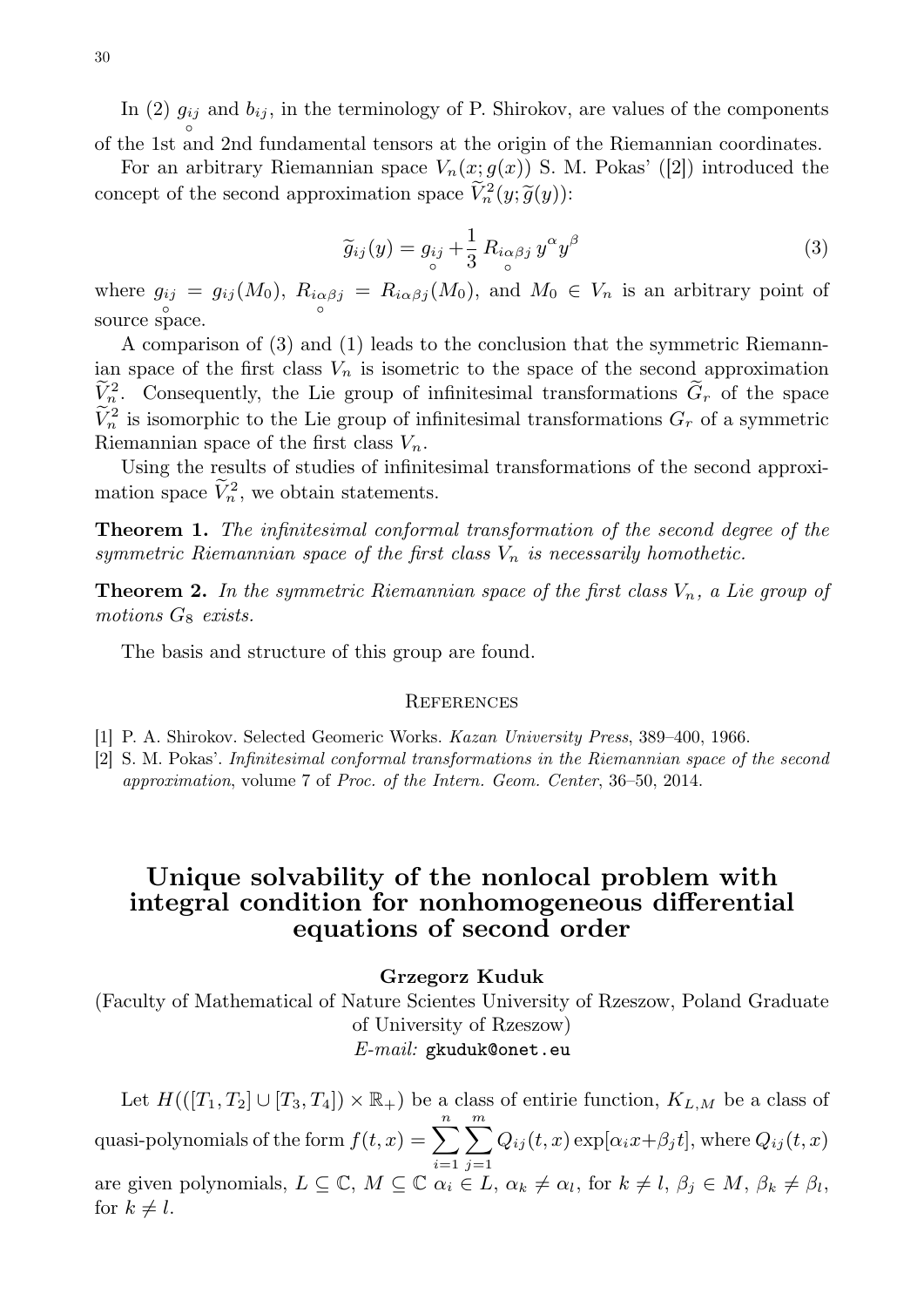In (2) $\underset{\circ}{g}_{ij}$ and $b_{ij}$, in the terminology of P. Shirokov, are values of the components of the 1st and 2nd fundamental tensors at the origin of the Riemannian coordinates.

For an arbitrary Riemannian space $V_n(x; g(x))$ S. M. Pokas' ([2]) introduced the concept of the second approximation space $\widetilde{V}_n^2(y; \widetilde{g}(y))$:

$$\widetilde{g}_{ij}(y) = \underset{\circ}{g}_{ij} + \frac{1}{3} \underset{\circ}{R}_{i\alpha\beta j}\, y^{\alpha} y^{\beta} \tag{3}$$

where $\underset{\circ}{g}_{ij} = g_{ij}(M_0)$, $\underset{\circ}{R}_{i\alpha\beta j} = R_{i\alpha\beta j}(M_0)$, and $M_0 \in V_n$ is an arbitrary point of source space.

A comparison of (3) and (1) leads to the conclusion that the symmetric Riemannian space of the first class $V_n$ is isometric to the space of the second approximation $\widetilde{V}_n^2$. Consequently, the Lie group of infinitesimal transformations $\widetilde{G}_r$ of the space $\widetilde{V}_n^2$ is isomorphic to the Lie group of infinitesimal transformations $G_r$ of a symmetric Riemannian space of the first class $V_n$.

Using the results of studies of infinitesimal transformations of the second approximation space $\widetilde{V}_n^2$, we obtain statements.

**Theorem 1.** *The infinitesimal conformal transformation of the second degree of the symmetric Riemannian space of the first class $V_n$ is necessarily homothetic.*

**Theorem 2.** *In the symmetric Riemannian space of the first class $V_n$, a Lie group of motions $G_8$ exists.*

The basis and structure of this group are found.

### References

[1] P. A. Shirokov. Selected Geomeric Works. *Kazan University Press*, 389–400, 1966.

[2] S. M. Pokas'. *Infinitesimal conformal transformations in the Riemannian space of the second approximation*, volume 7 of *Proc. of the Intern. Geom. Center*, 36–50, 2014.

## Unique solvability of the nonlocal problem with integral condition for nonhomogeneous differential equations of second order

**Grzegorz Kuduk**

(Faculty of Mathematical of Nature Scientes University of Rzeszow, Poland Graduate of University of Rzeszow)

*E-mail:* gkuduk@onet.eu

Let $H(([T_1, T_2] \cup [T_3, T_4]) \times \mathbb{R}_+)$ be a class of entirie function, $K_{L,M}$ be a class of quasi-polynomials of the form $f(t,x) = \sum_{i=1}^{n} \sum_{j=1}^{m} Q_{ij}(t,x) \exp[\alpha_i x + \beta_j t]$, where $Q_{ij}(t,x)$ are given polynomials, $L \subseteq \mathbb{C}$, $M \subseteq \mathbb{C}$ $\alpha_i \in L$, $\alpha_k \neq \alpha_l$, for $k \neq l$, $\beta_j \in M$, $\beta_k \neq \beta_l$, for $k \neq l$.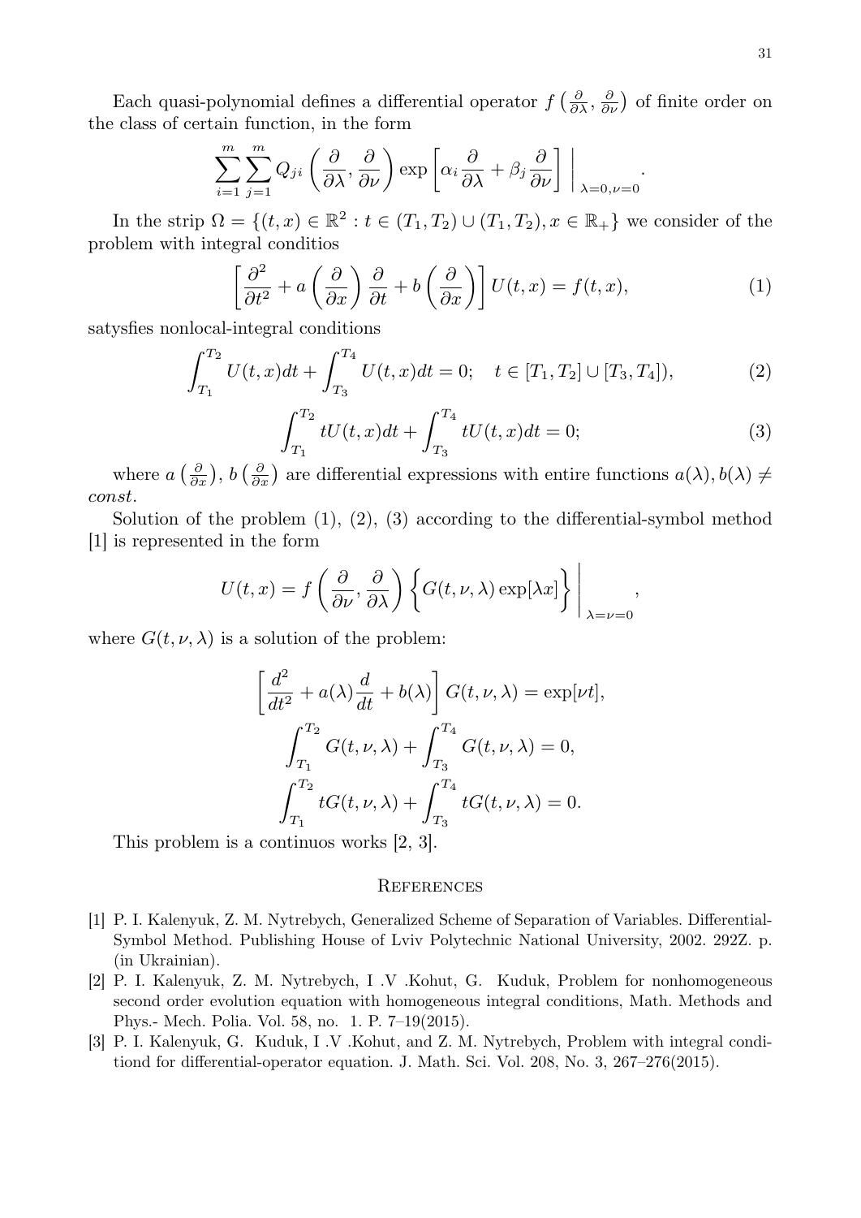Each quasi-polynomial defines a differential operator $f\left(\frac{\partial}{\partial\lambda}, \frac{\partial}{\partial\nu}\right)$ of finite order on the class of certain function, in the form

$$\sum_{i=1}^{m}\sum_{j=1}^{m} Q_{ji}\left(\frac{\partial}{\partial\lambda}, \frac{\partial}{\partial\nu}\right)\exp\left[\alpha_i\frac{\partial}{\partial\lambda} + \beta_j\frac{\partial}{\partial\nu}\right]\Bigg|_{\lambda=0,\nu=0}.$$

In the strip $\Omega = \{(t,x) \in \mathbb{R}^2 : t \in (T_1, T_2) \cup (T_1, T_2), x \in \mathbb{R}_+\}$ we consider of the problem with integral conditios

$$\left[\frac{\partial^2}{\partial t^2} + a\left(\frac{\partial}{\partial x}\right)\frac{\partial}{\partial t} + b\left(\frac{\partial}{\partial x}\right)\right]U(t,x) = f(t,x), \tag{1}$$

satysfies nonlocal-integral conditions

$$\int_{T_1}^{T_2} U(t,x)dt + \int_{T_3}^{T_4} U(t,x)dt = 0; \quad t \in [T_1, T_2] \cup [T_3, T_4]), \tag{2}$$

$$\int_{T_1}^{T_2} tU(t,x)dt + \int_{T_3}^{T_4} tU(t,x)dt = 0; \tag{3}$$

where $a\left(\frac{\partial}{\partial x}\right)$, $b\left(\frac{\partial}{\partial x}\right)$ are differential expressions with entire functions $a(\lambda), b(\lambda) \neq$ *const*.

Solution of the problem (1), (2), (3) according to the differential-symbol method [1] is represented in the form

$$U(t,x) = f\left(\frac{\partial}{\partial\nu}, \frac{\partial}{\partial\lambda}\right)\left\{G(t,\nu,\lambda)\exp[\lambda x]\right\}\Bigg|_{\lambda=\nu=0},$$

where $G(t,\nu,\lambda)$ is a solution of the problem:

$$\left[\frac{d^2}{dt^2} + a(\lambda)\frac{d}{dt} + b(\lambda)\right]G(t,\nu,\lambda) = \exp[\nu t],$$

$$\int_{T_1}^{T_2} G(t,\nu,\lambda) + \int_{T_3}^{T_4} G(t,\nu,\lambda) = 0,$$

$$\int_{T_1}^{T_2} tG(t,\nu,\lambda) + \int_{T_3}^{T_4} tG(t,\nu,\lambda) = 0.$$

This problem is a continuos works [2, 3].

## References

[1] P. I. Kalenyuk, Z. M. Nytrebych, Generalized Scheme of Separation of Variables. Differential-Symbol Method. Publishing House of Lviv Polytechnic National University, 2002. 292Z. p. (in Ukrainian).

[2] P. I. Kalenyuk, Z. M. Nytrebych, I .V .Kohut, G. Kuduk, Problem for nonhomogeneous second order evolution equation with homogeneous integral conditions, Math. Methods and Phys.- Mech. Polia. Vol. 58, no. 1. P. 7–19(2015).

[3] P. I. Kalenyuk, G. Kuduk, I .V .Kohut, and Z. M. Nytrebych, Problem with integral conditiond for differential-operator equation. J. Math. Sci. Vol. 208, No. 3, 267–276(2015).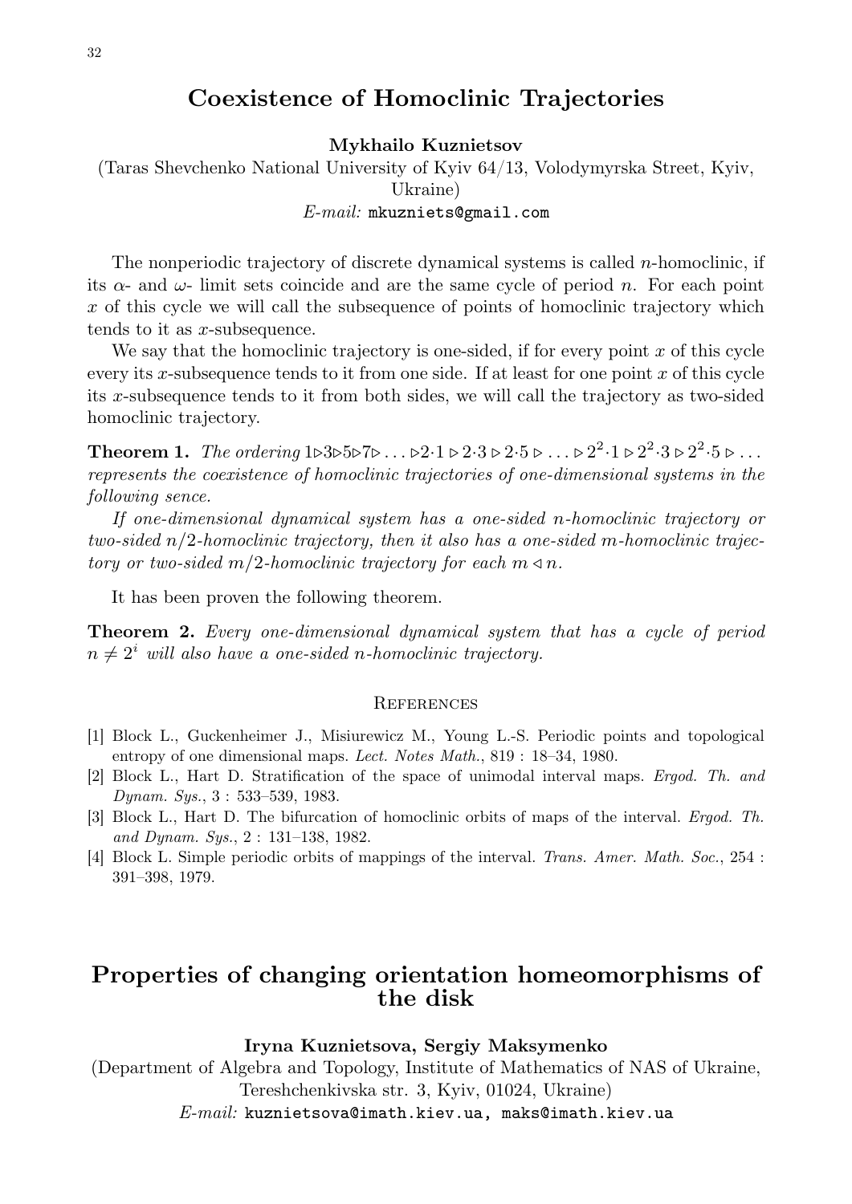# Coexistence of Homoclinic Trajectories

**Mykhailo Kuznietsov**

(Taras Shevchenko National University of Kyiv 64/13, Volodymyrska Street, Kyiv, Ukraine)

*E-mail:* mkuzniets@gmail.com

The nonperiodic trajectory of discrete dynamical systems is called $n$-homoclinic, if its $\alpha$- and $\omega$- limit sets coincide and are the same cycle of period $n$. For each point $x$ of this cycle we will call the subsequence of points of homoclinic trajectory which tends to it as $x$-subsequence.

We say that the homoclinic trajectory is one-sided, if for every point $x$ of this cycle every its $x$-subsequence tends to it from one side. If at least for one point $x$ of this cycle its $x$-subsequence tends to it from both sides, we will call the trajectory as two-sided homoclinic trajectory.

**Theorem 1.** *The ordering* $1 \triangleright 3 \triangleright 5 \triangleright 7 \triangleright \ldots \triangleright 2{\cdot}1 \triangleright 2{\cdot}3 \triangleright 2{\cdot}5 \triangleright \ldots \triangleright 2^2{\cdot}1 \triangleright 2^2{\cdot}3 \triangleright 2^2{\cdot}5 \triangleright \ldots$ *represents the coexistence of homoclinic trajectories of one-dimensional systems in the following sence.*

*If one-dimensional dynamical system has a one-sided $n$-homoclinic trajectory or two-sided $n/2$-homoclinic trajectory, then it also has a one-sided $m$-homoclinic trajectory or two-sided $m/2$-homoclinic trajectory for each $m \triangleleft n$.*

It has been proven the following theorem.

**Theorem 2.** *Every one-dimensional dynamical system that has a cycle of period $n \neq 2^i$ will also have a one-sided $n$-homoclinic trajectory.*

## References

[1] Block L., Guckenheimer J., Misiurewicz M., Young L.-S. Periodic points and topological entropy of one dimensional maps. *Lect. Notes Math.*, 819 : 18–34, 1980.

[2] Block L., Hart D. Stratification of the space of unimodal interval maps. *Ergod. Th. and Dynam. Sys.*, 3 : 533–539, 1983.

[3] Block L., Hart D. The bifurcation of homoclinic orbits of maps of the interval. *Ergod. Th. and Dynam. Sys.*, 2 : 131–138, 1982.

[4] Block L. Simple periodic orbits of mappings of the interval. *Trans. Amer. Math. Soc.*, 254 : 391–398, 1979.

# Properties of changing orientation homeomorphisms of the disk

**Iryna Kuznietsova, Sergiy Maksymenko**

(Department of Algebra and Topology, Institute of Mathematics of NAS of Ukraine, Tereshchenkivska str. 3, Kyiv, 01024, Ukraine)

*E-mail:* kuznietsova@imath.kiev.ua, maks@imath.kiev.ua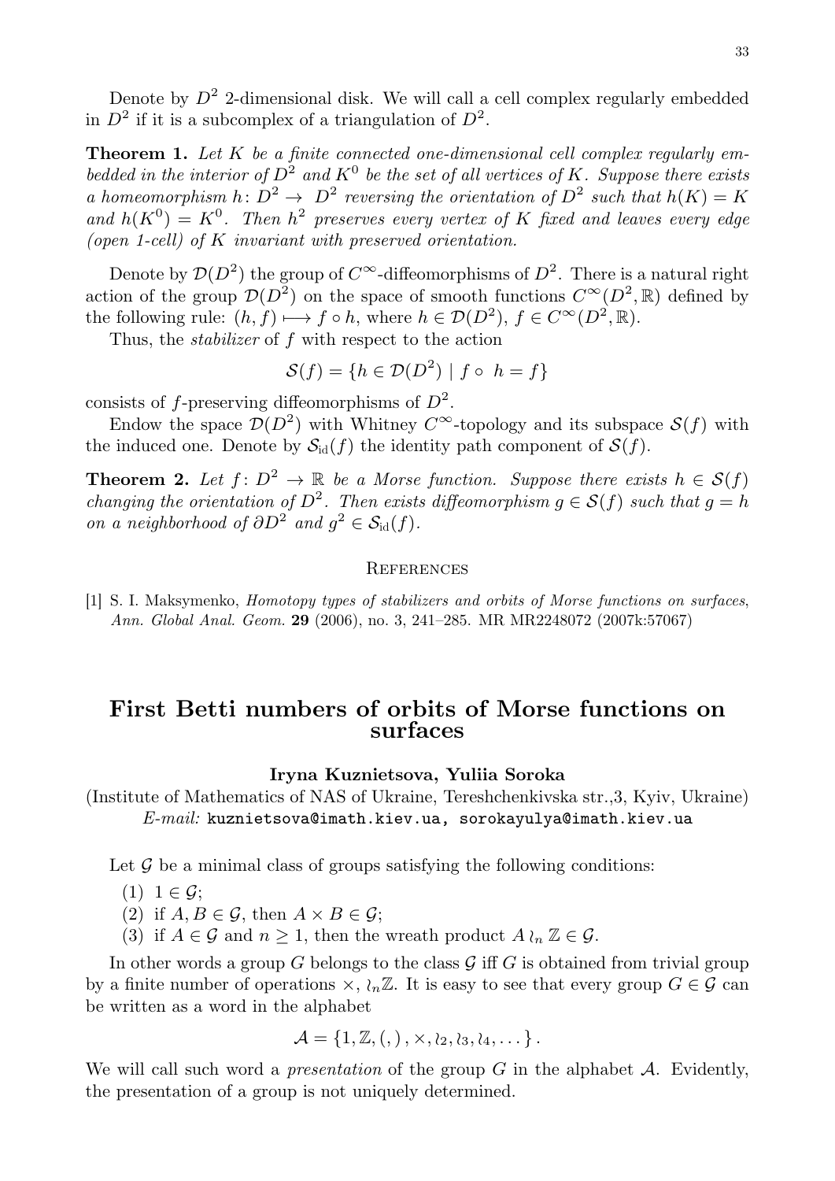Denote by $D^2$ 2-dimensional disk. We will call a cell complex regularly embedded in $D^2$ if it is a subcomplex of a triangulation of $D^2$.

**Theorem 1.** *Let $K$ be a finite connected one-dimensional cell complex regularly embedded in the interior of $D^2$ and $K^0$ be the set of all vertices of $K$. Suppose there exists a homeomorphism $h\colon D^2 \to D^2$ reversing the orientation of $D^2$ such that $h(K) = K$ and $h(K^0) = K^0$. Then $h^2$ preserves every vertex of $K$ fixed and leaves every edge (open 1-cell) of $K$ invariant with preserved orientation.*

Denote by $\mathcal{D}(D^2)$ the group of $C^\infty$-diffeomorphisms of $D^2$. There is a natural right action of the group $\mathcal{D}(D^2)$ on the space of smooth functions $C^\infty(D^2, \mathbb{R})$ defined by the following rule: $(h, f) \longmapsto f \circ h$, where $h \in \mathcal{D}(D^2)$, $f \in C^\infty(D^2, \mathbb{R})$.

Thus, the *stabilizer* of $f$ with respect to the action

$$\mathcal{S}(f) = \{h \in \mathcal{D}(D^2) \mid f \circ h = f\}$$

consists of $f$-preserving diffeomorphisms of $D^2$.

Endow the space $\mathcal{D}(D^2)$ with Whitney $C^\infty$-topology and its subspace $\mathcal{S}(f)$ with the induced one. Denote by $\mathcal{S}_{\mathrm{id}}(f)$ the identity path component of $\mathcal{S}(f)$.

**Theorem 2.** *Let $f\colon D^2 \to \mathbb{R}$ be a Morse function. Suppose there exists $h \in \mathcal{S}(f)$ changing the orientation of $D^2$. Then exists diffeomorphism $g \in \mathcal{S}(f)$ such that $g = h$ on a neighborhood of $\partial D^2$ and $g^2 \in \mathcal{S}_{\mathrm{id}}(f)$.*

## References

[1] S. I. Maksymenko, *Homotopy types of stabilizers and orbits of Morse functions on surfaces*, *Ann. Global Anal. Geom.* **29** (2006), no. 3, 241–285. MR MR2248072 (2007k:57067)

# First Betti numbers of orbits of Morse functions on surfaces

**Iryna Kuznietsova, Yuliia Soroka**

(Institute of Mathematics of NAS of Ukraine, Tereshchenkivska str.,3, Kyiv, Ukraine)
*E-mail:* kuznietsova@imath.kiev.ua, sorokayulya@imath.kiev.ua

Let $\mathcal{G}$ be a minimal class of groups satisfying the following conditions:

(1) $1 \in \mathcal{G}$;

(2) if $A, B \in \mathcal{G}$, then $A \times B \in \mathcal{G}$;

(3) if $A \in \mathcal{G}$ and $n \geq 1$, then the wreath product $A \wr_n \mathbb{Z} \in \mathcal{G}$.

In other words a group $G$ belongs to the class $\mathcal{G}$ iff $G$ is obtained from trivial group by a finite number of operations $\times$, $\wr_n \mathbb{Z}$. It is easy to see that every group $G \in \mathcal{G}$ can be written as a word in the alphabet

$$\mathcal{A} = \{1, \mathbb{Z}, (,), \times, \wr_2, \wr_3, \wr_4, \dots\}.$$

We will call such word a *presentation* of the group $G$ in the alphabet $\mathcal{A}$. Evidently, the presentation of a group is not uniquely determined.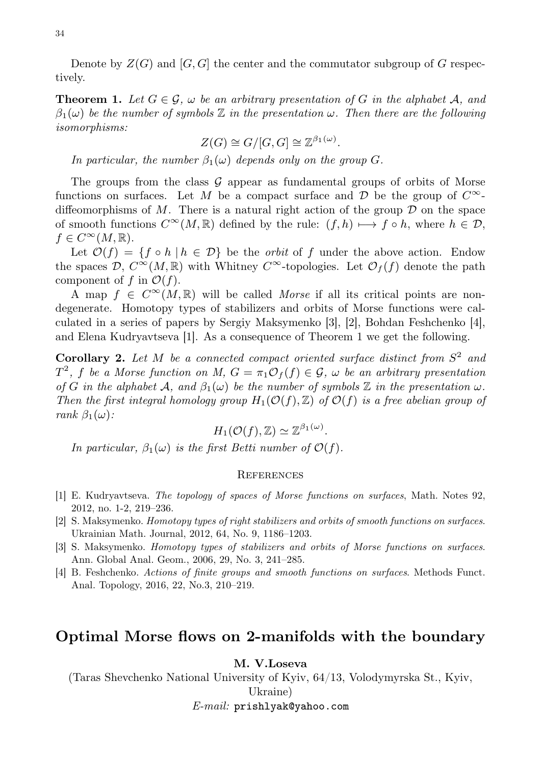Denote by $Z(G)$ and $[G,G]$ the center and the commutator subgroup of $G$ respectively.

**Theorem 1.** *Let $G \in \mathcal{G}$, $\omega$ be an arbitrary presentation of $G$ in the alphabet $\mathcal{A}$, and $\beta_1(\omega)$ be the number of symbols $\mathbb{Z}$ in the presentation $\omega$. Then there are the following isomorphisms:*

$$Z(G) \cong G/[G,G] \cong \mathbb{Z}^{\beta_1(\omega)}.$$

*In particular, the number $\beta_1(\omega)$ depends only on the group $G$.*

The groups from the class $\mathcal{G}$ appear as fundamental groups of orbits of Morse functions on surfaces. Let $M$ be a compact surface and $\mathcal{D}$ be the group of $C^\infty$-diffeomorphisms of $M$. There is a natural right action of the group $\mathcal{D}$ on the space of smooth functions $C^\infty(M,\mathbb{R})$ defined by the rule: $(f,h) \longmapsto f \circ h$, where $h \in \mathcal{D}$, $f \in C^\infty(M,\mathbb{R})$.

Let $\mathcal{O}(f) = \{f \circ h \mid h \in \mathcal{D}\}$ be the *orbit* of $f$ under the above action. Endow the spaces $\mathcal{D}$, $C^\infty(M,\mathbb{R})$ with Whitney $C^\infty$-topologies. Let $\mathcal{O}_f(f)$ denote the path component of $f$ in $\mathcal{O}(f)$.

A map $f \in C^\infty(M,\mathbb{R})$ will be called *Morse* if all its critical points are non-degenerate. Homotopy types of stabilizers and orbits of Morse functions were calculated in a series of papers by Sergiy Maksymenko [3], [2], Bohdan Feshchenko [4], and Elena Kudryavtseva [1]. As a consequence of Theorem 1 we get the following.

**Corollary 2.** *Let $M$ be a connected compact oriented surface distinct from $S^2$ and $T^2$, $f$ be a Morse function on $M$, $G = \pi_1\mathcal{O}_f(f) \in \mathcal{G}$, $\omega$ be an arbitrary presentation of $G$ in the alphabet $\mathcal{A}$, and $\beta_1(\omega)$ be the number of symbols $\mathbb{Z}$ in the presentation $\omega$. Then the first integral homology group $H_1(\mathcal{O}(f),\mathbb{Z})$ of $\mathcal{O}(f)$ is a free abelian group of rank $\beta_1(\omega)$:*

$$H_1(\mathcal{O}(f),\mathbb{Z}) \simeq \mathbb{Z}^{\beta_1(\omega)}.$$

*In particular, $\beta_1(\omega)$ is the first Betti number of $\mathcal{O}(f)$.*

## References

[1] E. Kudryavtseva. *The topology of spaces of Morse functions on surfaces*, Math. Notes 92, 2012, no. 1-2, 219–236.

[2] S. Maksymenko. *Homotopy types of right stabilizers and orbits of smooth functions on surfaces.* Ukrainian Math. Journal, 2012, 64, No. 9, 1186–1203.

[3] S. Maksymenko. *Homotopy types of stabilizers and orbits of Morse functions on surfaces.* Ann. Global Anal. Geom., 2006, 29, No. 3, 241–285.

[4] B. Feshchenko. *Actions of finite groups and smooth functions on surfaces*. Methods Funct. Anal. Topology, 2016, 22, No.3, 210–219.

# Optimal Morse flows on 2-manifolds with the boundary

**M. V.Loseva**

(Taras Shevchenko National University of Kyiv, 64/13, Volodymyrska St., Kyiv, Ukraine)

*E-mail:* prishlyak@yahoo.com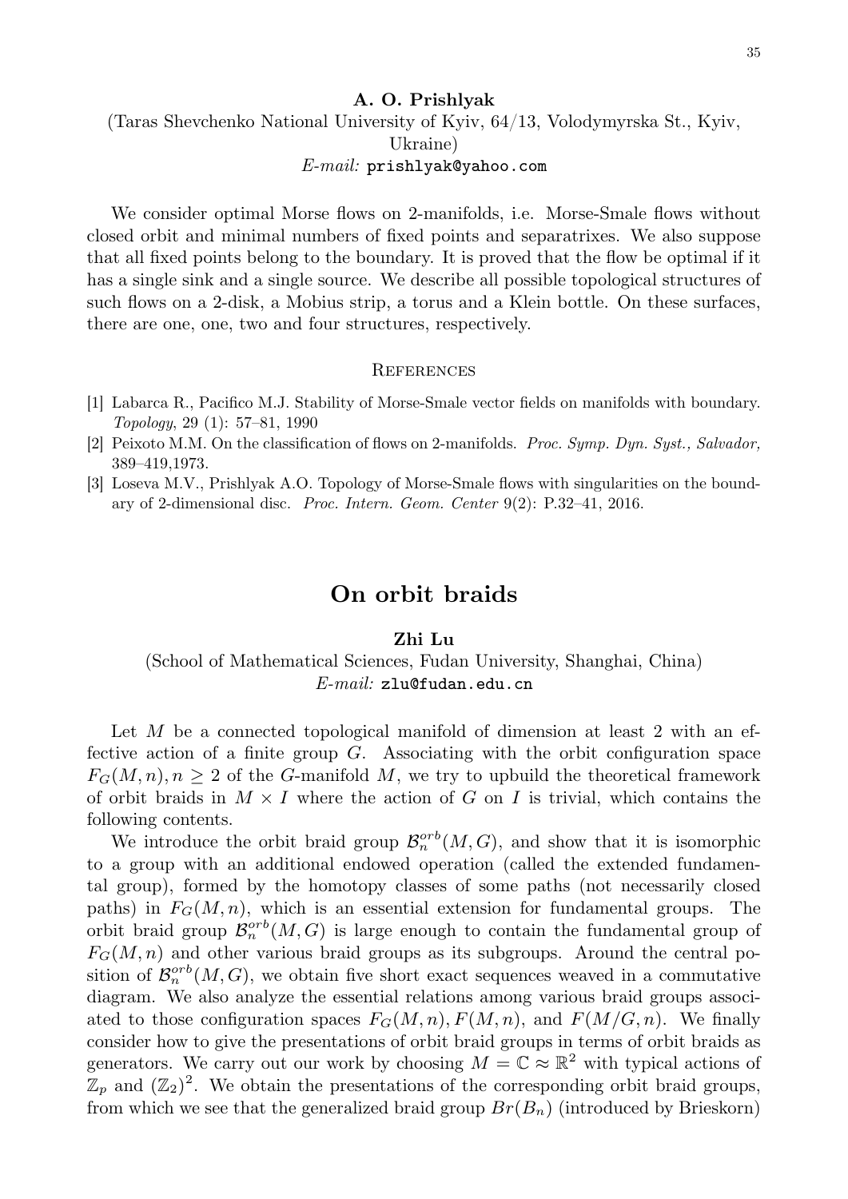**A. O. Prishlyak**

(Taras Shevchenko National University of Kyiv, 64/13, Volodymyrska St., Kyiv, Ukraine)

*E-mail:* prishlyak@yahoo.com

We consider optimal Morse flows on 2-manifolds, i.e. Morse-Smale flows without closed orbit and minimal numbers of fixed points and separatrixes. We also suppose that all fixed points belong to the boundary. It is proved that the flow be optimal if it has a single sink and a single source. We describe all possible topological structures of such flows on a 2-disk, a Mobius strip, a torus and a Klein bottle. On these surfaces, there are one, one, two and four structures, respectively.

### References

[1] Labarca R., Pacifico M.J. Stability of Morse-Smale vector fields on manifolds with boundary. *Topology*, 29 (1): 57–81, 1990

[2] Peixoto M.M. On the classification of flows on 2-manifolds. *Proc. Symp. Dyn. Syst., Salvador,* 389–419,1973.

[3] Loseva M.V., Prishlyak A.O. Topology of Morse-Smale flows with singularities on the boundary of 2-dimensional disc. *Proc. Intern. Geom. Center* 9(2): P.32–41, 2016.

## On orbit braids

**Zhi Lu**

(School of Mathematical Sciences, Fudan University, Shanghai, China)

*E-mail:* zlu@fudan.edu.cn

Let $M$ be a connected topological manifold of dimension at least 2 with an effective action of a finite group $G$. Associating with the orbit configuration space $F_G(M,n), n \geq 2$ of the $G$-manifold $M$, we try to upbuild the theoretical framework of orbit braids in $M \times I$ where the action of $G$ on $I$ is trivial, which contains the following contents.

We introduce the orbit braid group $\mathcal{B}_n^{orb}(M,G)$, and show that it is isomorphic to a group with an additional endowed operation (called the extended fundamental group), formed by the homotopy classes of some paths (not necessarily closed paths) in $F_G(M,n)$, which is an essential extension for fundamental groups. The orbit braid group $\mathcal{B}_n^{orb}(M,G)$ is large enough to contain the fundamental group of $F_G(M,n)$ and other various braid groups as its subgroups. Around the central position of $\mathcal{B}_n^{orb}(M,G)$, we obtain five short exact sequences weaved in a commutative diagram. We also analyze the essential relations among various braid groups associated to those configuration spaces $F_G(M,n), F(M,n)$, and $F(M/G,n)$. We finally consider how to give the presentations of orbit braid groups in terms of orbit braids as generators. We carry out our work by choosing $M = \mathbb{C} \approx \mathbb{R}^2$ with typical actions of $\mathbb{Z}_p$ and $(\mathbb{Z}_2)^2$. We obtain the presentations of the corresponding orbit braid groups, from which we see that the generalized braid group $Br(B_n)$ (introduced by Brieskorn)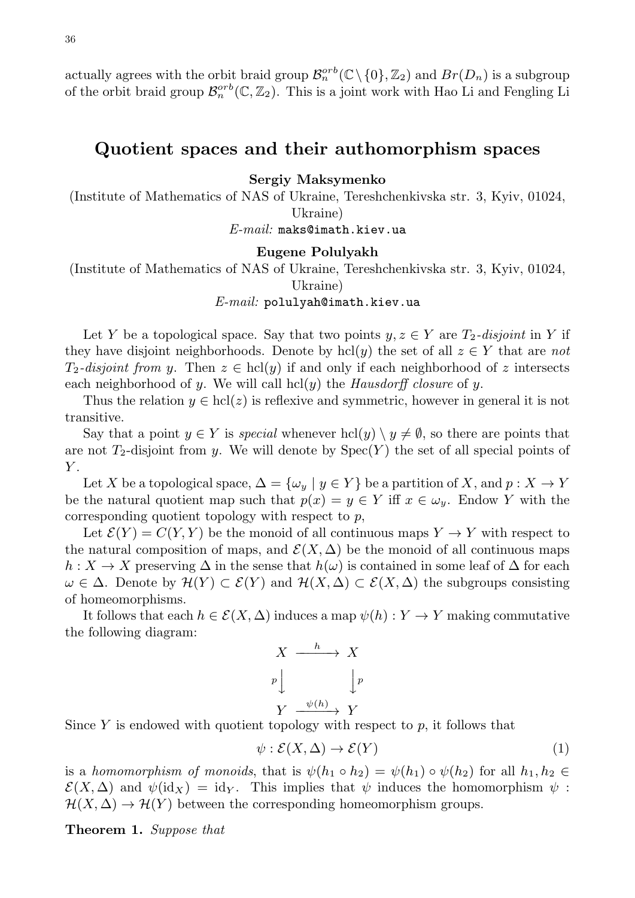actually agrees with the orbit braid group $\mathcal{B}_n^{orb}(\mathbb{C}\setminus\{0\},\mathbb{Z}_2)$ and $Br(D_n)$ is a subgroup of the orbit braid group $\mathcal{B}_n^{orb}(\mathbb{C},\mathbb{Z}_2)$. This is a joint work with Hao Li and Fengling Li

## Quotient spaces and their authomorphism spaces

**Sergiy Maksymenko**

(Institute of Mathematics of NAS of Ukraine, Tereshchenkivska str. 3, Kyiv, 01024, Ukraine)

*E-mail:* maks@imath.kiev.ua

**Eugene Polulyakh**

(Institute of Mathematics of NAS of Ukraine, Tereshchenkivska str. 3, Kyiv, 01024, Ukraine)

*E-mail:* polulyah@imath.kiev.ua

Let $Y$ be a topological space. Say that two points $y, z \in Y$ are *$T_2$-disjoint* in $Y$ if they have disjoint neighborhoods. Denote by $\mathrm{hcl}(y)$ the set of all $z \in Y$ that are *not $T_2$-disjoint from $y$*. Then $z \in \mathrm{hcl}(y)$ if and only if each neighborhood of $z$ intersects each neighborhood of $y$. We will call $\mathrm{hcl}(y)$ the *Hausdorff closure* of $y$.

Thus the relation $y \in \mathrm{hcl}(z)$ is reflexive and symmetric, however in general it is not transitive.

Say that a point $y \in Y$ is *special* whenever $\mathrm{hcl}(y) \setminus y \neq \emptyset$, so there are points that are not $T_2$-disjoint from $y$. We will denote by $\mathrm{Spec}(Y)$ the set of all special points of $Y$.

Let $X$ be a topological space, $\Delta = \{\omega_y \mid y \in Y\}$ be a partition of $X$, and $p : X \to Y$ be the natural quotient map such that $p(x) = y \in Y$ iff $x \in \omega_y$. Endow $Y$ with the corresponding quotient topology with respect to $p$,

Let $\mathcal{E}(Y) = C(Y, Y)$ be the monoid of all continuous maps $Y \to Y$ with respect to the natural composition of maps, and $\mathcal{E}(X, \Delta)$ be the monoid of all continuous maps $h : X \to X$ preserving $\Delta$ in the sense that $h(\omega)$ is contained in some leaf of $\Delta$ for each $\omega \in \Delta$. Denote by $\mathcal{H}(Y) \subset \mathcal{E}(Y)$ and $\mathcal{H}(X, \Delta) \subset \mathcal{E}(X, \Delta)$ the subgroups consisting of homeomorphisms.

It follows that each $h \in \mathcal{E}(X, \Delta)$ induces a map $\psi(h) : Y \to Y$ making commutative the following diagram:

$$\begin{array}{ccc} X & \xrightarrow{\ h\ } & X \\ {\scriptstyle p}\big\downarrow & & \big\downarrow{\scriptstyle p} \\ Y & \xrightarrow{\ \psi(h)\ } & Y \end{array}$$

Since $Y$ is endowed with quotient topology with respect to $p$, it follows that

$$\psi : \mathcal{E}(X, \Delta) \to \mathcal{E}(Y) \tag{1}$$

is a *homomorphism of monoids*, that is $\psi(h_1 \circ h_2) = \psi(h_1) \circ \psi(h_2)$ for all $h_1, h_2 \in \mathcal{E}(X, \Delta)$ and $\psi(\mathrm{id}_X) = \mathrm{id}_Y$. This implies that $\psi$ induces the homomorphism $\psi : \mathcal{H}(X, \Delta) \to \mathcal{H}(Y)$ between the corresponding homeomorphism groups.

**Theorem 1.** *Suppose that*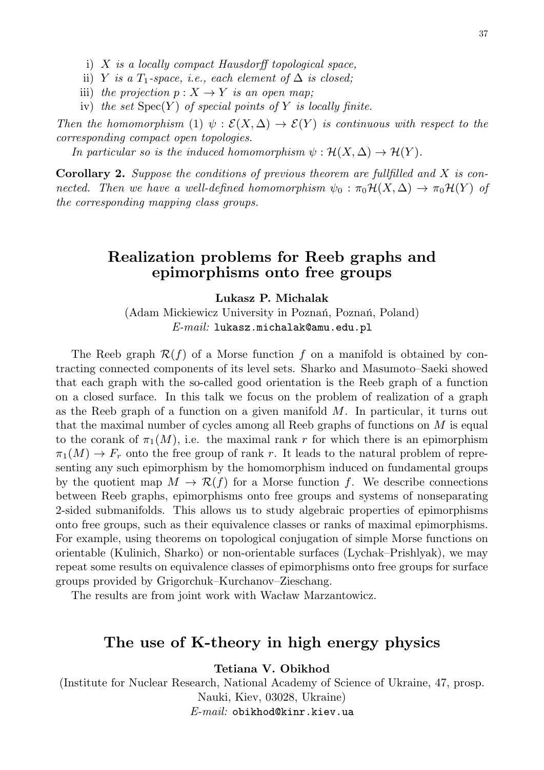i) *$X$ is a locally compact Hausdorff topological space,*

ii) *$Y$ is a $T_1$-space, i.e., each element of $\Delta$ is closed;*

iii) *the projection $p : X \to Y$ is an open map;*

iv) *the set $\mathrm{Spec}(Y)$ of special points of $Y$ is locally finite.*

*Then the homomorphism (1) $\psi : \mathcal{E}(X, \Delta) \to \mathcal{E}(Y)$ is continuous with respect to the corresponding compact open topologies.*

*In particular so is the induced homomorphism $\psi : \mathcal{H}(X, \Delta) \to \mathcal{H}(Y)$.*

**Corollary 2.** *Suppose the conditions of previous theorem are fullfilled and $X$ is connected. Then we have a well-defined homomorphism $\psi_0 : \pi_0\mathcal{H}(X, \Delta) \to \pi_0\mathcal{H}(Y)$ of the corresponding mapping class groups.*

## Realization problems for Reeb graphs and epimorphisms onto free groups

**Lukasz P. Michalak**

(Adam Mickiewicz University in Poznań, Poznań, Poland)
*E-mail:* lukasz.michalak@amu.edu.pl

The Reeb graph $\mathcal{R}(f)$ of a Morse function $f$ on a manifold is obtained by contracting connected components of its level sets. Sharko and Masumoto–Saeki showed that each graph with the so-called good orientation is the Reeb graph of a function on a closed surface. In this talk we focus on the problem of realization of a graph as the Reeb graph of a function on a given manifold $M$. In particular, it turns out that the maximal number of cycles among all Reeb graphs of functions on $M$ is equal to the corank of $\pi_1(M)$, i.e. the maximal rank $r$ for which there is an epimorphism $\pi_1(M) \to F_r$ onto the free group of rank $r$. It leads to the natural problem of representing any such epimorphism by the homomorphism induced on fundamental groups by the quotient map $M \to \mathcal{R}(f)$ for a Morse function $f$. We describe connections between Reeb graphs, epimorphisms onto free groups and systems of nonseparating 2-sided submanifolds. This allows us to study algebraic properties of epimorphisms onto free groups, such as their equivalence classes or ranks of maximal epimorphisms. For example, using theorems on topological conjugation of simple Morse functions on orientable (Kulinich, Sharko) or non-orientable surfaces (Lychak–Prishlyak), we may repeat some results on equivalence classes of epimorphisms onto free groups for surface groups provided by Grigorchuk–Kurchanov–Zieschang.

The results are from joint work with Wacław Marzantowicz.

## The use of K-theory in high energy physics

**Tetiana V. Obikhod**

(Institute for Nuclear Research, National Academy of Science of Ukraine, 47, prosp. Nauki, Kiev, 03028, Ukraine)
*E-mail:* obikhod@kinr.kiev.ua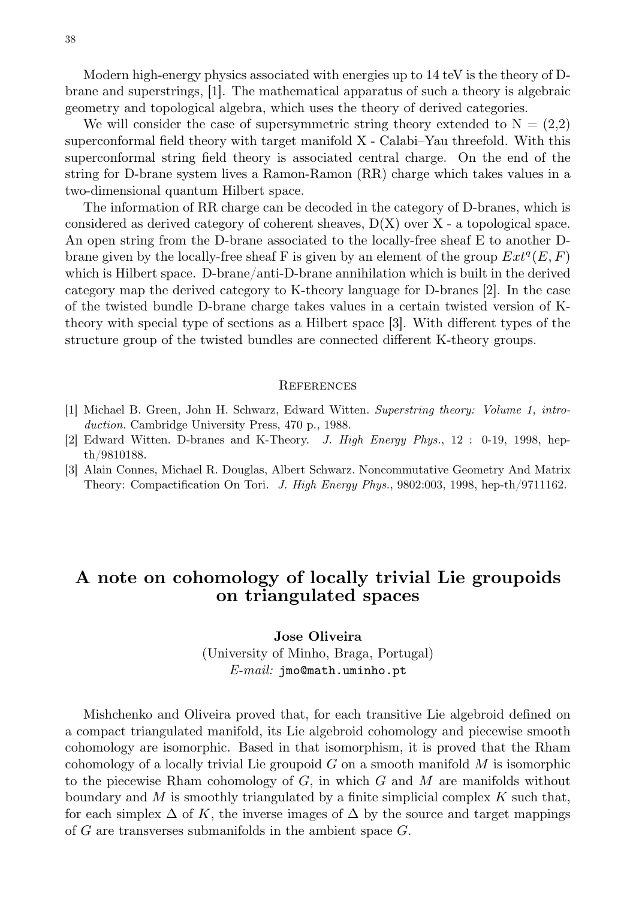Modern high-energy physics associated with energies up to 14 teV is the theory of D-brane and superstrings, [1]. The mathematical apparatus of such a theory is algebraic geometry and topological algebra, which uses the theory of derived categories.

We will consider the case of supersymmetric string theory extended to N = (2,2) superconformal field theory with target manifold X - Calabi–Yau threefold. With this superconformal string field theory is associated central charge. On the end of the string for D-brane system lives a Ramon-Ramon (RR) charge which takes values in a two-dimensional quantum Hilbert space.

The information of RR charge can be decoded in the category of D-branes, which is considered as derived category of coherent sheaves, D(X) over X - a topological space. An open string from the D-brane associated to the locally-free sheaf E to another D-brane given by the locally-free sheaf F is given by an element of the group $Ext^q(E, F)$ which is Hilbert space. D-brane/anti-D-brane annihilation which is built in the derived category map the derived category to K-theory language for D-branes [2]. In the case of the twisted bundle D-brane charge takes values in a certain twisted version of K-theory with special type of sections as a Hilbert space [3]. With different types of the structure group of the twisted bundles are connected different K-theory groups.

## References

[1] Michael B. Green, John H. Schwarz, Edward Witten. *Superstring theory: Volume 1, introduction.* Cambridge University Press, 470 p., 1988.

[2] Edward Witten. D-branes and K-Theory. *J. High Energy Phys.*, 12 : 0-19, 1998, hep-th/9810188.

[3] Alain Connes, Michael R. Douglas, Albert Schwarz. Noncommutative Geometry And Matrix Theory: Compactification On Tori. *J. High Energy Phys.*, 9802:003, 1998, hep-th/9711162.

# A note on cohomology of locally trivial Lie groupoids on triangulated spaces

**Jose Oliveira**

(University of Minho, Braga, Portugal)

*E-mail:* jmo@math.uminho.pt

Mishchenko and Oliveira proved that, for each transitive Lie algebroid defined on a compact triangulated manifold, its Lie algebroid cohomology and piecewise smooth cohomology are isomorphic. Based in that isomorphism, it is proved that the Rham cohomology of a locally trivial Lie groupoid $G$ on a smooth manifold $M$ is isomorphic to the piecewise Rham cohomology of $G$, in which $G$ and $M$ are manifolds without boundary and $M$ is smoothly triangulated by a finite simplicial complex $K$ such that, for each simplex $\Delta$ of $K$, the inverse images of $\Delta$ by the source and target mappings of $G$ are transverses submanifolds in the ambient space $G$.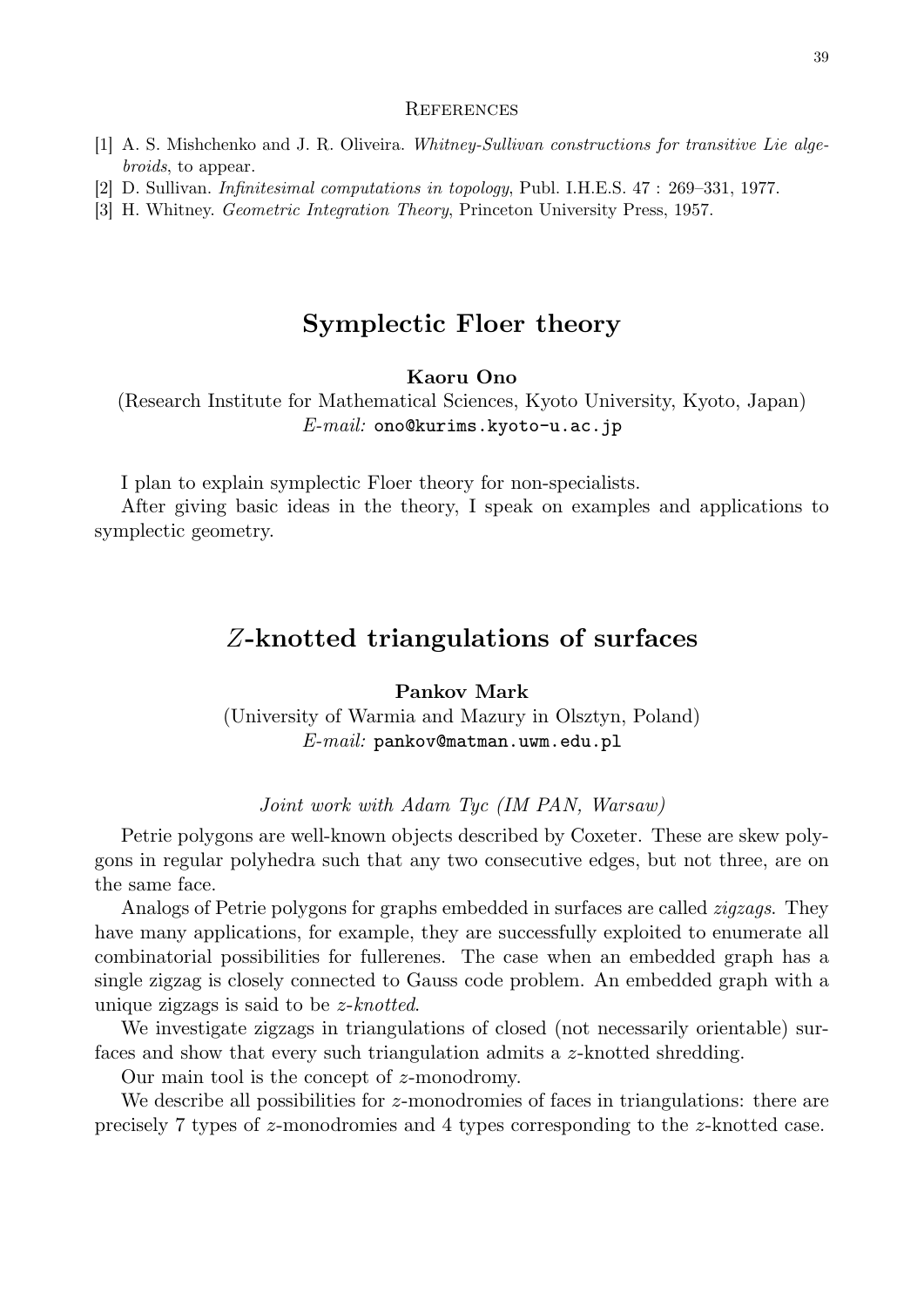## References

[1] A. S. Mishchenko and J. R. Oliveira. *Whitney-Sullivan constructions for transitive Lie algebroids*, to appear.

[2] D. Sullivan. *Infinitesimal computations in topology*, Publ. I.H.E.S. 47 : 269–331, 1977.

[3] H. Whitney. *Geometric Integration Theory*, Princeton University Press, 1957.

# Symplectic Floer theory

**Kaoru Ono**

(Research Institute for Mathematical Sciences, Kyoto University, Kyoto, Japan)
*E-mail:* ono@kurims.kyoto-u.ac.jp

I plan to explain symplectic Floer theory for non-specialists.

After giving basic ideas in the theory, I speak on examples and applications to symplectic geometry.

# $Z$-knotted triangulations of surfaces

**Pankov Mark**

(University of Warmia and Mazury in Olsztyn, Poland)
*E-mail:* pankov@matman.uwm.edu.pl

*Joint work with Adam Tyc (IM PAN, Warsaw)*

Petrie polygons are well-known objects described by Coxeter. These are skew polygons in regular polyhedra such that any two consecutive edges, but not three, are on the same face.

Analogs of Petrie polygons for graphs embedded in surfaces are called *zigzags*. They have many applications, for example, they are successfully exploited to enumerate all combinatorial possibilities for fullerenes. The case when an embedded graph has a single zigzag is closely connected to Gauss code problem. An embedded graph with a unique zigzags is said to be $z$-*knotted*.

We investigate zigzags in triangulations of closed (not necessarily orientable) surfaces and show that every such triangulation admits a $z$-knotted shredding.

Our main tool is the concept of $z$-monodromy.

We describe all possibilities for $z$-monodromies of faces in triangulations: there are precisely 7 types of $z$-monodromies and 4 types corresponding to the $z$-knotted case.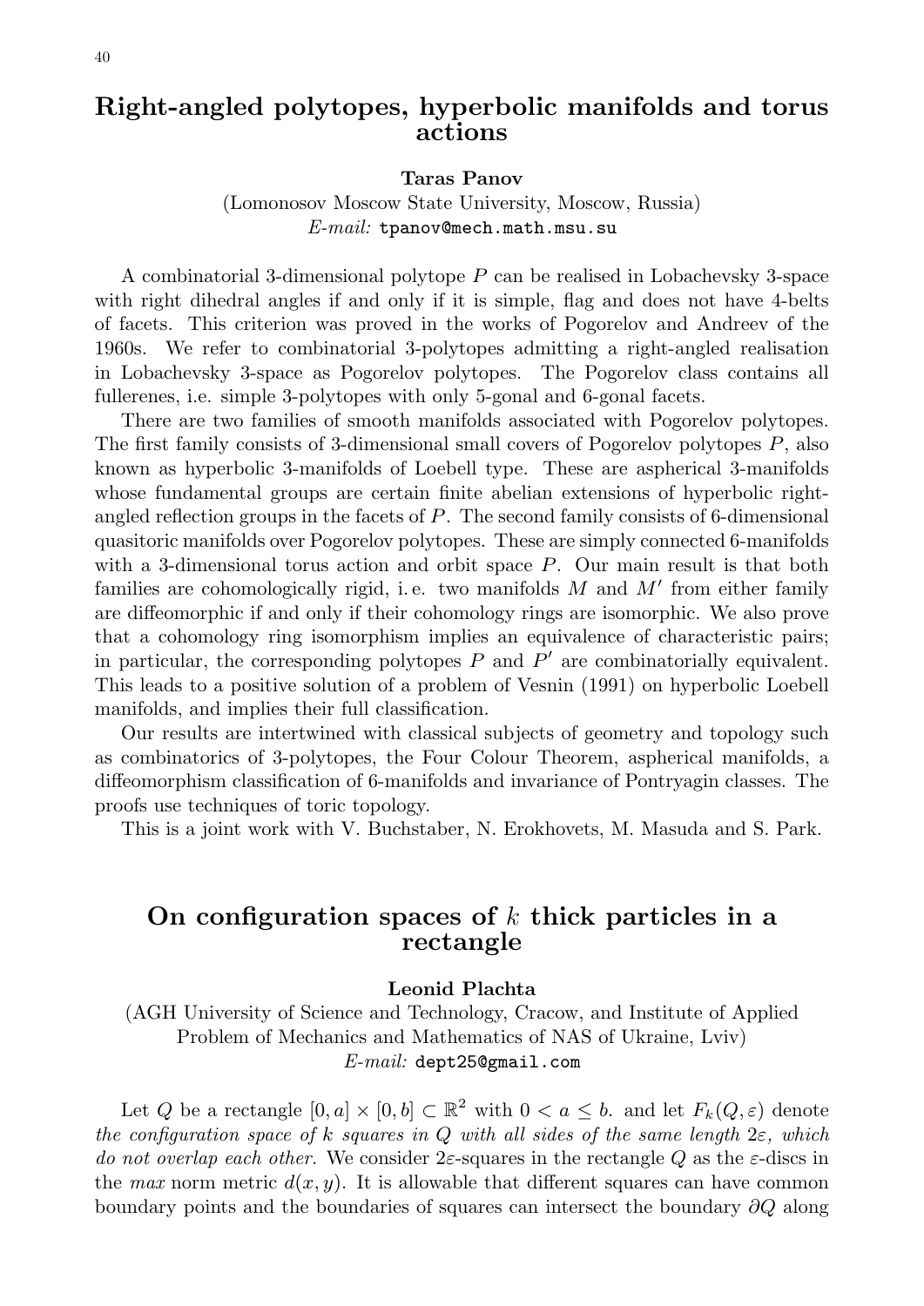## Right-angled polytopes, hyperbolic manifolds and torus actions

**Taras Panov**

(Lomonosov Moscow State University, Moscow, Russia)
*E-mail:* `tpanov@mech.math.msu.su`

A combinatorial 3-dimensional polytope $P$ can be realised in Lobachevsky 3-space with right dihedral angles if and only if it is simple, flag and does not have 4-belts of facets. This criterion was proved in the works of Pogorelov and Andreev of the 1960s. We refer to combinatorial 3-polytopes admitting a right-angled realisation in Lobachevsky 3-space as Pogorelov polytopes. The Pogorelov class contains all fullerenes, i.e. simple 3-polytopes with only 5-gonal and 6-gonal facets.

There are two families of smooth manifolds associated with Pogorelov polytopes. The first family consists of 3-dimensional small covers of Pogorelov polytopes $P$, also known as hyperbolic 3-manifolds of Loebell type. These are aspherical 3-manifolds whose fundamental groups are certain finite abelian extensions of hyperbolic right-angled reflection groups in the facets of $P$. The second family consists of 6-dimensional quasitoric manifolds over Pogorelov polytopes. These are simply connected 6-manifolds with a 3-dimensional torus action and orbit space $P$. Our main result is that both families are cohomologically rigid, i. e. two manifolds $M$ and $M'$ from either family are diffeomorphic if and only if their cohomology rings are isomorphic. We also prove that a cohomology ring isomorphism implies an equivalence of characteristic pairs; in particular, the corresponding polytopes $P$ and $P'$ are combinatorially equivalent. This leads to a positive solution of a problem of Vesnin (1991) on hyperbolic Loebell manifolds, and implies their full classification.

Our results are intertwined with classical subjects of geometry and topology such as combinatorics of 3-polytopes, the Four Colour Theorem, aspherical manifolds, a diffeomorphism classification of 6-manifolds and invariance of Pontryagin classes. The proofs use techniques of toric topology.

This is a joint work with V. Buchstaber, N. Erokhovets, M. Masuda and S. Park.

## On configuration spaces of $k$ thick particles in a rectangle

**Leonid Plachta**

(AGH University of Science and Technology, Cracow, and Institute of Applied Problem of Mechanics and Mathematics of NAS of Ukraine, Lviv)
*E-mail:* `dept25@gmail.com`

Let $Q$ be a rectangle $[0, a] \times [0, b] \subset \mathbb{R}^2$ with $0 < a \leq b$. and let $F_k(Q, \varepsilon)$ denote *the configuration space of $k$ squares in $Q$ with all sides of the same length $2\varepsilon$, which do not overlap each other.* We consider $2\varepsilon$-squares in the rectangle $Q$ as the $\varepsilon$-discs in the *max* norm metric $d(x, y)$. It is allowable that different squares can have common boundary points and the boundaries of squares can intersect the boundary $\partial Q$ along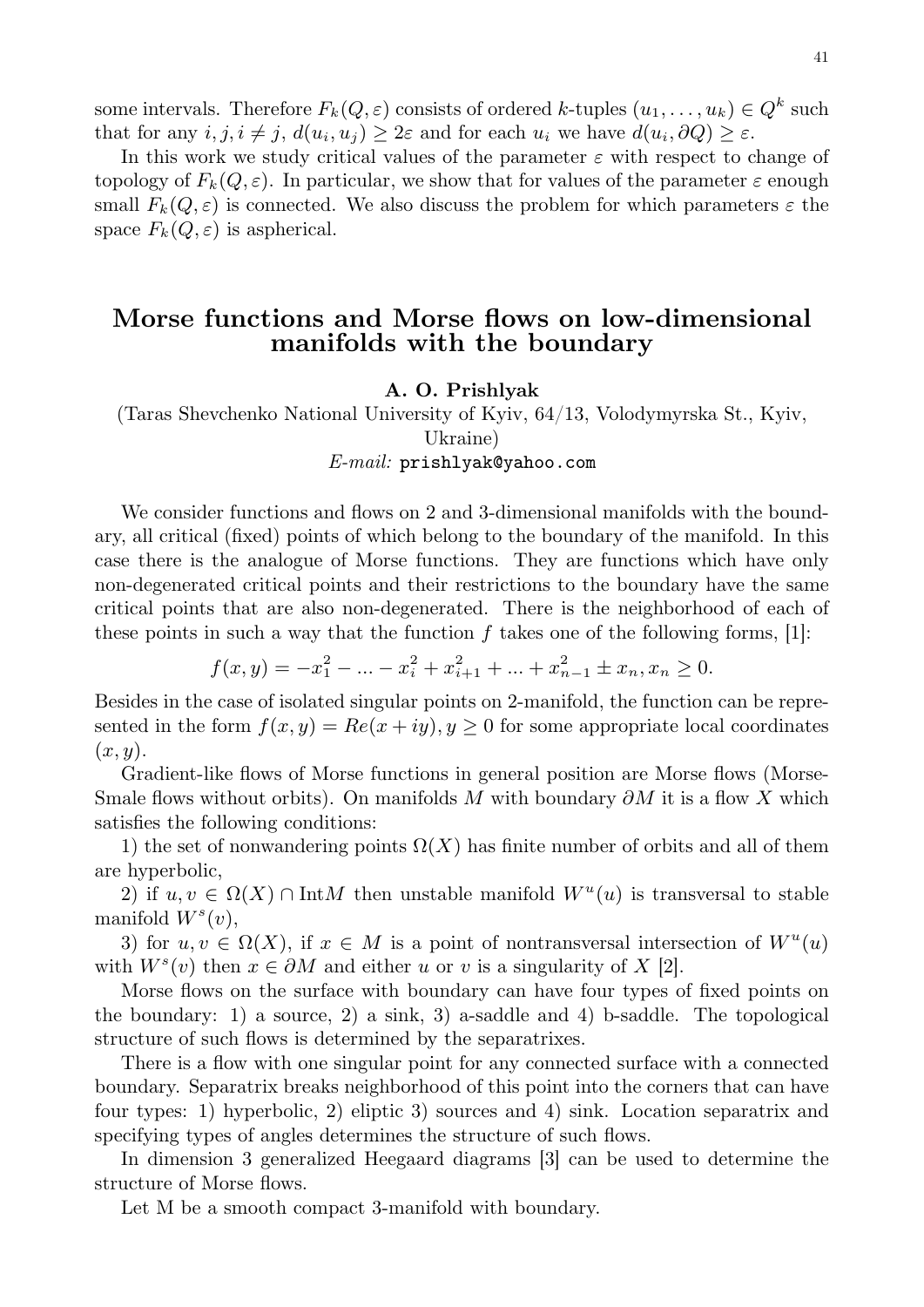some intervals. Therefore $F_k(Q, \varepsilon)$ consists of ordered $k$-tuples $(u_1, \ldots, u_k) \in Q^k$ such that for any $i, j, i \neq j$, $d(u_i, u_j) \geq 2\varepsilon$ and for each $u_i$ we have $d(u_i, \partial Q) \geq \varepsilon$.

In this work we study critical values of the parameter $\varepsilon$ with respect to change of topology of $F_k(Q, \varepsilon)$. In particular, we show that for values of the parameter $\varepsilon$ enough small $F_k(Q, \varepsilon)$ is connected. We also discuss the problem for which parameters $\varepsilon$ the space $F_k(Q, \varepsilon)$ is aspherical.

## Morse functions and Morse flows on low-dimensional manifolds with the boundary

**A. O. Prishlyak**

(Taras Shevchenko National University of Kyiv, 64/13, Volodymyrska St., Kyiv, Ukraine)

*E-mail:* `prishlyak@yahoo.com`

We consider functions and flows on 2 and 3-dimensional manifolds with the boundary, all critical (fixed) points of which belong to the boundary of the manifold. In this case there is the analogue of Morse functions. They are functions which have only non-degenerated critical points and their restrictions to the boundary have the same critical points that are also non-degenerated. There is the neighborhood of each of these points in such a way that the function $f$ takes one of the following forms, [1]:

$$f(x, y) = -x_1^2 - ... - x_i^2 + x_{i+1}^2 + ... + x_{n-1}^2 \pm x_n, x_n \geq 0.$$

Besides in the case of isolated singular points on 2-manifold, the function can be represented in the form $f(x, y) = Re(x + iy), y \geq 0$ for some appropriate local coordinates $(x, y)$.

Gradient-like flows of Morse functions in general position are Morse flows (Morse-Smale flows without orbits). On manifolds $M$ with boundary $\partial M$ it is a flow $X$ which satisfies the following conditions:

1) the set of nonwandering points $\Omega(X)$ has finite number of orbits and all of them are hyperbolic,

2) if $u, v \in \Omega(X) \cap \text{Int}M$ then unstable manifold $W^u(u)$ is transversal to stable manifold $W^s(v)$,

3) for $u, v \in \Omega(X)$, if $x \in M$ is a point of nontransversal intersection of $W^u(u)$ with $W^s(v)$ then $x \in \partial M$ and either $u$ or $v$ is a singularity of $X$ [2].

Morse flows on the surface with boundary can have four types of fixed points on the boundary: 1) a source, 2) a sink, 3) a-saddle and 4) b-saddle. The topological structure of such flows is determined by the separatrixes.

There is a flow with one singular point for any connected surface with a connected boundary. Separatrix breaks neighborhood of this point into the corners that can have four types: 1) hyperbolic, 2) eliptic 3) sources and 4) sink. Location separatrix and specifying types of angles determines the structure of such flows.

In dimension 3 generalized Heegaard diagrams [3] can be used to determine the structure of Morse flows.

Let M be a smooth compact 3-manifold with boundary.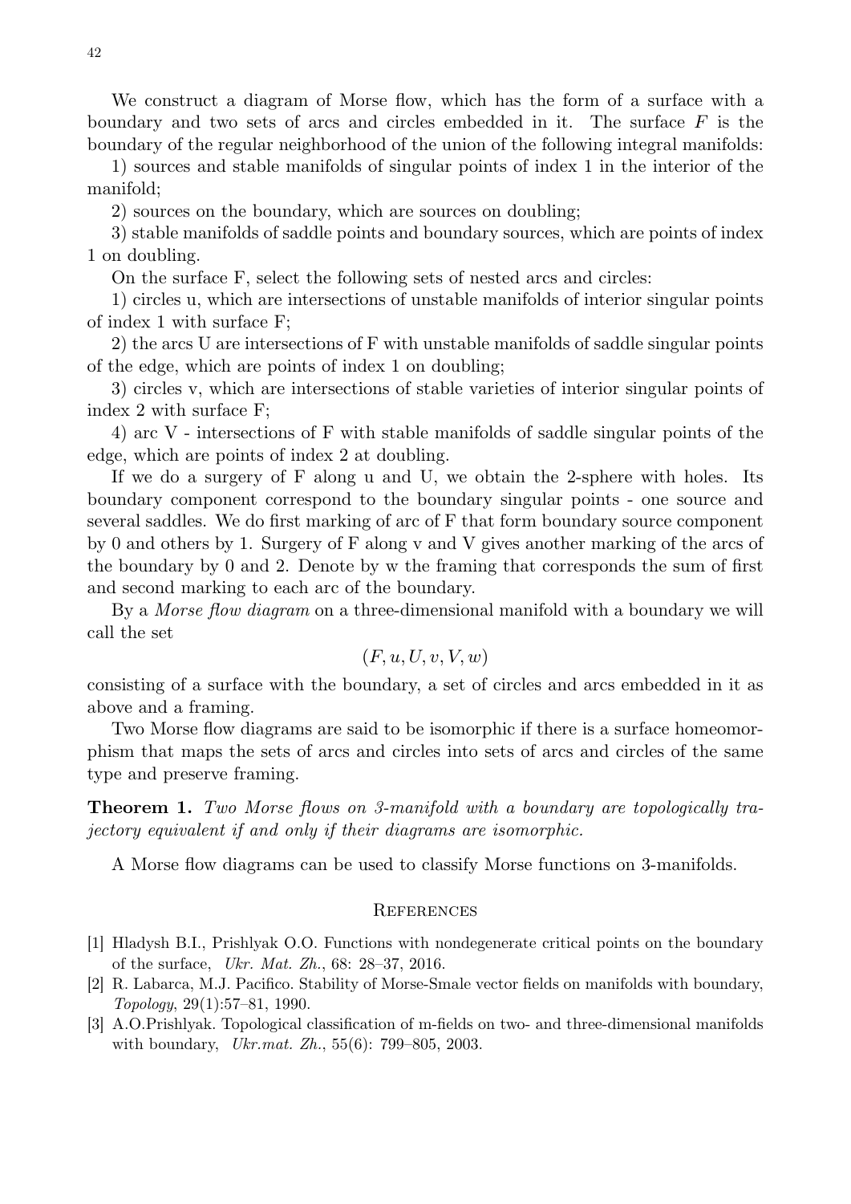We construct a diagram of Morse flow, which has the form of a surface with a boundary and two sets of arcs and circles embedded in it. The surface $F$ is the boundary of the regular neighborhood of the union of the following integral manifolds:

1) sources and stable manifolds of singular points of index 1 in the interior of the manifold;

2) sources on the boundary, which are sources on doubling;

3) stable manifolds of saddle points and boundary sources, which are points of index 1 on doubling.

On the surface F, select the following sets of nested arcs and circles:

1) circles u, which are intersections of unstable manifolds of interior singular points of index 1 with surface F;

2) the arcs U are intersections of F with unstable manifolds of saddle singular points of the edge, which are points of index 1 on doubling;

3) circles v, which are intersections of stable varieties of interior singular points of index 2 with surface F;

4) arc V - intersections of F with stable manifolds of saddle singular points of the edge, which are points of index 2 at doubling.

If we do a surgery of F along u and U, we obtain the 2-sphere with holes. Its boundary component correspond to the boundary singular points - one source and several saddles. We do first marking of arc of F that form boundary source component by 0 and others by 1. Surgery of F along v and V gives another marking of the arcs of the boundary by 0 and 2. Denote by w the framing that corresponds the sum of first and second marking to each arc of the boundary.

By a *Morse flow diagram* on a three-dimensional manifold with a boundary we will call the set

$$(F, u, U, v, V, w)$$

consisting of a surface with the boundary, a set of circles and arcs embedded in it as above and a framing.

Two Morse flow diagrams are said to be isomorphic if there is a surface homeomorphism that maps the sets of arcs and circles into sets of arcs and circles of the same type and preserve framing.

**Theorem 1.** *Two Morse flows on 3-manifold with a boundary are topologically trajectory equivalent if and only if their diagrams are isomorphic.*

A Morse flow diagrams can be used to classify Morse functions on 3-manifolds.

## References

[1] Hladysh B.I., Prishlyak O.O. Functions with nondegenerate critical points on the boundary of the surface, *Ukr. Mat. Zh.*, 68: 28–37, 2016.

[2] R. Labarca, M.J. Pacifico. Stability of Morse-Smale vector fields on manifolds with boundary, *Topology*, 29(1):57–81, 1990.

[3] A.O.Prishlyak. Topological classification of m-fields on two- and three-dimensional manifolds with boundary, *Ukr.mat. Zh.*, 55(6): 799–805, 2003.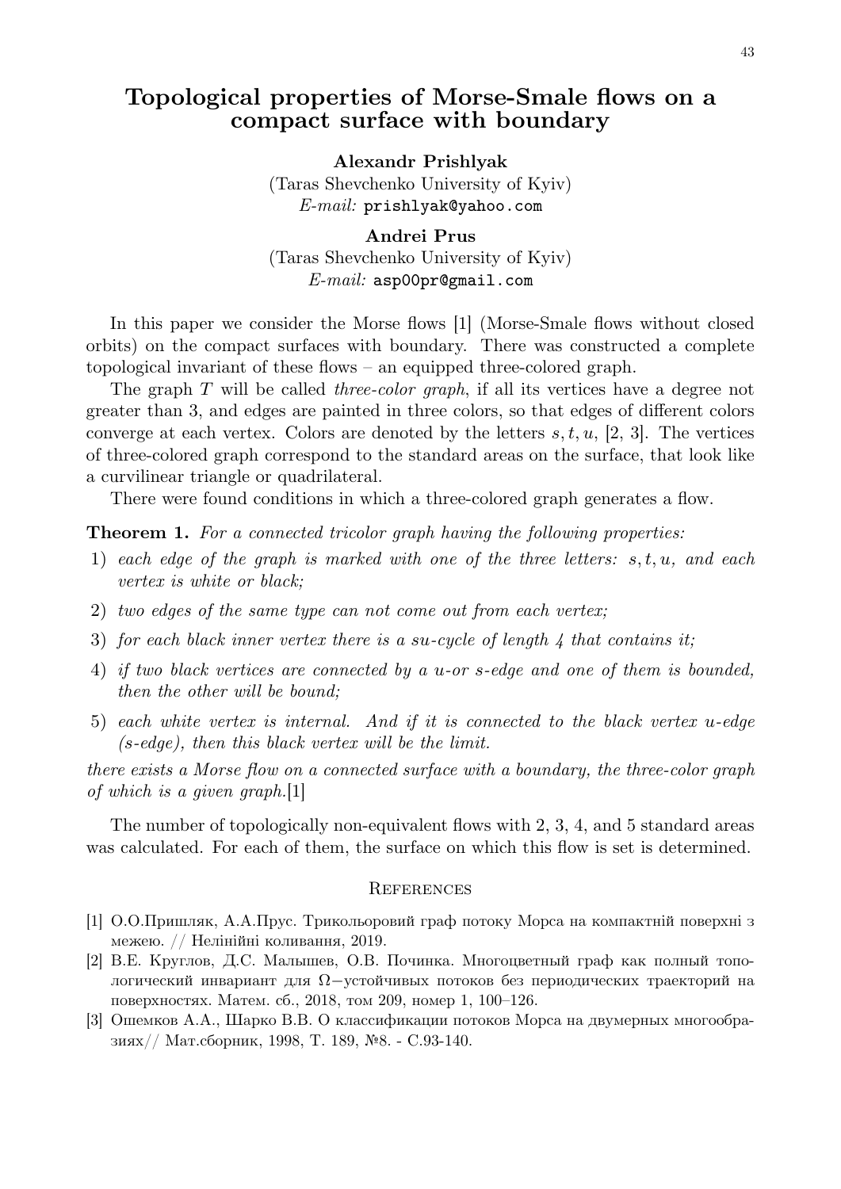# Topological properties of Morse-Smale flows on a compact surface with boundary

**Alexandr Prishlyak**

(Taras Shevchenko University of Kyiv)
*E-mail:* `prishlyak@yahoo.com`

**Andrei Prus**

(Taras Shevchenko University of Kyiv)
*E-mail:* `asp00pr@gmail.com`

In this paper we consider the Morse flows [1] (Morse-Smale flows without closed orbits) on the compact surfaces with boundary. There was constructed a complete topological invariant of these flows – an equipped three-colored graph.

The graph $T$ will be called *three-color graph*, if all its vertices have a degree not greater than 3, and edges are painted in three colors, so that edges of different colors converge at each vertex. Colors are denoted by the letters $s, t, u$, [2, 3]. The vertices of three-colored graph correspond to the standard areas on the surface, that look like a curvilinear triangle or quadrilateral.

There were found conditions in which a three-colored graph generates a flow.

**Theorem 1.** *For a connected tricolor graph having the following properties:*

1) *each edge of the graph is marked with one of the three letters: $s, t, u$, and each vertex is white or black;*
2) *two edges of the same type can not come out from each vertex;*
3) *for each black inner vertex there is a su-cycle of length 4 that contains it;*
4) *if two black vertices are connected by a u-or s-edge and one of them is bounded, then the other will be bound;*
5) *each white vertex is internal. And if it is connected to the black vertex u-edge (s-edge), then this black vertex will be the limit.*

*there exists a Morse flow on a connected surface with a boundary, the three-color graph of which is a given graph.*[1]

The number of topologically non-equivalent flows with 2, 3, 4, and 5 standard areas was calculated. For each of them, the surface on which this flow is set is determined.

## References

[1] О.О.Пришляк, А.А.Прус. Трикольоровий граф потоку Морса на компактній поверхні з межею. // Нелінійні коливання, 2019.

[2] В.Е. Круглов, Д.С. Малышев, О.В. Починка. Многоцветный граф как полный топологический инвариант для $\Omega-$устойчивых потоков без периодических траекторий на поверхностях. Матем. сб., 2018, том 209, номер 1, 100–126.

[3] Ошемков А.А., Шарко В.В. О классификации потоков Морса на двумерных многообразиях// Мат.сборник, 1998, Т. 189, №8. - С.93-140.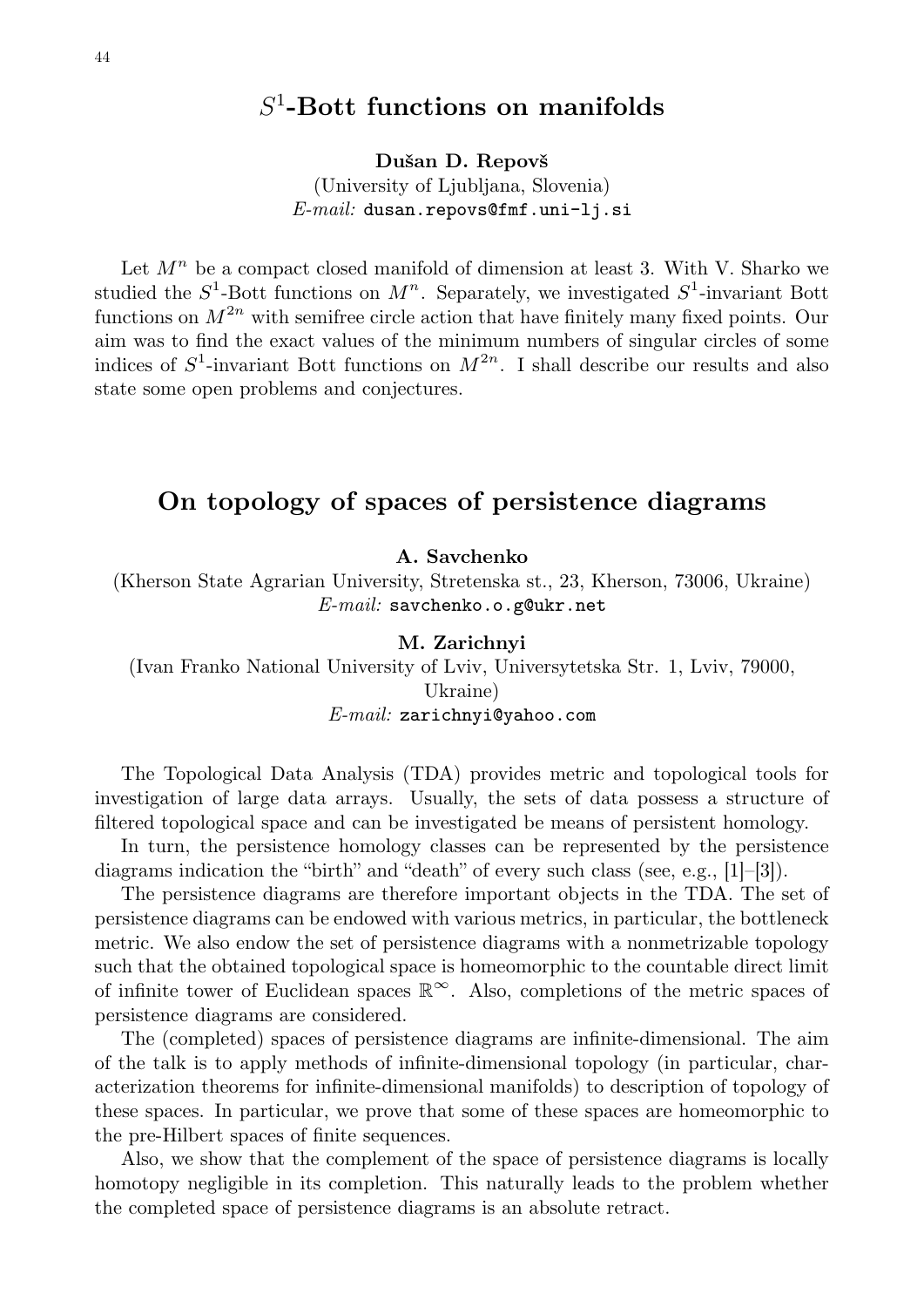## $S^1$-Bott functions on manifolds

**Dušan D. Repovš**
(University of Ljubljana, Slovenia)
*E-mail:* dusan.repovs@fmf.uni-lj.si

Let $M^n$ be a compact closed manifold of dimension at least 3. With V. Sharko we studied the $S^1$-Bott functions on $M^n$. Separately, we investigated $S^1$-invariant Bott functions on $M^{2n}$ with semifree circle action that have finitely many fixed points. Our aim was to find the exact values of the minimum numbers of singular circles of some indices of $S^1$-invariant Bott functions on $M^{2n}$. I shall describe our results and also state some open problems and conjectures.

## On topology of spaces of persistence diagrams

**A. Savchenko**
(Kherson State Agrarian University, Stretenska st., 23, Kherson, 73006, Ukraine)
*E-mail:* savchenko.o.g@ukr.net

**M. Zarichnyi**
(Ivan Franko National University of Lviv, Universytetska Str. 1, Lviv, 79000, Ukraine)
*E-mail:* zarichnyi@yahoo.com

The Topological Data Analysis (TDA) provides metric and topological tools for investigation of large data arrays. Usually, the sets of data possess a structure of filtered topological space and can be investigated be means of persistent homology.

In turn, the persistence homology classes can be represented by the persistence diagrams indication the "birth" and "death" of every such class (see, e.g., [1]–[3]).

The persistence diagrams are therefore important objects in the TDA. The set of persistence diagrams can be endowed with various metrics, in particular, the bottleneck metric. We also endow the set of persistence diagrams with a nonmetrizable topology such that the obtained topological space is homeomorphic to the countable direct limit of infinite tower of Euclidean spaces $\mathbb{R}^\infty$. Also, completions of the metric spaces of persistence diagrams are considered.

The (completed) spaces of persistence diagrams are infinite-dimensional. The aim of the talk is to apply methods of infinite-dimensional topology (in particular, characterization theorems for infinite-dimensional manifolds) to description of topology of these spaces. In particular, we prove that some of these spaces are homeomorphic to the pre-Hilbert spaces of finite sequences.

Also, we show that the complement of the space of persistence diagrams is locally homotopy negligible in its completion. This naturally leads to the problem whether the completed space of persistence diagrams is an absolute retract.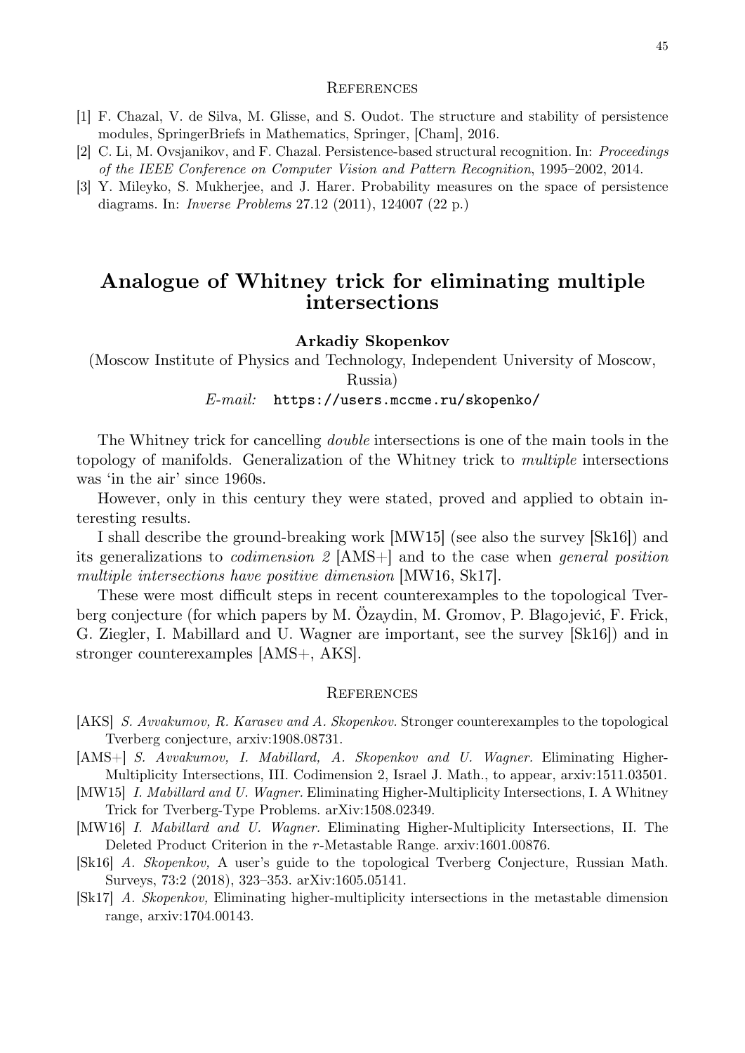### References

[1] F. Chazal, V. de Silva, M. Glisse, and S. Oudot. The structure and stability of persistence modules, SpringerBriefs in Mathematics, Springer, [Cham], 2016.

[2] C. Li, M. Ovsjanikov, and F. Chazal. Persistence-based structural recognition. In: *Proceedings of the IEEE Conference on Computer Vision and Pattern Recognition*, 1995–2002, 2014.

[3] Y. Mileyko, S. Mukherjee, and J. Harer. Probability measures on the space of persistence diagrams. In: *Inverse Problems* 27.12 (2011), 124007 (22 p.)

# Analogue of Whitney trick for eliminating multiple intersections

**Arkadiy Skopenkov**

(Moscow Institute of Physics and Technology, Independent University of Moscow, Russia)

*E-mail:* `https://users.mccme.ru/skopenko/`

The Whitney trick for cancelling *double* intersections is one of the main tools in the topology of manifolds. Generalization of the Whitney trick to *multiple* intersections was 'in the air' since 1960s.

However, only in this century they were stated, proved and applied to obtain interesting results.

I shall describe the ground-breaking work [MW15] (see also the survey [Sk16]) and its generalizations to *codimension 2* [AMS+] and to the case when *general position multiple intersections have positive dimension* [MW16, Sk17].

These were most difficult steps in recent counterexamples to the topological Tverberg conjecture (for which papers by M. Özaydin, M. Gromov, P. Blagojević, F. Frick, G. Ziegler, I. Mabillard and U. Wagner are important, see the survey [Sk16]) and in stronger counterexamples [AMS+, AKS].

### References

[AKS] *S. Avvakumov, R. Karasev and A. Skopenkov.* Stronger counterexamples to the topological Tverberg conjecture, arxiv:1908.08731.

[AMS+] *S. Avvakumov, I. Mabillard, A. Skopenkov and U. Wagner.* Eliminating Higher-Multiplicity Intersections, III. Codimension 2, Israel J. Math., to appear, arxiv:1511.03501.

[MW15] *I. Mabillard and U. Wagner.* Eliminating Higher-Multiplicity Intersections, I. A Whitney Trick for Tverberg-Type Problems. arXiv:1508.02349.

[MW16] *I. Mabillard and U. Wagner.* Eliminating Higher-Multiplicity Intersections, II. The Deleted Product Criterion in the $r$-Metastable Range. arxiv:1601.00876.

[Sk16] *A. Skopenkov,* A user's guide to the topological Tverberg Conjecture, Russian Math. Surveys, 73:2 (2018), 323–353. arXiv:1605.05141.

[Sk17] *A. Skopenkov,* Eliminating higher-multiplicity intersections in the metastable dimension range, arxiv:1704.00143.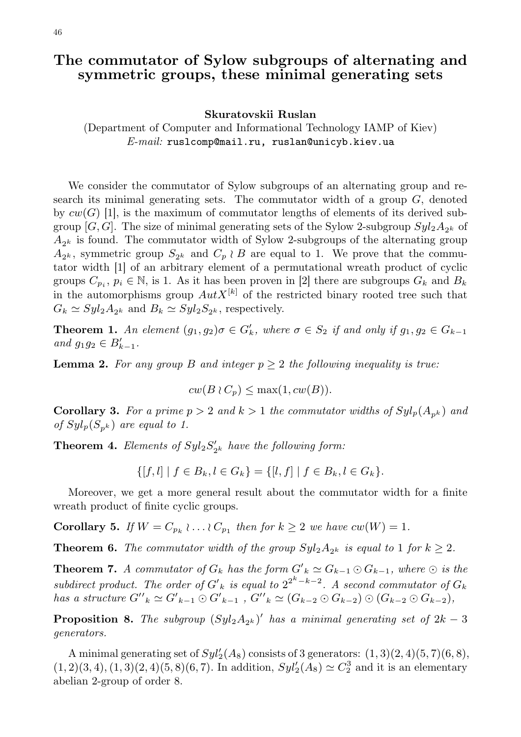# The commutator of Sylow subgroups of alternating and symmetric groups, these minimal generating sets

**Skuratovskii Ruslan**

(Department of Computer and Informational Technology IAMP of Kiev)
*E-mail:* ruslcomp@mail.ru, ruslan@unicyb.kiev.ua

We consider the commutator of Sylow subgroups of an alternating group and research its minimal generating sets. The commutator width of a group $G$, denoted by $cw(G)$ [1], is the maximum of commutator lengths of elements of its derived subgroup $[G,G]$. The size of minimal generating sets of the Sylow 2-subgroup $Syl_2 A_{2^k}$ of $A_{2^k}$ is found. The commutator width of Sylow 2-subgroups of the alternating group $A_{2^k}$, symmetric group $S_{2^k}$ and $C_p \wr B$ are equal to 1. We prove that the commutator width [1] of an arbitrary element of a permutational wreath product of cyclic groups $C_{p_i}$, $p_i \in \mathbb{N}$, is 1. As it has been proven in [2] there are subgroups $G_k$ and $B_k$ in the automorphisms group $AutX^{[k]}$ of the restricted binary rooted tree such that $G_k \simeq Syl_2 A_{2^k}$ and $B_k \simeq Syl_2 S_{2^k}$, respectively.

**Theorem 1.** *An element $(g_1, g_2)\sigma \in G'_k$, where $\sigma \in S_2$ if and only if $g_1, g_2 \in G_{k-1}$ and $g_1 g_2 \in B'_{k-1}$.*

**Lemma 2.** *For any group $B$ and integer $p \geq 2$ the following inequality is true:*

$$cw(B \wr C_p) \leq \max(1, cw(B)).$$

**Corollary 3.** *For a prime $p > 2$ and $k > 1$ the commutator widths of $Syl_p(A_{p^k})$ and of $Syl_p(S_{p^k})$ are equal to 1.*

**Theorem 4.** *Elements of $Syl_2 S'_{2^k}$ have the following form:*

$$\{[f,l] \mid f \in B_k, l \in G_k\} = \{[l,f] \mid f \in B_k, l \in G_k\}.$$

Moreover, we get a more general result about the commutator width for a finite wreath product of finite cyclic groups.

**Corollary 5.** *If $W = C_{p_k} \wr \ldots \wr C_{p_1}$ then for $k \geq 2$ we have $cw(W) = 1$.*

**Theorem 6.** *The commutator width of the group $Syl_2 A_{2^k}$ is equal to 1 for $k \geq 2$.*

**Theorem 7.** *A commutator of $G_k$ has the form ${G'}_k \simeq G_{k-1} \odot G_{k-1}$, where $\odot$ is the subdirect product. The order of ${G'}_k$ is equal to $2^{2^k - k - 2}$. A second commutator of $G_k$ has a structure ${G''}_k \simeq {G'}_{k-1} \odot {G'}_{k-1}$ , ${G''}_k \simeq (G_{k-2} \odot G_{k-2}) \odot (G_{k-2} \odot G_{k-2})$,*

**Proposition 8.** *The subgroup $(Syl_2 A_{2^k})'$ has a minimal generating set of $2k - 3$ generators.*

A minimal generating set of $Syl'_2(A_8)$ consists of 3 generators: $(1,3)(2,4)(5,7)(6,8)$, $(1,2)(3,4)$, $(1,3)(2,4)(5,8)(6,7)$. In addition, $Syl'_2(A_8) \simeq C_2^3$ and it is an elementary abelian 2-group of order 8.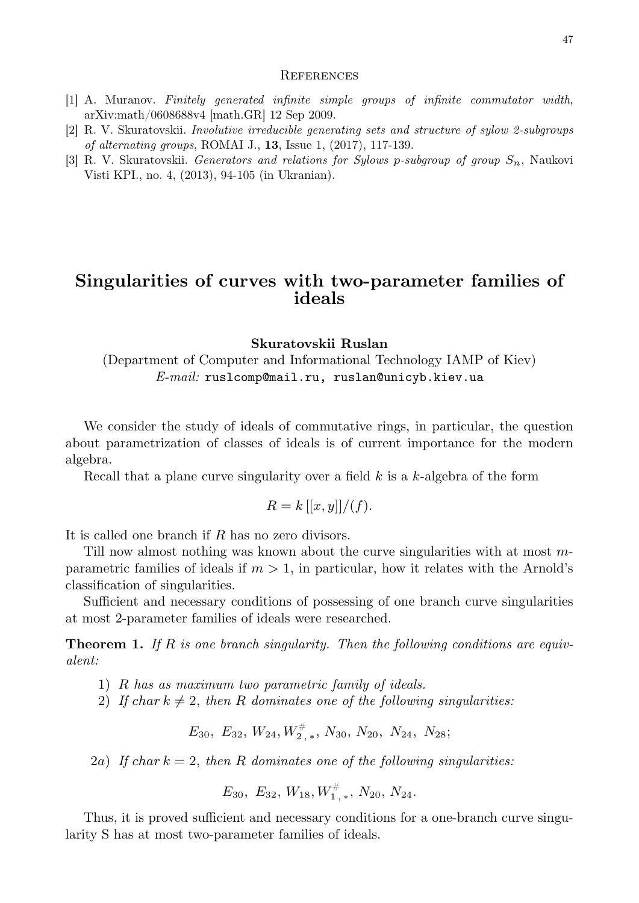## References

[1] A. Muranov. *Finitely generated infinite simple groups of infinite commutator width*, arXiv:math/0608688v4 [math.GR] 12 Sep 2009.

[2] R. V. Skuratovskii. *Involutive irreducible generating sets and structure of sylow 2-subgroups of alternating groups*, ROMAI J., **13**, Issue 1, (2017), 117-139.

[3] R. V. Skuratovskii. *Generators and relations for Sylows p-subgroup of group $S_n$*, Naukovi Visti KPI., no. 4, (2013), 94-105 (in Ukranian).

# Singularities of curves with two-parameter families of ideals

**Skuratovskii Ruslan**

(Department of Computer and Informational Technology IAMP of Kiev)
*E-mail:* ruslcomp@mail.ru, ruslan@unicyb.kiev.ua

We consider the study of ideals of commutative rings, in particular, the question about parametrization of classes of ideals is of current importance for the modern algebra.

Recall that a plane curve singularity over a field $k$ is a $k$-algebra of the form

$$R = k\,[[x, y]]/(f).$$

It is called one branch if $R$ has no zero divisors.

Till now almost nothing was known about the curve singularities with at most $m$-parametric families of ideals if $m > 1$, in particular, how it relates with the Arnold's classification of singularities.

Sufficient and necessary conditions of possessing of one branch curve singularities at most 2-parameter families of ideals were researched.

**Theorem 1.** *If $R$ is one branch singularity. Then the following conditions are equivalent:*

1) *$R$ has as maximum two parametric family of ideals.*
2) *If char $k \neq 2$, then $R$ dominates one of the following singularities:*

$$E_{30},\ E_{32},\ W_{24}, W^{\#}_{2,\,*},\ N_{30},\ N_{20},\ N_{24},\ N_{28};$$

2a) *If char $k = 2$, then $R$ dominates one of the following singularities:*

$$E_{30},\ E_{32},\ W_{18}, W^{\#}_{1,\,*},\ N_{20},\ N_{24}.$$

Thus, it is proved sufficient and necessary conditions for a one-branch curve singularity S has at most two-parameter families of ideals.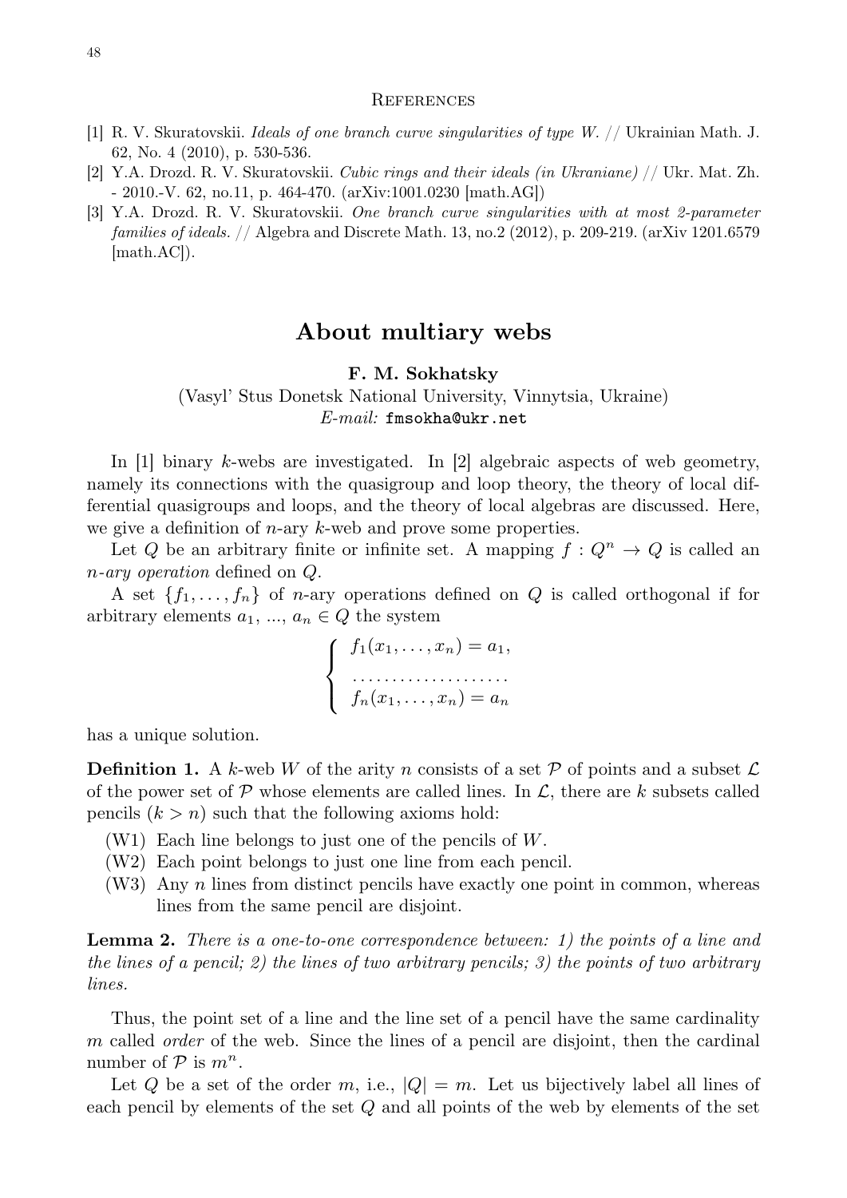## References

[1] R. V. Skuratovskii. *Ideals of one branch curve singularities of type W.* // Ukrainian Math. J. 62, No. 4 (2010), p. 530-536.

[2] Y.A. Drozd. R. V. Skuratovskii. *Cubic rings and their ideals (in Ukraniane)* // Ukr. Mat. Zh. - 2010.-V. 62, no.11, p. 464-470. (arXiv:1001.0230 [math.AG])

[3] Y.A. Drozd. R. V. Skuratovskii. *One branch curve singularities with at most 2-parameter families of ideals.* // Algebra and Discrete Math. 13, no.2 (2012), p. 209-219. (arXiv 1201.6579 [math.AC]).

# About multiary webs

**F. M. Sokhatsky**

(Vasyl' Stus Donetsk National University, Vinnytsia, Ukraine)
*E-mail:* `fmsokha@ukr.net`

In [1] binary $k$-webs are investigated. In [2] algebraic aspects of web geometry, namely its connections with the quasigroup and loop theory, the theory of local differential quasigroups and loops, and the theory of local algebras are discussed. Here, we give a definition of $n$-ary $k$-web and prove some properties.

Let $Q$ be an arbitrary finite or infinite set. A mapping $f : Q^n \to Q$ is called an *$n$-ary operation* defined on $Q$.

A set $\{f_1, \dots, f_n\}$ of $n$-ary operations defined on $Q$ is called orthogonal if for arbitrary elements $a_1$, ..., $a_n \in Q$ the system

$$\begin{cases} f_1(x_1, \dots, x_n) = a_1, \\ \dots\dots\dots\dots\dots\dots \\ f_n(x_1, \dots, x_n) = a_n \end{cases}$$

has a unique solution.

**Definition 1.** A $k$-web $W$ of the arity $n$ consists of a set $\mathcal{P}$ of points and a subset $\mathcal{L}$ of the power set of $\mathcal{P}$ whose elements are called lines. In $\mathcal{L}$, there are $k$ subsets called pencils ($k > n$) such that the following axioms hold:

(W1) Each line belongs to just one of the pencils of $W$.

(W2) Each point belongs to just one line from each pencil.

(W3) Any $n$ lines from distinct pencils have exactly one point in common, whereas lines from the same pencil are disjoint.

**Lemma 2.** *There is a one-to-one correspondence between: 1) the points of a line and the lines of a pencil; 2) the lines of two arbitrary pencils; 3) the points of two arbitrary lines.*

Thus, the point set of a line and the line set of a pencil have the same cardinality $m$ called *order* of the web. Since the lines of a pencil are disjoint, then the cardinal number of $\mathcal{P}$ is $m^n$.

Let $Q$ be a set of the order $m$, i.e., $|Q| = m$. Let us bijectively label all lines of each pencil by elements of the set $Q$ and all points of the web by elements of the set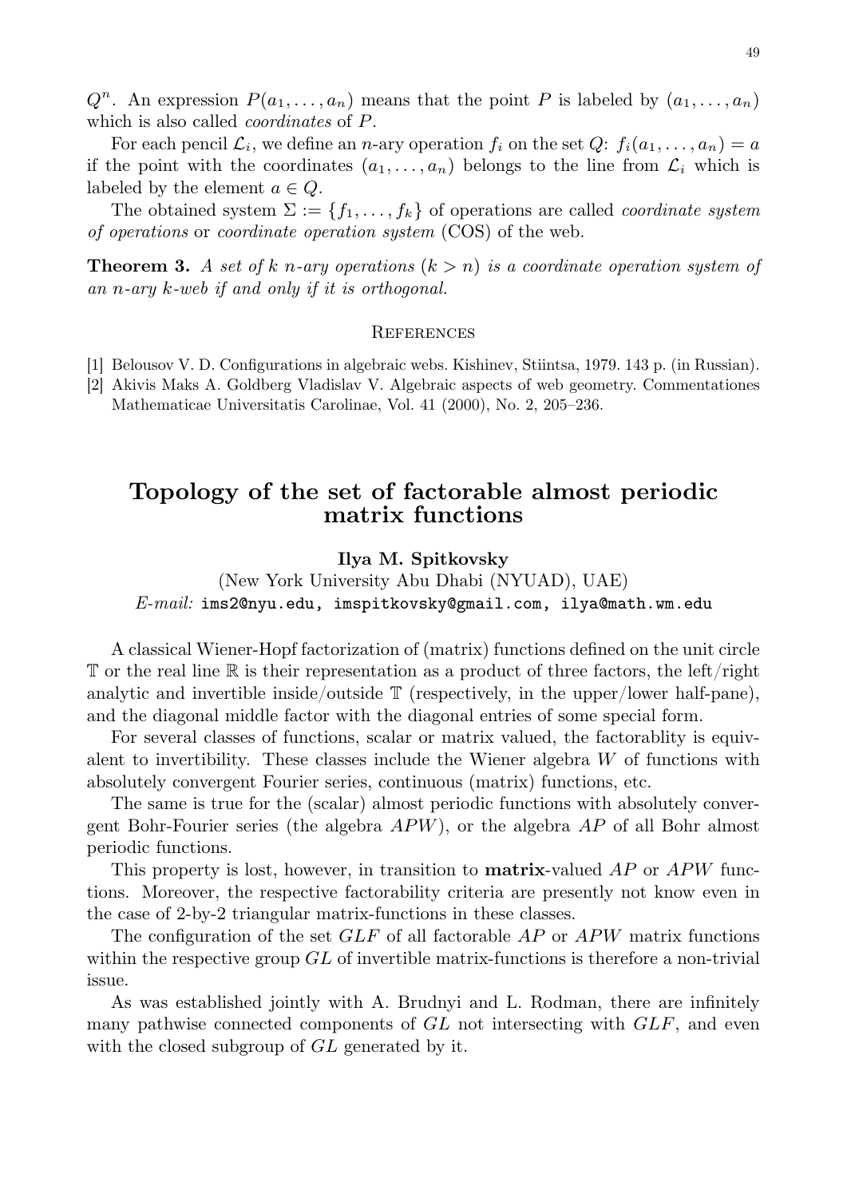$Q^n$. An expression $P(a_1, \ldots, a_n)$ means that the point $P$ is labeled by $(a_1, \ldots, a_n)$ which is also called *coordinates* of $P$.

For each pencil $\mathcal{L}_i$, we define an $n$-ary operation $f_i$ on the set $Q$: $f_i(a_1, \ldots, a_n) = a$ if the point with the coordinates $(a_1, \ldots, a_n)$ belongs to the line from $\mathcal{L}_i$ which is labeled by the element $a \in Q$.

The obtained system $\Sigma := \{f_1, \ldots, f_k\}$ of operations are called *coordinate system of operations* or *coordinate operation system* (COS) of the web.

**Theorem 3.** *A set of $k$ $n$-ary operations ($k > n$) is a coordinate operation system of an $n$-ary $k$-web if and only if it is orthogonal.*

## References

[1] Belousov V. D. Configurations in algebraic webs. Kishinev, Stiintsa, 1979. 143 p. (in Russian).

[2] Akivis Maks A. Goldberg Vladislav V. Algebraic aspects of web geometry. Commentationes Mathematicae Universitatis Carolinae, Vol. 41 (2000), No. 2, 205–236.

# Topology of the set of factorable almost periodic matrix functions

**Ilya M. Spitkovsky**

(New York University Abu Dhabi (NYUAD), UAE)

*E-mail:* `ims2@nyu.edu, imspitkovsky@gmail.com, ilya@math.wm.edu`

A classical Wiener-Hopf factorization of (matrix) functions defined on the unit circle $\mathbb{T}$ or the real line $\mathbb{R}$ is their representation as a product of three factors, the left/right analytic and invertible inside/outside $\mathbb{T}$ (respectively, in the upper/lower half-pane), and the diagonal middle factor with the diagonal entries of some special form.

For several classes of functions, scalar or matrix valued, the factorablity is equivalent to invertibility. These classes include the Wiener algebra $W$ of functions with absolutely convergent Fourier series, continuous (matrix) functions, etc.

The same is true for the (scalar) almost periodic functions with absolutely convergent Bohr-Fourier series (the algebra $APW$), or the algebra $AP$ of all Bohr almost periodic functions.

This property is lost, however, in transition to **matrix**-valued $AP$ or $APW$ functions. Moreover, the respective factorability criteria are presently not know even in the case of 2-by-2 triangular matrix-functions in these classes.

The configuration of the set $GLF$ of all factorable $AP$ or $APW$ matrix functions within the respective group $GL$ of invertible matrix-functions is therefore a non-trivial issue.

As was established jointly with A. Brudnyi and L. Rodman, there are infinitely many pathwise connected components of $GL$ not intersecting with $GLF$, and even with the closed subgroup of $GL$ generated by it.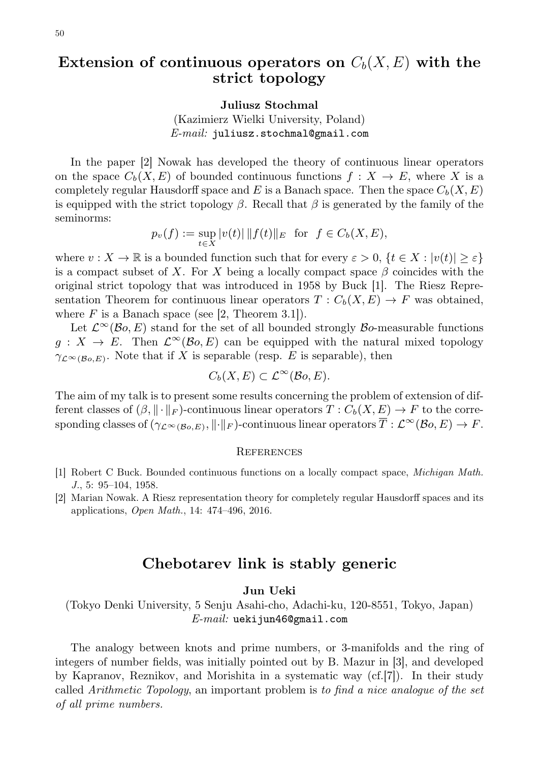## Extension of continuous operators on $C_b(X, E)$ with the strict topology

**Juliusz Stochmal**

(Kazimierz Wielki University, Poland)
*E-mail:* `juliusz.stochmal@gmail.com`

In the paper [2] Nowak has developed the theory of continuous linear operators on the space $C_b(X, E)$ of bounded continuous functions $f : X \to E$, where $X$ is a completely regular Hausdorff space and $E$ is a Banach space. Then the space $C_b(X, E)$ is equipped with the strict topology $\beta$. Recall that $\beta$ is generated by the family of the seminorms:

$$p_v(f) := \sup_{t \in X} |v(t)| \, \|f(t)\|_E \quad \text{for} \quad f \in C_b(X, E),$$

where $v : X \to \mathbb{R}$ is a bounded function such that for every $\varepsilon > 0$, $\{t \in X : |v(t)| \geq \varepsilon\}$ is a compact subset of $X$. For $X$ being a locally compact space $\beta$ coincides with the original strict topology that was introduced in 1958 by Buck [1]. The Riesz Representation Theorem for continuous linear operators $T : C_b(X, E) \to F$ was obtained, where $F$ is a Banach space (see [2, Theorem 3.1]).

Let $\mathcal{L}^\infty(\mathcal{B}o, E)$ stand for the set of all bounded strongly $\mathcal{B}o$-measurable functions $g : X \to E$. Then $\mathcal{L}^\infty(\mathcal{B}o, E)$ can be equipped with the natural mixed topology $\gamma_{\mathcal{L}^\infty(\mathcal{B}o,E)}$. Note that if $X$ is separable (resp. $E$ is separable), then

$$C_b(X, E) \subset \mathcal{L}^\infty(\mathcal{B}o, E).$$

The aim of my talk is to present some results concerning the problem of extension of different classes of $(\beta, \|\cdot\|_F)$-continuous linear operators $T : C_b(X, E) \to F$ to the corresponding classes of $(\gamma_{\mathcal{L}^\infty(\mathcal{B}o,E)}, \|\cdot\|_F)$-continuous linear operators $\overline{T} : \mathcal{L}^\infty(\mathcal{B}o, E) \to F$.

### References

[1] Robert C Buck. Bounded continuous functions on a locally compact space, *Michigan Math. J.*, 5: 95–104, 1958.

[2] Marian Nowak. A Riesz representation theory for completely regular Hausdorff spaces and its applications, *Open Math.*, 14: 474–496, 2016.

## Chebotarev link is stably generic

**Jun Ueki**

(Tokyo Denki University, 5 Senju Asahi-cho, Adachi-ku, 120-8551, Tokyo, Japan)
*E-mail:* `uekijun46@gmail.com`

The analogy between knots and prime numbers, or 3-manifolds and the ring of integers of number fields, was initially pointed out by B. Mazur in [3], and developed by Kapranov, Reznikov, and Morishita in a systematic way (cf.[7]). In their study called *Arithmetic Topology*, an important problem is *to find a nice analogue of the set of all prime numbers.*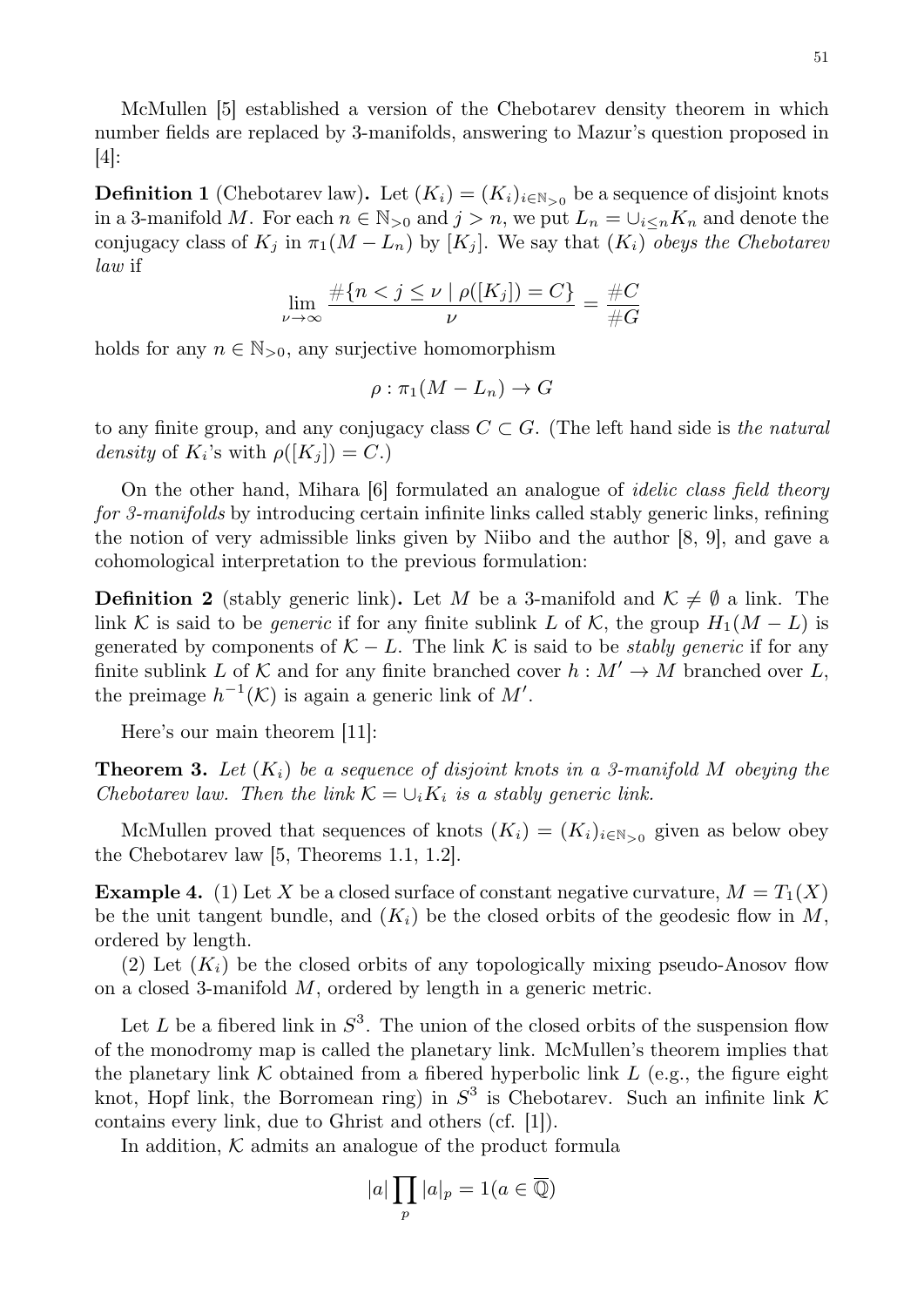McMullen [5] established a version of the Chebotarev density theorem in which number fields are replaced by 3-manifolds, answering to Mazur's question proposed in [4]:

**Definition 1** (Chebotarev law)**.** Let $(K_i) = (K_i)_{i \in \mathbb{N}_{>0}}$ be a sequence of disjoint knots in a 3-manifold $M$. For each $n \in \mathbb{N}_{>0}$ and $j > n$, we put $L_n = \cup_{i \leq n} K_n$ and denote the conjugacy class of $K_j$ in $\pi_1(M - L_n)$ by $[K_j]$. We say that $(K_i)$ *obeys the Chebotarev law* if

$$\lim_{\nu \to \infty} \frac{\#\{n < j \leq \nu \mid \rho([K_j]) = C\}}{\nu} = \frac{\#C}{\#G}$$

holds for any $n \in \mathbb{N}_{>0}$, any surjective homomorphism

$$\rho : \pi_1(M - L_n) \to G$$

to any finite group, and any conjugacy class $C \subset G$. (The left hand side is *the natural density* of $K_i$'s with $\rho([K_j]) = C$.)

On the other hand, Mihara [6] formulated an analogue of *idelic class field theory for 3-manifolds* by introducing certain infinite links called stably generic links, refining the notion of very admissible links given by Niibo and the author [8, 9], and gave a cohomological interpretation to the previous formulation:

**Definition 2** (stably generic link)**.** Let $M$ be a 3-manifold and $\mathcal{K} \neq \emptyset$ a link. The link $\mathcal{K}$ is said to be *generic* if for any finite sublink $L$ of $\mathcal{K}$, the group $H_1(M - L)$ is generated by components of $\mathcal{K} - L$. The link $\mathcal{K}$ is said to be *stably generic* if for any finite sublink $L$ of $\mathcal{K}$ and for any finite branched cover $h : M' \to M$ branched over $L$, the preimage $h^{-1}(\mathcal{K})$ is again a generic link of $M'$.

Here's our main theorem [11]:

**Theorem 3.** *Let $(K_i)$ be a sequence of disjoint knots in a 3-manifold $M$ obeying the Chebotarev law. Then the link $\mathcal{K} = \cup_i K_i$ is a stably generic link.*

McMullen proved that sequences of knots $(K_i) = (K_i)_{i \in \mathbb{N}_{>0}}$ given as below obey the Chebotarev law [5, Theorems 1.1, 1.2].

**Example 4.** (1) Let $X$ be a closed surface of constant negative curvature, $M = T_1(X)$ be the unit tangent bundle, and $(K_i)$ be the closed orbits of the geodesic flow in $M$, ordered by length.

(2) Let $(K_i)$ be the closed orbits of any topologically mixing pseudo-Anosov flow on a closed 3-manifold $M$, ordered by length in a generic metric.

Let $L$ be a fibered link in $S^3$. The union of the closed orbits of the suspension flow of the monodromy map is called the planetary link. McMullen's theorem implies that the planetary link $\mathcal{K}$ obtained from a fibered hyperbolic link $L$ (e.g., the figure eight knot, Hopf link, the Borromean ring) in $S^3$ is Chebotarev. Such an infinite link $\mathcal{K}$ contains every link, due to Ghrist and others (cf. [1]).

In addition, $\mathcal{K}$ admits an analogue of the product formula

$$|a| \prod_p |a|_p = 1 (a \in \overline{\mathbb{Q}})$$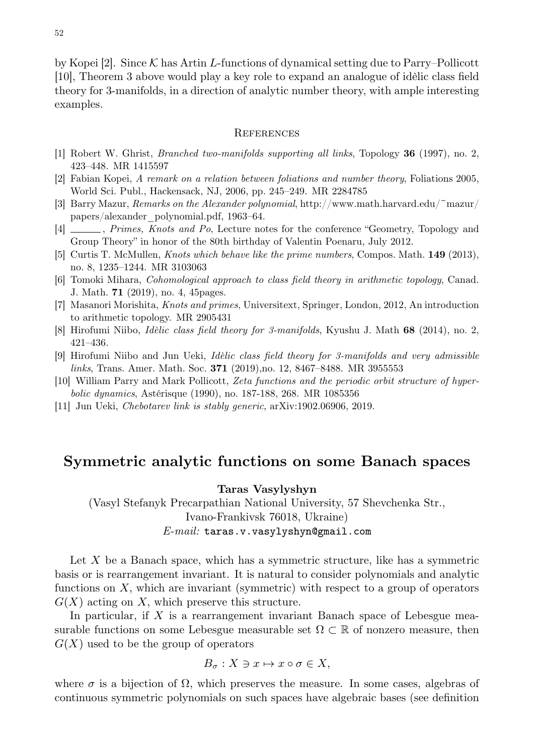by Kopei [2]. Since $\mathcal{K}$ has Artin $L$-functions of dynamical setting due to Parry–Pollicott [10], Theorem 3 above would play a key role to expand an analogue of idèlic class field theory for 3-manifolds, in a direction of analytic number theory, with ample interesting examples.

### References

[1] Robert W. Ghrist, *Branched two-manifolds supporting all links*, Topology **36** (1997), no. 2, 423–448. MR 1415597

[2] Fabian Kopei, *A remark on a relation between foliations and number theory*, Foliations 2005, World Sci. Publ., Hackensack, NJ, 2006, pp. 245–249. MR 2284785

[3] Barry Mazur, *Remarks on the Alexander polynomial*, http://www.math.harvard.edu/~mazur/papers/alexander_polynomial.pdf, 1963–64.

[4] ______, *Primes, Knots and Po*, Lecture notes for the conference "Geometry, Topology and Group Theory" in honor of the 80th birthday of Valentin Poenaru, July 2012.

[5] Curtis T. McMullen, *Knots which behave like the prime numbers*, Compos. Math. **149** (2013), no. 8, 1235–1244. MR 3103063

[6] Tomoki Mihara, *Cohomological approach to class field theory in arithmetic topology*, Canad. J. Math. **71** (2019), no. 4, 45pages.

[7] Masanori Morishita, *Knots and primes*, Universitext, Springer, London, 2012, An introduction to arithmetic topology. MR 2905431

[8] Hirofumi Niibo, *Idèlic class field theory for 3-manifolds*, Kyushu J. Math **68** (2014), no. 2, 421–436.

[9] Hirofumi Niibo and Jun Ueki, *Idèlic class field theory for 3-manifolds and very admissible links*, Trans. Amer. Math. Soc. **371** (2019),no. 12, 8467–8488. MR 3955553

[10] William Parry and Mark Pollicott, *Zeta functions and the periodic orbit structure of hyperbolic dynamics*, Astérisque (1990), no. 187-188, 268. MR 1085356

[11] Jun Ueki, *Chebotarev link is stably generic*, arXiv:1902.06906, 2019.

## Symmetric analytic functions on some Banach spaces

**Taras Vasylyshyn**

(Vasyl Stefanyk Precarpathian National University, 57 Shevchenka Str., Ivano-Frankivsk 76018, Ukraine)
*E-mail:* taras.v.vasylyshyn@gmail.com

Let $X$ be a Banach space, which has a symmetric structure, like has a symmetric basis or is rearrangement invariant. It is natural to consider polynomials and analytic functions on $X$, which are invariant (symmetric) with respect to a group of operators $G(X)$ acting on $X$, which preserve this structure.

In particular, if $X$ is a rearrangement invariant Banach space of Lebesgue measurable functions on some Lebesgue measurable set $\Omega \subset \mathbb{R}$ of nonzero measure, then $G(X)$ used to be the group of operators

$$B_\sigma : X \ni x \mapsto x \circ \sigma \in X,$$

where $\sigma$ is a bijection of $\Omega$, which preserves the measure. In some cases, algebras of continuous symmetric polynomials on such spaces have algebraic bases (see definition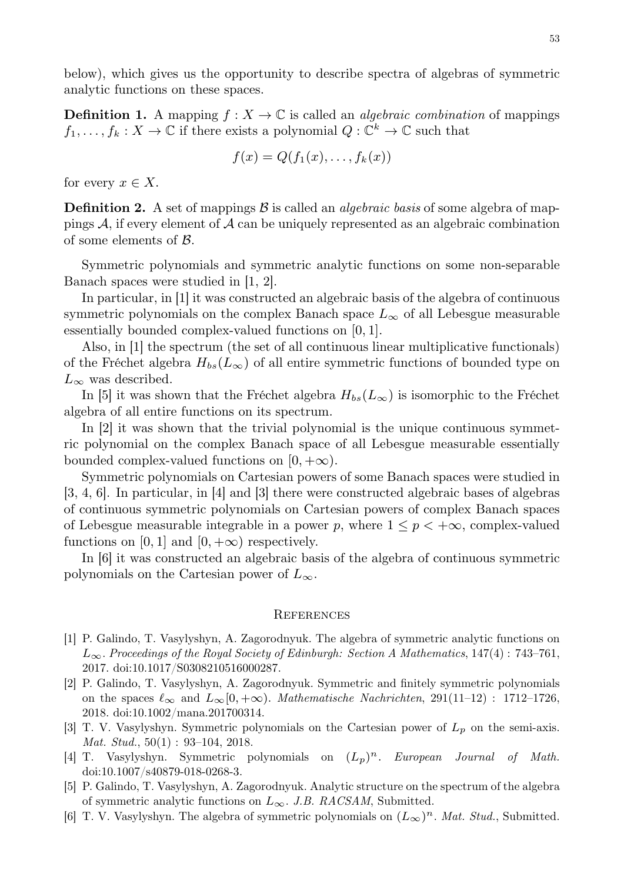below), which gives us the opportunity to describe spectra of algebras of symmetric analytic functions on these spaces.

**Definition 1.** A mapping $f : X \to \mathbb{C}$ is called an *algebraic combination* of mappings $f_1, \ldots, f_k : X \to \mathbb{C}$ if there exists a polynomial $Q : \mathbb{C}^k \to \mathbb{C}$ such that

$$f(x) = Q(f_1(x), \ldots, f_k(x))$$

for every $x \in X$.

**Definition 2.** A set of mappings $\mathcal{B}$ is called an *algebraic basis* of some algebra of mappings $\mathcal{A}$, if every element of $\mathcal{A}$ can be uniquely represented as an algebraic combination of some elements of $\mathcal{B}$.

Symmetric polynomials and symmetric analytic functions on some non-separable Banach spaces were studied in [1, 2].

In particular, in [1] it was constructed an algebraic basis of the algebra of continuous symmetric polynomials on the complex Banach space $L_\infty$ of all Lebesgue measurable essentially bounded complex-valued functions on $[0, 1]$.

Also, in [1] the spectrum (the set of all continuous linear multiplicative functionals) of the Fréchet algebra $H_{bs}(L_\infty)$ of all entire symmetric functions of bounded type on $L_\infty$ was described.

In [5] it was shown that the Fréchet algebra $H_{bs}(L_\infty)$ is isomorphic to the Fréchet algebra of all entire functions on its spectrum.

In [2] it was shown that the trivial polynomial is the unique continuous symmetric polynomial on the complex Banach space of all Lebesgue measurable essentially bounded complex-valued functions on $[0, +\infty)$.

Symmetric polynomials on Cartesian powers of some Banach spaces were studied in [3, 4, 6]. In particular, in [4] and [3] there were constructed algebraic bases of algebras of continuous symmetric polynomials on Cartesian powers of complex Banach spaces of Lebesgue measurable integrable in a power $p$, where $1 \le p < +\infty$, complex-valued functions on $[0, 1]$ and $[0, +\infty)$ respectively.

In [6] it was constructed an algebraic basis of the algebra of continuous symmetric polynomials on the Cartesian power of $L_\infty$.

## References

[1] P. Galindo, T. Vasylyshyn, A. Zagorodnyuk. The algebra of symmetric analytic functions on $L_\infty$. *Proceedings of the Royal Society of Edinburgh: Section A Mathematics*, 147(4) : 743–761, 2017. doi:10.1017/S0308210516000287.

[2] P. Galindo, T. Vasylyshyn, A. Zagorodnyuk. Symmetric and finitely symmetric polynomials on the spaces $\ell_\infty$ and $L_\infty[0, +\infty)$. *Mathematische Nachrichten*, 291(11–12) : 1712–1726, 2018. doi:10.1002/mana.201700314.

[3] T. V. Vasylyshyn. Symmetric polynomials on the Cartesian power of $L_p$ on the semi-axis. *Mat. Stud.*, 50(1) : 93–104, 2018.

[4] T. Vasylyshyn. Symmetric polynomials on $(L_p)^n$. *European Journal of Math.* doi:10.1007/s40879-018-0268-3.

[5] P. Galindo, T. Vasylyshyn, A. Zagorodnyuk. Analytic structure on the spectrum of the algebra of symmetric analytic functions on $L_\infty$. *J.B. RACSAM*, Submitted.

[6] T. V. Vasylyshyn. The algebra of symmetric polynomials on $(L_\infty)^n$. *Mat. Stud.*, Submitted.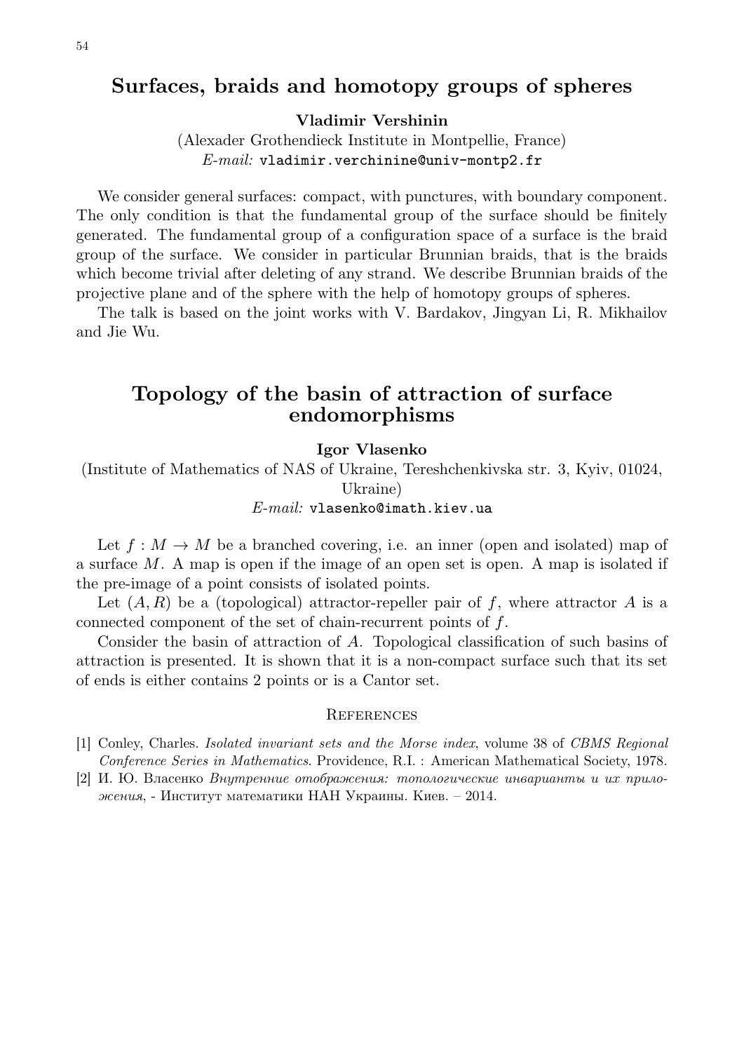## Surfaces, braids and homotopy groups of spheres

**Vladimir Vershinin**

(Alexander Grothendieck Institute in Montpellie, France)
*E-mail:* vladimir.verchinine@univ-montp2.fr

We consider general surfaces: compact, with punctures, with boundary component. The only condition is that the fundamental group of the surface should be finitely generated. The fundamental group of a configuration space of a surface is the braid group of the surface. We consider in particular Brunnian braids, that is the braids which become trivial after deleting of any strand. We describe Brunnian braids of the projective plane and of the sphere with the help of homotopy groups of spheres.

The talk is based on the joint works with V. Bardakov, Jingyan Li, R. Mikhailov and Jie Wu.

## Topology of the basin of attraction of surface endomorphisms

**Igor Vlasenko**

(Institute of Mathematics of NAS of Ukraine, Tereshchenkivska str. 3, Kyiv, 01024, Ukraine)
*E-mail:* vlasenko@imath.kiev.ua

Let $f : M \to M$ be a branched covering, i.e. an inner (open and isolated) map of a surface $M$. A map is open if the image of an open set is open. A map is isolated if the pre-image of a point consists of isolated points.

Let $(A, R)$ be a (topological) attractor-repeller pair of $f$, where attractor $A$ is a connected component of the set of chain-recurrent points of $f$.

Consider the basin of attraction of $A$. Topological classification of such basins of attraction is presented. It is shown that it is a non-compact surface such that its set of ends is either contains 2 points or is a Cantor set.

### References

[1] Conley, Charles. *Isolated invariant sets and the Morse index*, volume 38 of *CBMS Regional Conference Series in Mathematics*. Providence, R.I. : American Mathematical Society, 1978.

[2] И. Ю. Власенко *Внутренние отображения: топологические инварианты и их приложения*, - Институт математики НАН Украины. Киев. – 2014.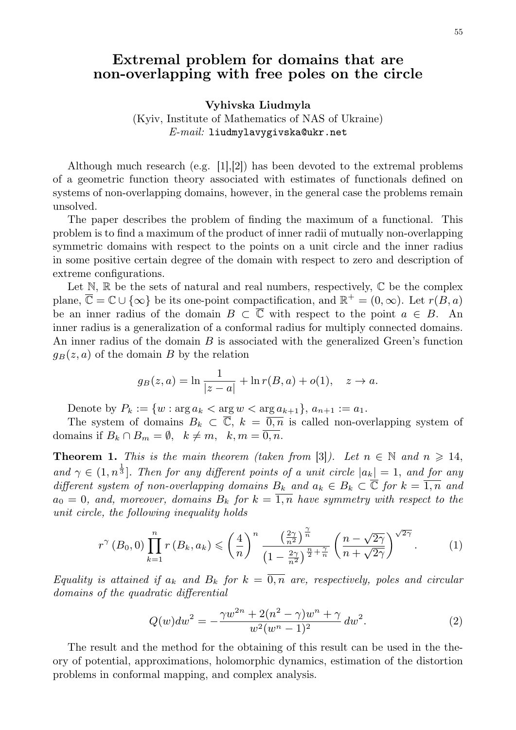# Extremal problem for domains that are non-overlapping with free poles on the circle

**Vyhivska Liudmyla**

(Kyiv, Institute of Mathematics of NAS of Ukraine)

*E-mail:* liudmylavygivska@ukr.net

Although much research (e.g. [1],[2]) has been devoted to the extremal problems of a geometric function theory associated with estimates of functionals defined on systems of non-overlapping domains, however, in the general case the problems remain unsolved.

The paper describes the problem of finding the maximum of a functional. This problem is to find a maximum of the product of inner radii of mutually non-overlapping symmetric domains with respect to the points on a unit circle and the inner radius in some positive certain degree of the domain with respect to zero and description of extreme configurations.

Let $\mathbb{N}$, $\mathbb{R}$ be the sets of natural and real numbers, respectively, $\mathbb{C}$ be the complex plane, $\overline{\mathbb{C}} = \mathbb{C} \cup \{\infty\}$ be its one-point compactification, and $\mathbb{R}^+ = (0, \infty)$. Let $r(B, a)$ be an inner radius of the domain $B \subset \overline{\mathbb{C}}$ with respect to the point $a \in B$. An inner radius is a generalization of a conformal radius for multiply connected domains. An inner radius of the domain $B$ is associated with the generalized Green's function $g_B(z, a)$ of the domain $B$ by the relation

$$g_B(z,a) = \ln \frac{1}{|z-a|} + \ln r(B,a) + o(1), \quad z \to a.$$

Denote by $P_k := \{w : \arg a_k < \arg w < \arg a_{k+1}\}$, $a_{n+1} := a_1$.

The system of domains $B_k \subset \overline{\mathbb{C}}$, $k = \overline{0,n}$ is called non-overlapping system of domains if $B_k \cap B_m = \emptyset, \quad k \neq m, \quad k,m = \overline{0,n}$.

**Theorem 1.** *This is the main theorem (taken from [3]). Let $n \in \mathbb{N}$ and $n \geqslant 14$, and $\gamma \in (1, n^{\frac{1}{3}}]$. Then for any different points of a unit circle $|a_k| = 1$, and for any different system of non-overlapping domains $B_k$ and $a_k \in B_k \subset \overline{\mathbb{C}}$ for $k = \overline{1,n}$ and $a_0 = 0$, and, moreover, domains $B_k$ for $k = \overline{1,n}$ have symmetry with respect to the unit circle, the following inequality holds*

$$r^{\gamma}(B_0, 0) \prod_{k=1}^{n} r(B_k, a_k) \leqslant \left(\frac{4}{n}\right)^n \frac{\left(\frac{2\gamma}{n^2}\right)^{\frac{\gamma}{n}}}{\left(1 - \frac{2\gamma}{n^2}\right)^{\frac{n}{2} + \frac{\gamma}{n}}} \left(\frac{n - \sqrt{2\gamma}}{n + \sqrt{2\gamma}}\right)^{\sqrt{2\gamma}}. \qquad (1)$$

*Equality is attained if $a_k$ and $B_k$ for $k = \overline{0,n}$ are, respectively, poles and circular domains of the quadratic differential*

$$Q(w)dw^2 = -\frac{\gamma w^{2n} + 2(n^2 - \gamma)w^n + \gamma}{w^2(w^n - 1)^2}\, dw^2. \qquad (2)$$

The result and the method for the obtaining of this result can be used in the theory of potential, approximations, holomorphic dynamics, estimation of the distortion problems in conformal mapping, and complex analysis.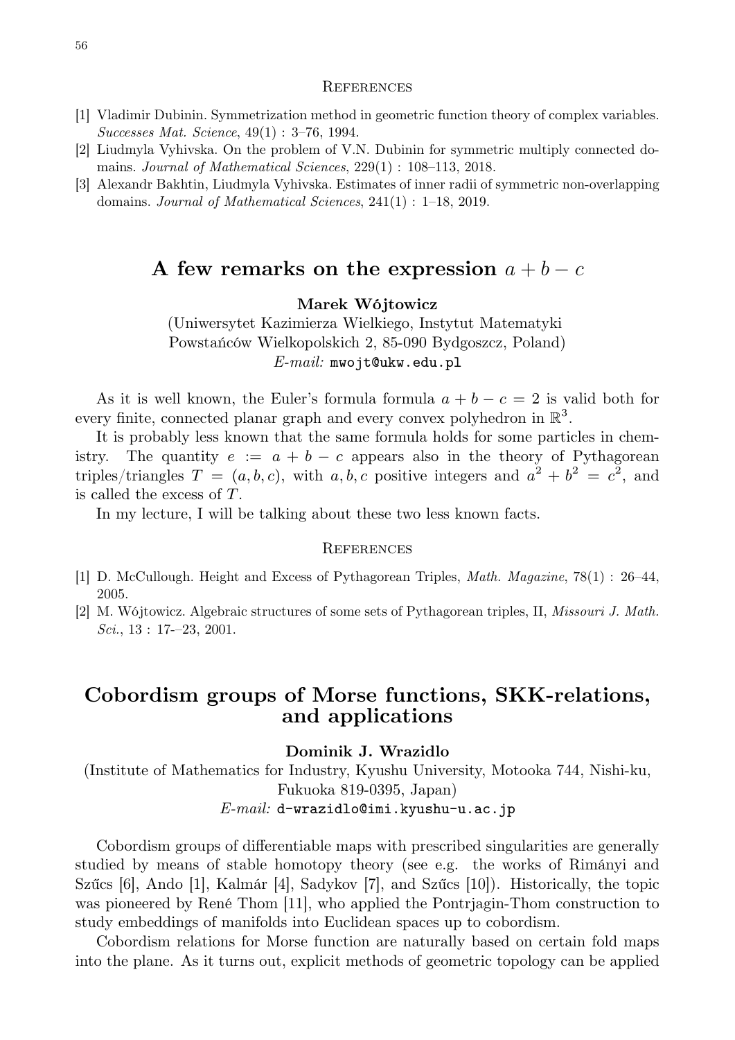## References

[1] Vladimir Dubinin. Symmetrization method in geometric function theory of complex variables. *Successes Mat. Science*, 49(1) : 3–76, 1994.

[2] Liudmyla Vyhivska. On the problem of V.N. Dubinin for symmetric multiply connected domains. *Journal of Mathematical Sciences*, 229(1) : 108–113, 2018.

[3] Alexandr Bakhtin, Liudmyla Vyhivska. Estimates of inner radii of symmetric non-overlapping domains. *Journal of Mathematical Sciences*, 241(1) : 1–18, 2019.

# A few remarks on the expression $a + b - c$

**Marek Wójtowicz**

(Uniwersytet Kazimierza Wielkiego, Instytut Matematyki
Powstańców Wielkopolskich 2, 85-090 Bydgoszcz, Poland)
*E-mail:* mwojt@ukw.edu.pl

As it is well known, the Euler's formula formula $a + b - c = 2$ is valid both for every finite, connected planar graph and every convex polyhedron in $\mathbb{R}^3$.

It is probably less known that the same formula holds for some particles in chemistry. The quantity $e := a + b - c$ appears also in the theory of Pythagorean triples/triangles $T = (a, b, c)$, with $a, b, c$ positive integers and $a^2 + b^2 = c^2$, and is called the excess of $T$.

In my lecture, I will be talking about these two less known facts.

## References

[1] D. McCullough. Height and Excess of Pythagorean Triples, *Math. Magazine*, 78(1) : 26–44, 2005.

[2] M. Wójtowicz. Algebraic structures of some sets of Pythagorean triples, II, *Missouri J. Math. Sci.*, 13 : 17-–23, 2001.

# Cobordism groups of Morse functions, SKK-relations, and applications

**Dominik J. Wrazidlo**

(Institute of Mathematics for Industry, Kyushu University, Motooka 744, Nishi-ku, Fukuoka 819-0395, Japan)
*E-mail:* d-wrazidlo@imi.kyushu-u.ac.jp

Cobordism groups of differentiable maps with prescribed singularities are generally studied by means of stable homotopy theory (see e.g. the works of Rimányi and Szűcs [6], Ando [1], Kalmár [4], Sadykov [7], and Szűcs [10]). Historically, the topic was pioneered by René Thom [11], who applied the Pontrjagin-Thom construction to study embeddings of manifolds into Euclidean spaces up to cobordism.

Cobordism relations for Morse function are naturally based on certain fold maps into the plane. As it turns out, explicit methods of geometric topology can be applied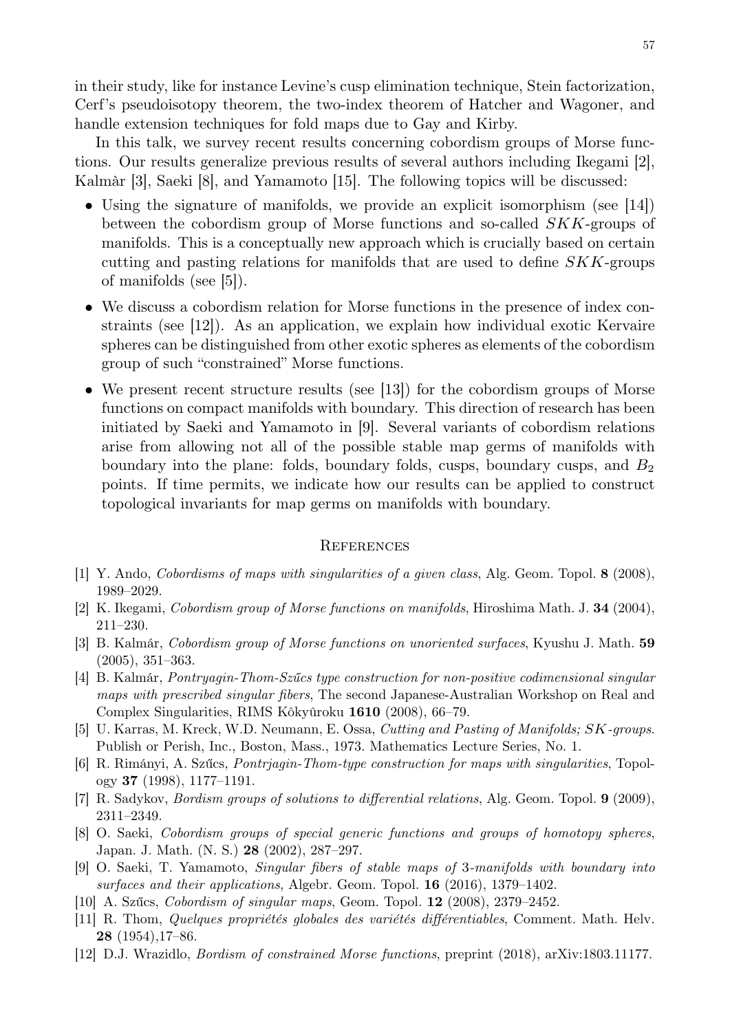in their study, like for instance Levine's cusp elimination technique, Stein factorization, Cerf's pseudoisotopy theorem, the two-index theorem of Hatcher and Wagoner, and handle extension techniques for fold maps due to Gay and Kirby.

In this talk, we survey recent results concerning cobordism groups of Morse functions. Our results generalize previous results of several authors including Ikegami [2], Kalmàr [3], Saeki [8], and Yamamoto [15]. The following topics will be discussed:

- Using the signature of manifolds, we provide an explicit isomorphism (see [14]) between the cobordism group of Morse functions and so-called $SKK$-groups of manifolds. This is a conceptually new approach which is crucially based on certain cutting and pasting relations for manifolds that are used to define $SKK$-groups of manifolds (see [5]).
- We discuss a cobordism relation for Morse functions in the presence of index constraints (see [12]). As an application, we explain how individual exotic Kervaire spheres can be distinguished from other exotic spheres as elements of the cobordism group of such "constrained" Morse functions.
- We present recent structure results (see [13]) for the cobordism groups of Morse functions on compact manifolds with boundary. This direction of research has been initiated by Saeki and Yamamoto in [9]. Several variants of cobordism relations arise from allowing not all of the possible stable map germs of manifolds with boundary into the plane: folds, boundary folds, cusps, boundary cusps, and $B_2$ points. If time permits, we indicate how our results can be applied to construct topological invariants for map germs on manifolds with boundary.

## References

[1] Y. Ando, *Cobordisms of maps with singularities of a given class*, Alg. Geom. Topol. **8** (2008), 1989–2029.

[2] K. Ikegami, *Cobordism group of Morse functions on manifolds*, Hiroshima Math. J. **34** (2004), 211–230.

[3] B. Kalmár, *Cobordism group of Morse functions on unoriented surfaces*, Kyushu J. Math. **59** (2005), 351–363.

[4] B. Kalmár, *Pontryagin-Thom-Szűcs type construction for non-positive codimensional singular maps with prescribed singular fibers*, The second Japanese-Australian Workshop on Real and Complex Singularities, RIMS Kôkyûroku **1610** (2008), 66–79.

[5] U. Karras, M. Kreck, W.D. Neumann, E. Ossa, *Cutting and Pasting of Manifolds; SK-groups*. Publish or Perish, Inc., Boston, Mass., 1973. Mathematics Lecture Series, No. 1.

[6] R. Rimányi, A. Szűcs, *Pontrjagin-Thom-type construction for maps with singularities*, Topology **37** (1998), 1177–1191.

[7] R. Sadykov, *Bordism groups of solutions to differential relations*, Alg. Geom. Topol. **9** (2009), 2311–2349.

[8] O. Saeki, *Cobordism groups of special generic functions and groups of homotopy spheres*, Japan. J. Math. (N. S.) **28** (2002), 287–297.

[9] O. Saeki, T. Yamamoto, *Singular fibers of stable maps of 3-manifolds with boundary into surfaces and their applications*, Algebr. Geom. Topol. **16** (2016), 1379–1402.

[10] A. Szűcs, *Cobordism of singular maps*, Geom. Topol. **12** (2008), 2379–2452.

[11] R. Thom, *Quelques propriétés globales des variétés différentiables*, Comment. Math. Helv. **28** (1954),17–86.

[12] D.J. Wrazidlo, *Bordism of constrained Morse functions*, preprint (2018), arXiv:1803.11177.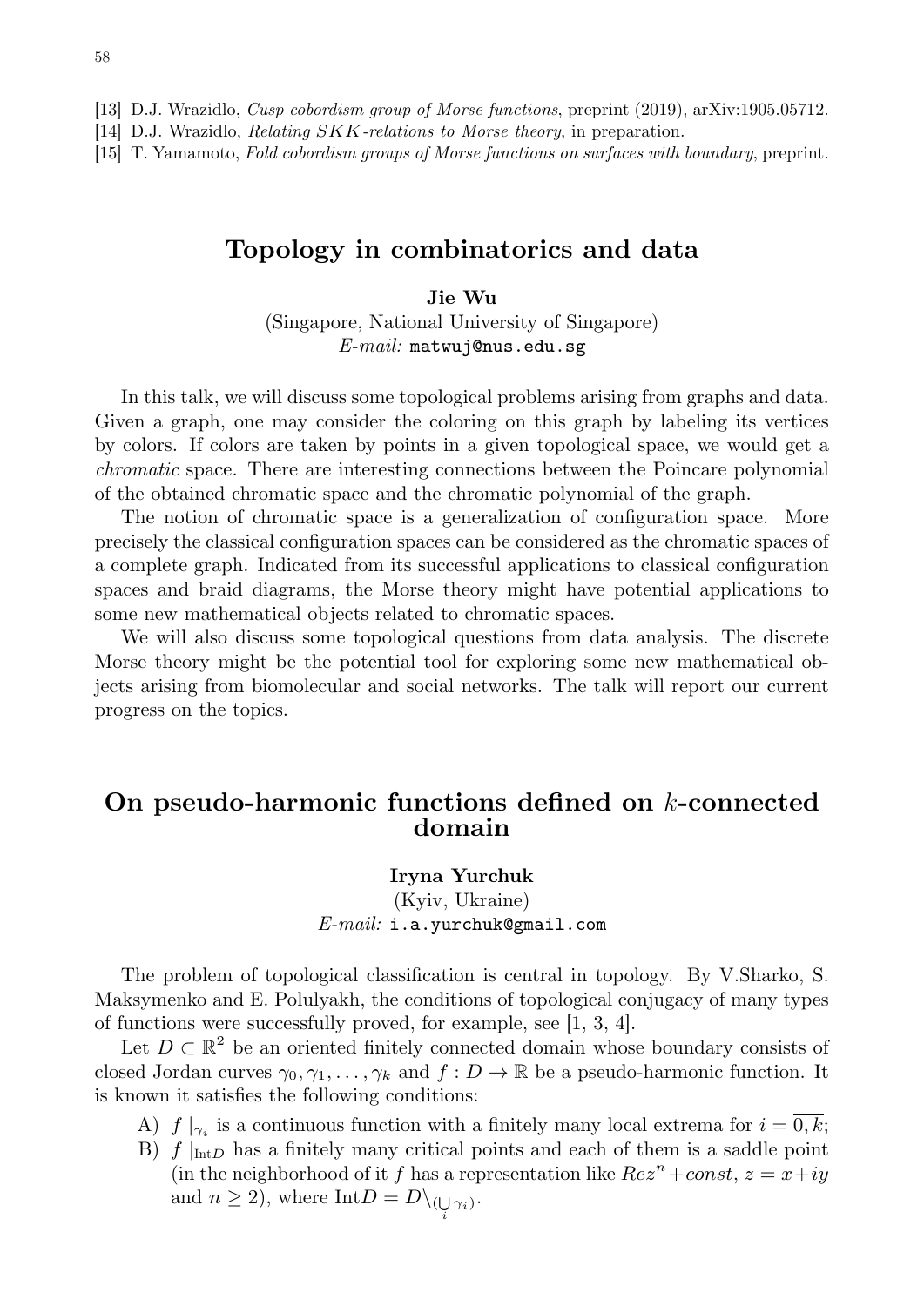[13] D.J. Wrazidlo, *Cusp cobordism group of Morse functions*, preprint (2019), arXiv:1905.05712.

[14] D.J. Wrazidlo, *Relating $SKK$-relations to Morse theory*, in preparation.

[15] T. Yamamoto, *Fold cobordism groups of Morse functions on surfaces with boundary*, preprint.

## Topology in combinatorics and data

**Jie Wu**

(Singapore, National University of Singapore)

*E-mail:* matwuj@nus.edu.sg

In this talk, we will discuss some topological problems arising from graphs and data. Given a graph, one may consider the coloring on this graph by labeling its vertices by colors. If colors are taken by points in a given topological space, we would get a *chromatic* space. There are interesting connections between the Poincare polynomial of the obtained chromatic space and the chromatic polynomial of the graph.

The notion of chromatic space is a generalization of configuration space. More precisely the classical configuration spaces can be considered as the chromatic spaces of a complete graph. Indicated from its successful applications to classical configuration spaces and braid diagrams, the Morse theory might have potential applications to some new mathematical objects related to chromatic spaces.

We will also discuss some topological questions from data analysis. The discrete Morse theory might be the potential tool for exploring some new mathematical objects arising from biomolecular and social networks. The talk will report our current progress on the topics.

## On pseudo-harmonic functions defined on $k$-connected domain

**Iryna Yurchuk**

(Kyiv, Ukraine)

*E-mail:* i.a.yurchuk@gmail.com

The problem of topological classification is central in topology. By V.Sharko, S. Maksymenko and E. Polulyakh, the conditions of topological conjugacy of many types of functions were successfully proved, for example, see [1, 3, 4].

Let $D \subset \mathbb{R}^2$ be an oriented finitely connected domain whose boundary consists of closed Jordan curves $\gamma_0, \gamma_1, \ldots, \gamma_k$ and $f : D \to \mathbb{R}$ be a pseudo-harmonic function. It is known it satisfies the following conditions:

A) $f\mid_{\gamma_i}$ is a continuous function with a finitely many local extrema for $i = \overline{0, k}$;

B) $f\mid_{\mathrm{Int}D}$ has a finitely many critical points and each of them is a saddle point (in the neighborhood of it $f$ has a representation like $Re z^n + const$, $z = x + iy$ and $n \geq 2$), where $\mathrm{Int}D = D\backslash_{(\bigcup\limits_i \gamma_i)}$.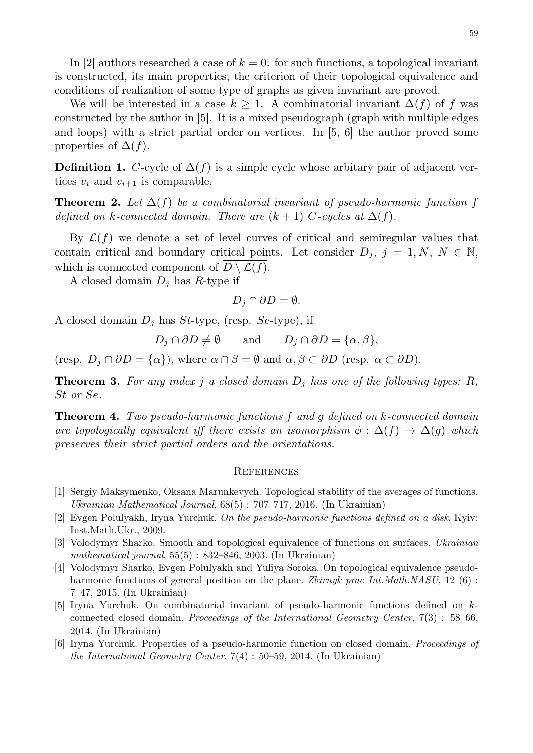In [2] authors researched a case of $k = 0$: for such functions, a topological invariant is constructed, its main properties, the criterion of their topological equivalence and conditions of realization of some type of graphs as given invariant are proved.

We will be interested in a case $k \geq 1$. A combinatorial invariant $\Delta(f)$ of $f$ was constructed by the author in [5]. It is a mixed pseudograph (graph with multiple edges and loops) with a strict partial order on vertices. In [5, 6] the author proved some properties of $\Delta(f)$.

**Definition 1.** $C$-cycle of $\Delta(f)$ is a simple cycle whose arbitary pair of adjacent vertices $v_i$ and $v_{i+1}$ is comparable.

**Theorem 2.** *Let $\Delta(f)$ be a combinatorial invariant of pseudo-harmonic function $f$ defined on $k$-connected domain. There are $(k+1)$ $C$-cycles at $\Delta(f)$.*

By $\mathcal{L}(f)$ we denote a set of level curves of critical and semiregular values that contain critical and boundary critical points. Let consider $D_j$, $j = \overline{1, N}$, $N \in \mathbb{N}$, which is connected component of $\overline{D \setminus \mathcal{L}(f)}$.

A closed domain $D_j$ has $R$-type if

$$D_j \cap \partial D = \emptyset.$$

A closed domain $D_j$ has $St$-type, (resp. $Se$-type), if

$$D_j \cap \partial D \neq \emptyset \qquad \text{and} \qquad D_j \cap \partial D = \{\alpha, \beta\},$$

(resp. $D_j \cap \partial D = \{\alpha\}$), where $\alpha \cap \beta = \emptyset$ and $\alpha, \beta \subset \partial D$ (resp. $\alpha \subset \partial D$).

**Theorem 3.** *For any index $j$ a closed domain $D_j$ has one of the following types: $R$, $St$ or $Se$.*

**Theorem 4.** *Two pseudo-harmonic functions $f$ and $g$ defined on $k$-connected domain are topologically equivalent iff there exists an isomorphism $\phi : \Delta(f) \to \Delta(g)$ which preserves their strict partial orders and the orientations.*

## References

[1] Sergiy Maksymenko, Oksana Marunkevych. Topological stability of the averages of functions. *Ukrainian Mathematical Journal*, 68(5) : 707–717, 2016. (In Ukrainian)

[2] Evgen Polulyakh, Iryna Yurchuk. *On the pseudo-harmonic functions defined on a disk*. Kyiv: Inst.Math.Ukr., 2009.

[3] Volodymyr Sharko. Smooth and topological equivalence of functions on surfaces. *Ukrainian mathematical journal*, 55(5) : 832–846, 2003. (In Ukrainian)

[4] Volodymyr Sharko, Evgen Polulyakh and Yuliya Soroka. On topological equivalence pseudo-harmonic functions of general position on the plane. *Zbirnyk prac Int.Math.NASU*, 12 (6) : 7–47, 2015. (In Ukrainian)

[5] Iryna Yurchuk. On combinatorial invariant of pseudo-harmonic functions defined on $k$-connected closed domain. *Proceedings of the International Geometry Center*, 7(3) : 58–66, 2014. (In Ukrainian)

[6] Iryna Yurchuk. Properties of a pseudo-harmonic function on closed domain. *Proceedings of the International Geometry Center*, 7(4) : 50–59, 2014. (In Ukrainian)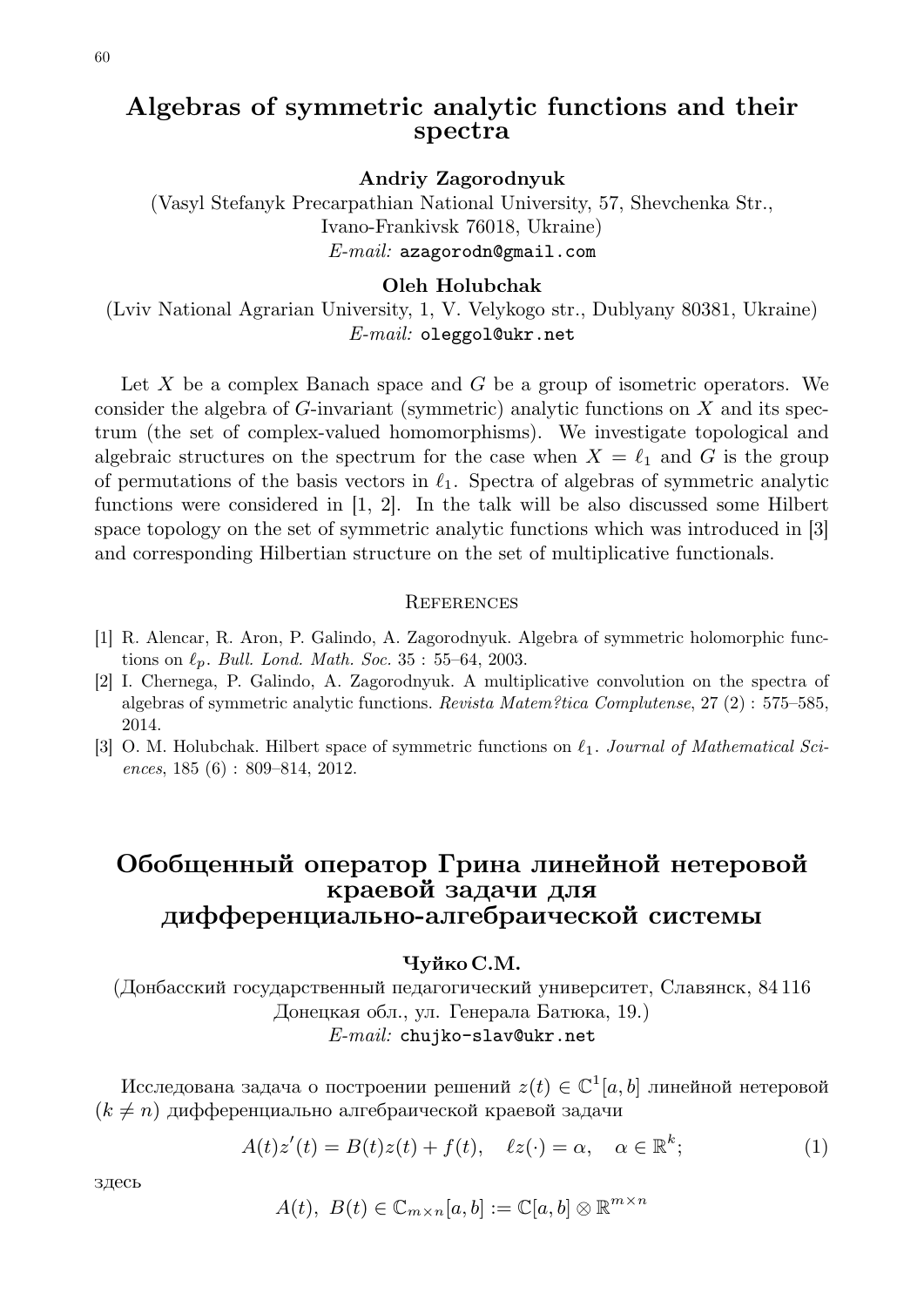# Algebras of symmetric analytic functions and their spectra

**Andriy Zagorodnyuk**

(Vasyl Stefanyk Precarpathian National University, 57, Shevchenka Str., Ivano-Frankivsk 76018, Ukraine)

*E-mail:* azagorodn@gmail.com

**Oleh Holubchak**

(Lviv National Agrarian University, 1, V. Velykogo str., Dublyany 80381, Ukraine)

*E-mail:* oleggol@ukr.net

Let $X$ be a complex Banach space and $G$ be a group of isometric operators. We consider the algebra of $G$-invariant (symmetric) analytic functions on $X$ and its spectrum (the set of complex-valued homomorphisms). We investigate topological and algebraic structures on the spectrum for the case when $X = \ell_1$ and $G$ is the group of permutations of the basis vectors in $\ell_1$. Spectra of algebras of symmetric analytic functions were considered in [1, 2]. In the talk will be also discussed some Hilbert space topology on the set of symmetric analytic functions which was introduced in [3] and corresponding Hilbertian structure on the set of multiplicative functionals.

## References

[1] R. Alencar, R. Aron, P. Galindo, A. Zagorodnyuk. Algebra of symmetric holomorphic functions on $\ell_p$. *Bull. Lond. Math. Soc.* 35 : 55–64, 2003.

[2] I. Chernega, P. Galindo, A. Zagorodnyuk. A multiplicative convolution on the spectra of algebras of symmetric analytic functions. *Revista Matem?tica Complutense*, 27 (2) : 575–585, 2014.

[3] O. M. Holubchak. Hilbert space of symmetric functions on $\ell_1$. *Journal of Mathematical Sciences*, 185 (6) : 809–814, 2012.

# Обобщенный оператор Грина линейной нетеровой краевой задачи для дифференциально-алгебраической системы

**Чуйко С.М.**

(Донбасский государственный педагогический университет, Славянск, 84 116 Донецкая обл., ул. Генерала Батюка, 19.)

*E-mail:* chujko-slav@ukr.net

Исследована задача о построении решений $z(t) \in \mathbb{C}^1[a, b]$ линейной нетеровой $(k \neq n)$ дифференциально алгебраической краевой задачи

$$A(t)z'(t) = B(t)z(t) + f(t), \quad \ell z(\cdot) = \alpha, \quad \alpha \in \mathbb{R}^k; \tag{1}$$

здесь

$$A(t), \ B(t) \in \mathbb{C}_{m\times n}[a, b] := \mathbb{C}[a, b] \otimes \mathbb{R}^{m\times n}$$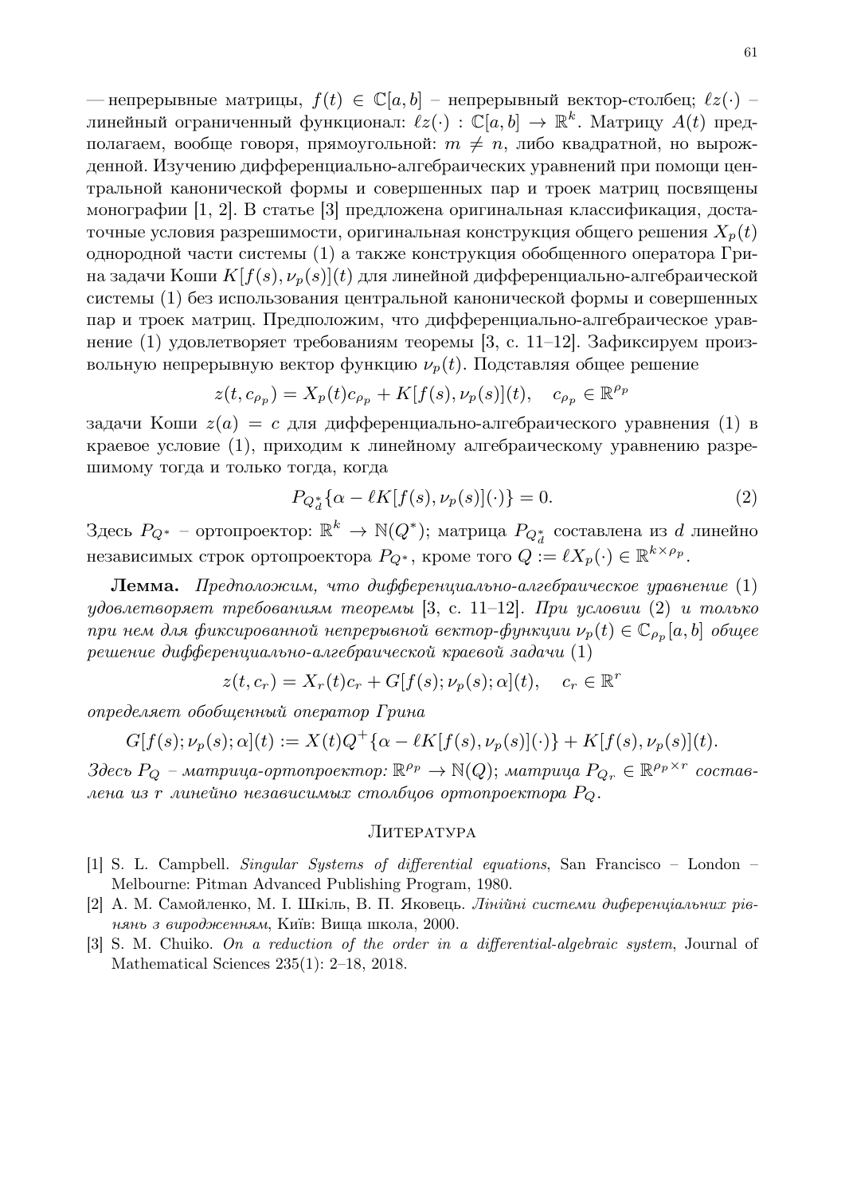— непрерывные матрицы, $f(t) \in \mathbb{C}[a,b]$ – непрерывный вектор-столбец; $\ell z(\cdot)$ – линейный ограниченный функционал: $\ell z(\cdot) : \mathbb{C}[a,b] \to \mathbb{R}^k$. Матрицу $A(t)$ предполагаем, вообще говоря, прямоугольной: $m \neq n$, либо квадратной, но вырожденной. Изучению дифференциально-алгебраических уравнений при помощи центральной канонической формы и совершенных пар и троек матриц посвящены монографии [1, 2]. В статье [3] предложена оригинальная классификация, достаточные условия разрешимости, оригинальная конструкция общего решения $X_p(t)$ однородной части системы (1) а также конструкция обобщенного оператора Грина задачи Коши $K[f(s), \nu_p(s)](t)$ для линейной дифференциально-алгебраической системы (1) без использования центральной канонической формы и совершенных пар и троек матриц. Предположим, что дифференциально-алгебраическое уравнение (1) удовлетворяет требованиям теоремы [3, с. 11–12]. Зафиксируем произвольную непрерывную вектор функцию $\nu_p(t)$. Подставляя общее решение

$$z(t, c_{\rho_p}) = X_p(t)c_{\rho_p} + K[f(s), \nu_p(s)](t), \quad c_{\rho_p} \in \mathbb{R}^{\rho_p}$$

задачи Коши $z(a) = c$ для дифференциально-алгебраического уравнения (1) в краевое условие (1), приходим к линейному алгебраическому уравнению разрешимому тогда и только тогда, когда

$$P_{Q_d^*}\{\alpha - \ell K[f(s), \nu_p(s)](\cdot)\} = 0. \tag{2}$$

Здесь $P_{Q^*}$ – ортопроектор: $\mathbb{R}^k \to \mathbb{N}(Q^*)$; матрица $P_{Q_d^*}$ составлена из $d$ линейно независимых строк ортопроектора $P_{Q^*}$, кроме того $Q := \ell X_p(\cdot) \in \mathbb{R}^{k \times \rho_p}$.

**Лемма.** *Предположим, что дифференциально-алгебраическое уравнение* (1) *удовлетворяет требованиям теоремы* [3, с. 11–12]. *При условии* (2) *и только при нем для фиксированной непрерывной вектор-функции $\nu_p(t) \in \mathbb{C}_{\rho_p}[a,b]$ общее решение дифференциально-алгебраической краевой задачи* (1)

$$z(t, c_r) = X_r(t)c_r + G[f(s); \nu_p(s); \alpha](t), \quad c_r \in \mathbb{R}^r$$

*определяет обобщенный оператор Грина*

$$G[f(s); \nu_p(s); \alpha](t) := X(t)Q^+\{\alpha - \ell K[f(s), \nu_p(s)](\cdot)\} + K[f(s), \nu_p(s)](t).$$

*Здесь $P_Q$ – матрица-ортопроектор: $\mathbb{R}^{\rho_p} \to \mathbb{N}(Q)$; матрица $P_{Q_r} \in \mathbb{R}^{\rho_p \times r}$ составлена из $r$ линейно независимых столбцов ортопроектора $P_Q$.*

## Литература

[1] S. L. Campbell. *Singular Systems of differential equations*, San Francisco – London – Melbourne: Pitman Advanced Publishing Program, 1980.

[2] А. М. Самойленко, М. І. Шкіль, В. П. Яковець. *Лінійні системи диференціальних рівнянь з виродженням*, Київ: Вища школа, 2000.

[3] S. M. Chuiko. *On a reduction of the order in a differential-algebraic system*, Journal of Mathematical Sciences 235(1): 2–18, 2018.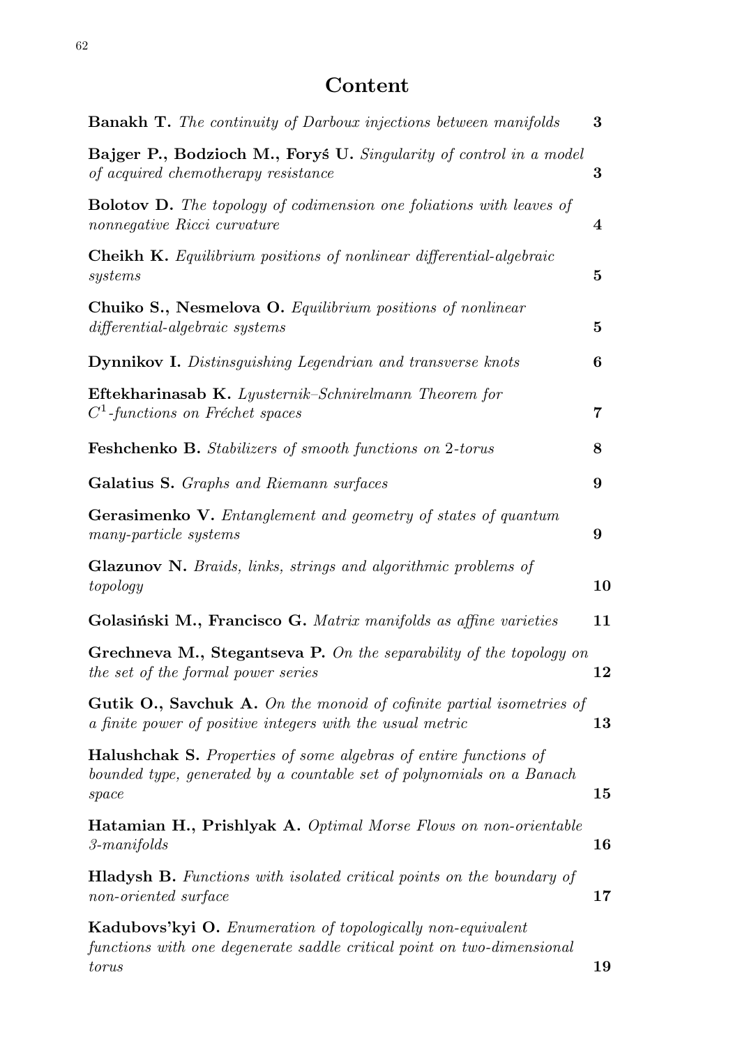# Content

| | |
|---|---|
| **Banakh T.** *The continuity of Darboux injections between manifolds* | **3** |
| **Bajger P., Bodzioch M., Foryś U.** *Singularity of control in a model of acquired chemotherapy resistance* | **3** |
| **Bolotov D.** *The topology of codimension one foliations with leaves of nonnegative Ricci curvature* | **4** |
| **Cheikh K.** *Equilibrium positions of nonlinear differential-algebraic systems* | **5** |
| **Chuiko S., Nesmelova O.** *Equilibrium positions of nonlinear differential-algebraic systems* | **5** |
| **Dynnikov I.** *Distinsguishing Legendrian and transverse knots* | **6** |
| **Eftekharinasab K.** *Lyusternik–Schnirelmann Theorem for $C^1$-functions on Fréchet spaces* | **7** |
| **Feshchenko B.** *Stabilizers of smooth functions on 2-torus* | **8** |
| **Galatius S.** *Graphs and Riemann surfaces* | **9** |
| **Gerasimenko V.** *Entanglement and geometry of states of quantum many-particle systems* | **9** |
| **Glazunov N.** *Braids, links, strings and algorithmic problems of topology* | **10** |
| **Golasiński M., Francisco G.** *Matrix manifolds as affine varieties* | **11** |
| **Grechneva M., Stegantseva P.** *On the separability of the topology on the set of the formal power series* | **12** |
| **Gutik O., Savchuk A.** *On the monoid of cofinite partial isometries of a finite power of positive integers with the usual metric* | **13** |
| **Halushchak S.** *Properties of some algebras of entire functions of bounded type, generated by a countable set of polynomials on a Banach space* | **15** |
| **Hatamian H., Prishlyak A.** *Optimal Morse Flows on non-orientable 3-manifolds* | **16** |
| **Hladysh B.** *Functions with isolated critical points on the boundary of non-oriented surface* | **17** |
| **Kadubovs'kyi O.** *Enumeration of topologically non-equivalent functions with one degenerate saddle critical point on two-dimensional torus* | **19** |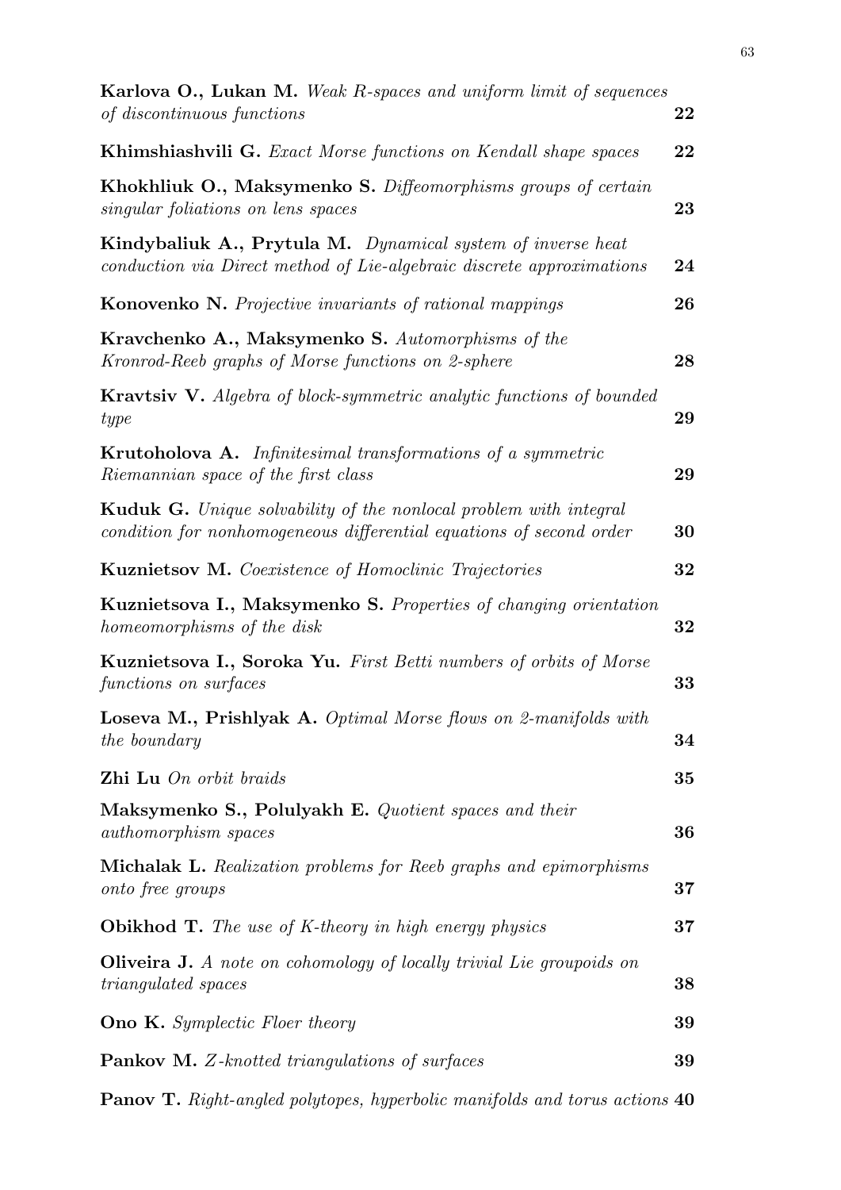**Karlova O., Lukan M.** *Weak R-spaces and uniform limit of sequences of discontinuous functions* **22**

**Khimshiashvili G.** *Exact Morse functions on Kendall shape spaces* **22**

**Khokhliuk O., Maksymenko S.** *Diffeomorphisms groups of certain singular foliations on lens spaces* **23**

**Kindybaliuk A., Prytula M.** *Dynamical system of inverse heat conduction via Direct method of Lie-algebraic discrete approximations* **24**

**Konovenko N.** *Projective invariants of rational mappings* **26**

**Kravchenko A., Maksymenko S.** *Automorphisms of the Kronrod-Reeb graphs of Morse functions on 2-sphere* **28**

**Kravtsiv V.** *Algebra of block-symmetric analytic functions of bounded type* **29**

**Krutoholova A.** *Infinitesimal transformations of a symmetric Riemannian space of the first class* **29**

**Kuduk G.** *Unique solvability of the nonlocal problem with integral condition for nonhomogeneous differential equations of second order* **30**

**Kuznietsov M.** *Coexistence of Homoclinic Trajectories* **32**

**Kuznietsova I., Maksymenko S.** *Properties of changing orientation homeomorphisms of the disk* **32**

**Kuznietsova I., Soroka Yu.** *First Betti numbers of orbits of Morse functions on surfaces* **33**

**Loseva M., Prishlyak A.** *Optimal Morse flows on 2-manifolds with the boundary* **34**

**Zhi Lu** *On orbit braids* **35**

**Maksymenko S., Polulyakh E.** *Quotient spaces and their authomorphism spaces* **36**

**Michalak L.** *Realization problems for Reeb graphs and epimorphisms onto free groups* **37**

**Obikhod T.** *The use of K-theory in high energy physics* **37**

**Oliveira J.** *A note on cohomology of locally trivial Lie groupoids on triangulated spaces* **38**

**Ono K.** *Symplectic Floer theory* **39**

**Pankov M.** *Z-knotted triangulations of surfaces* **39**

**Panov T.** *Right-angled polytopes, hyperbolic manifolds and torus actions* **40**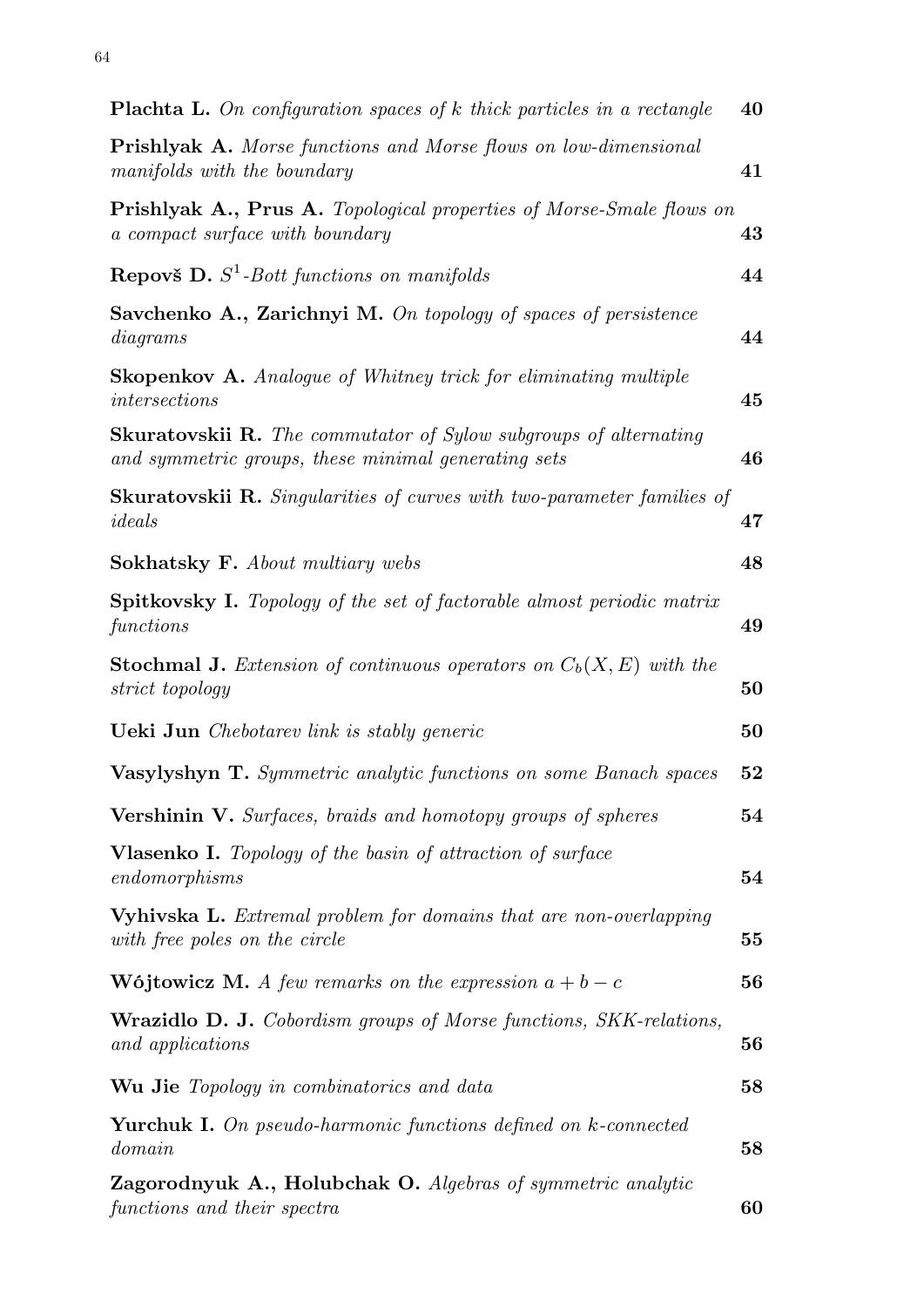**Plachta L.** *On configuration spaces of k thick particles in a rectangle* **40**

**Prishlyak A.** *Morse functions and Morse flows on low-dimensional manifolds with the boundary* **41**

**Prishlyak A., Prus A.** *Topological properties of Morse-Smale flows on a compact surface with boundary* **43**

**Repovš D.** *$S^1$-Bott functions on manifolds* **44**

**Savchenko A., Zarichnyi M.** *On topology of spaces of persistence diagrams* **44**

**Skopenkov A.** *Analogue of Whitney trick for eliminating multiple intersections* **45**

**Skuratovskii R.** *The commutator of Sylow subgroups of alternating and symmetric groups, these minimal generating sets* **46**

**Skuratovskii R.** *Singularities of curves with two-parameter families of ideals* **47**

**Sokhatsky F.** *About multiary webs* **48**

**Spitkovsky I.** *Topology of the set of factorable almost periodic matrix functions* **49**

**Stochmal J.** *Extension of continuous operators on $C_b(X, E)$ with the strict topology* **50**

**Ueki Jun** *Chebotarev link is stably generic* **50**

**Vasylyshyn T.** *Symmetric analytic functions on some Banach spaces* **52**

**Vershinin V.** *Surfaces, braids and homotopy groups of spheres* **54**

**Vlasenko I.** *Topology of the basin of attraction of surface endomorphisms* **54**

**Vyhivska L.** *Extremal problem for domains that are non-overlapping with free poles on the circle* **55**

**Wójtowicz M.** *A few remarks on the expression $a + b - c$* **56**

**Wrazidlo D. J.** *Cobordism groups of Morse functions, SKK-relations, and applications* **56**

**Wu Jie** *Topology in combinatorics and data* **58**

**Yurchuk I.** *On pseudo-harmonic functions defined on k-connected domain* **58**

**Zagorodnyuk A., Holubchak O.** *Algebras of symmetric analytic functions and their spectra* **60**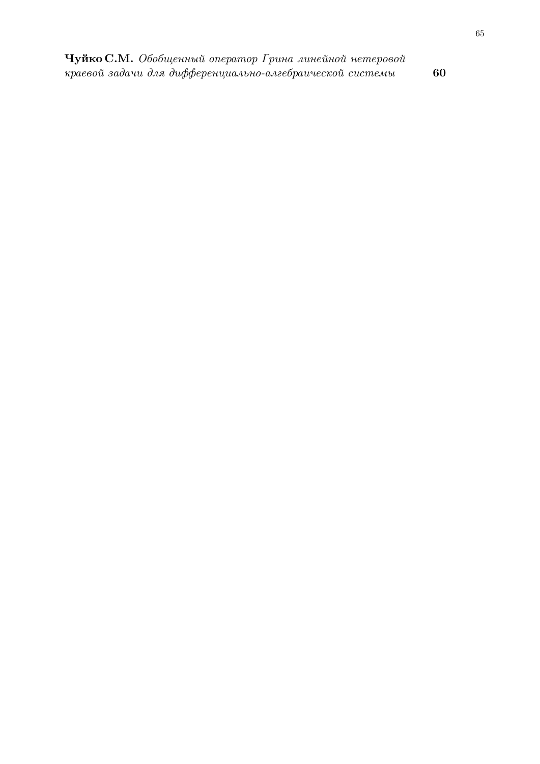**Чуйко С.М.** *Обобщенный оператор Грина линейной нетеровой краевой задачи для дифференциально-алгебраической системы* **60**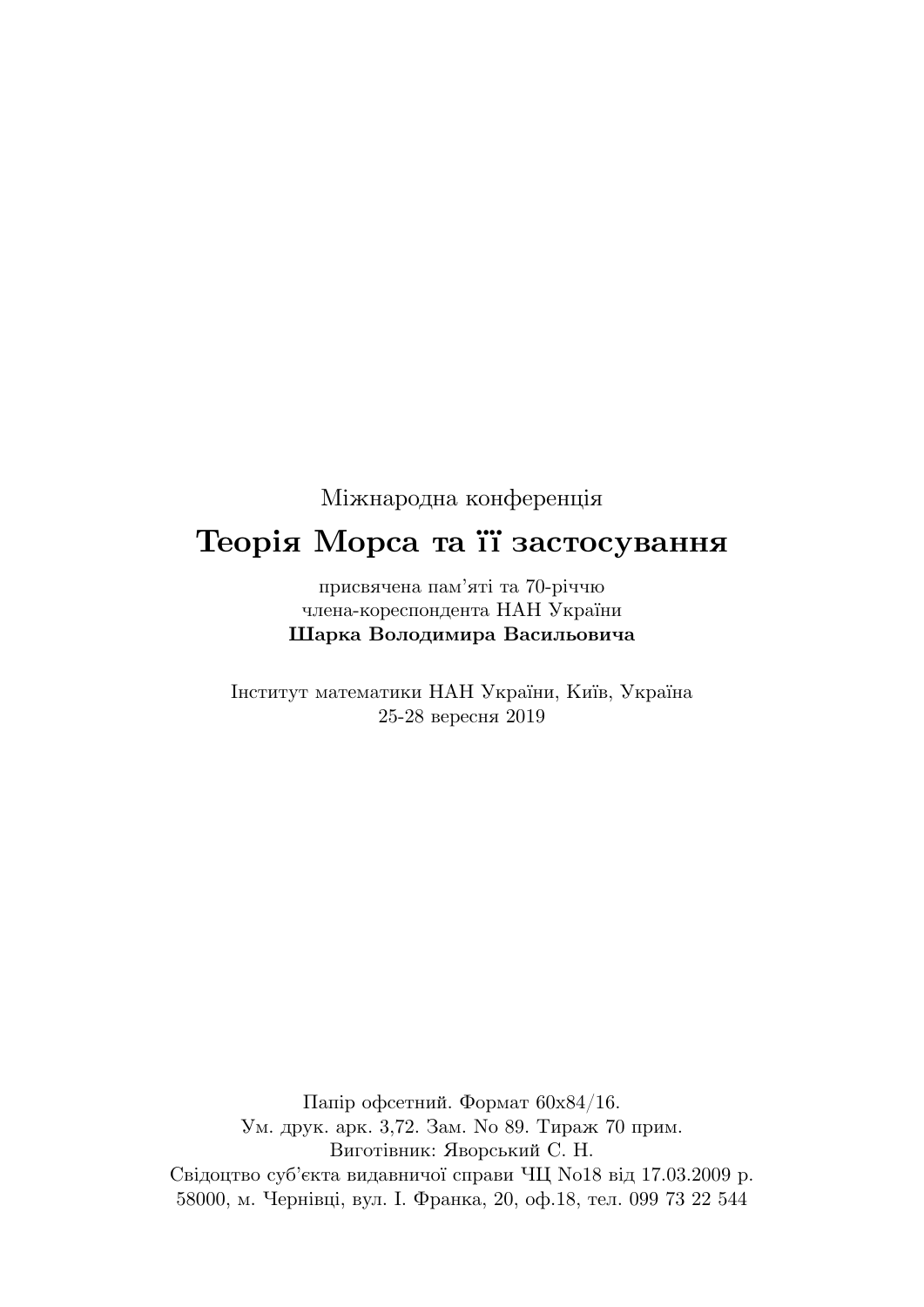Міжнародна конференція

# Теорія Морса та її застосування

присвячена пам'яті та 70-річчю
члена-кореспондента НАН України
**Шарка Володимира Васильовича**

Інститут математики НАН України, Київ, Україна
25-28 вересня 2019

Папір офсетний. Формат 60x84/16.
Ум. друк. арк. 3,72. Зам. No 89. Тираж 70 прим.
Виготівник: Яворський С. Н.
Свідоцтво суб'єкта видавничої справи ЧЦ No18 від 17.03.2009 р.
58000, м. Чернівці, вул. І. Франка, 20, оф.18, тел. 099 73 22 544